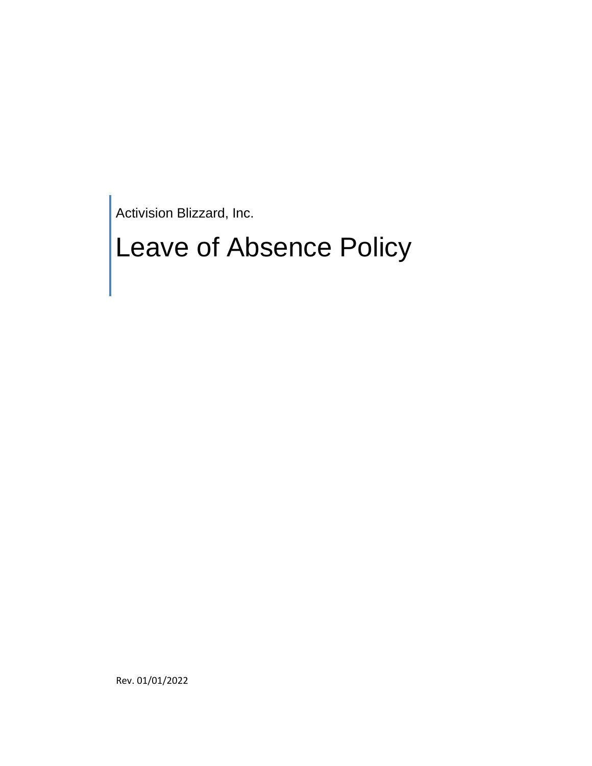Activision Blizzard, Inc.

# Leave of Absence Policy

Rev. 01/01/2022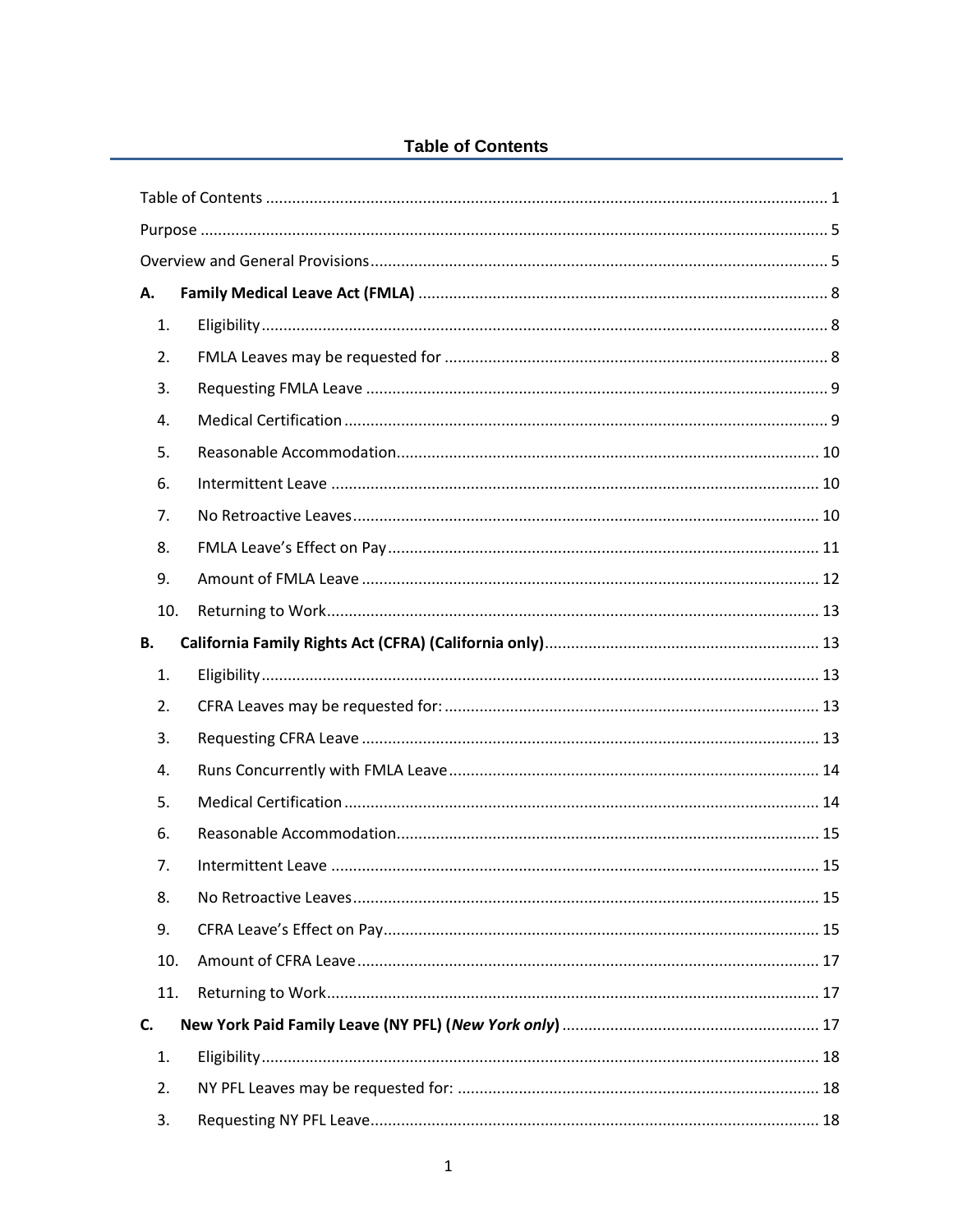# Table of Contents

Table of Contents ........................................................ 1

Purpose ........................................................ 5

Overview and General Provisions ........................................................ 5

**A. Family Medical Leave Act (FMLA)** ........................................................ 8

1. Eligibility ........................................................ 8
2. FMLA Leaves may be requested for ........................................................ 8
3. Requesting FMLA Leave ........................................................ 9
4. Medical Certification ........................................................ 9
5. Reasonable Accommodation ........................................................ 10
6. Intermittent Leave ........................................................ 10
7. No Retroactive Leaves ........................................................ 10
8. FMLA Leave's Effect on Pay ........................................................ 11
9. Amount of FMLA Leave ........................................................ 12
10. Returning to Work ........................................................ 13

**B. California Family Rights Act (CFRA) (California only)** ........................................................ 13

1. Eligibility ........................................................ 13
2. CFRA Leaves may be requested for: ........................................................ 13
3. Requesting CFRA Leave ........................................................ 13
4. Runs Concurrently with FMLA Leave ........................................................ 14
5. Medical Certification ........................................................ 14
6. Reasonable Accommodation ........................................................ 15
7. Intermittent Leave ........................................................ 15
8. No Retroactive Leaves ........................................................ 15
9. CFRA Leave's Effect on Pay ........................................................ 15
10. Amount of CFRA Leave ........................................................ 17
11. Returning to Work ........................................................ 17

**C. New York Paid Family Leave (NY PFL) (*New York only*)** ........................................................ 17

1. Eligibility ........................................................ 18
2. NY PFL Leaves may be requested for: ........................................................ 18
3. Requesting NY PFL Leave ........................................................ 18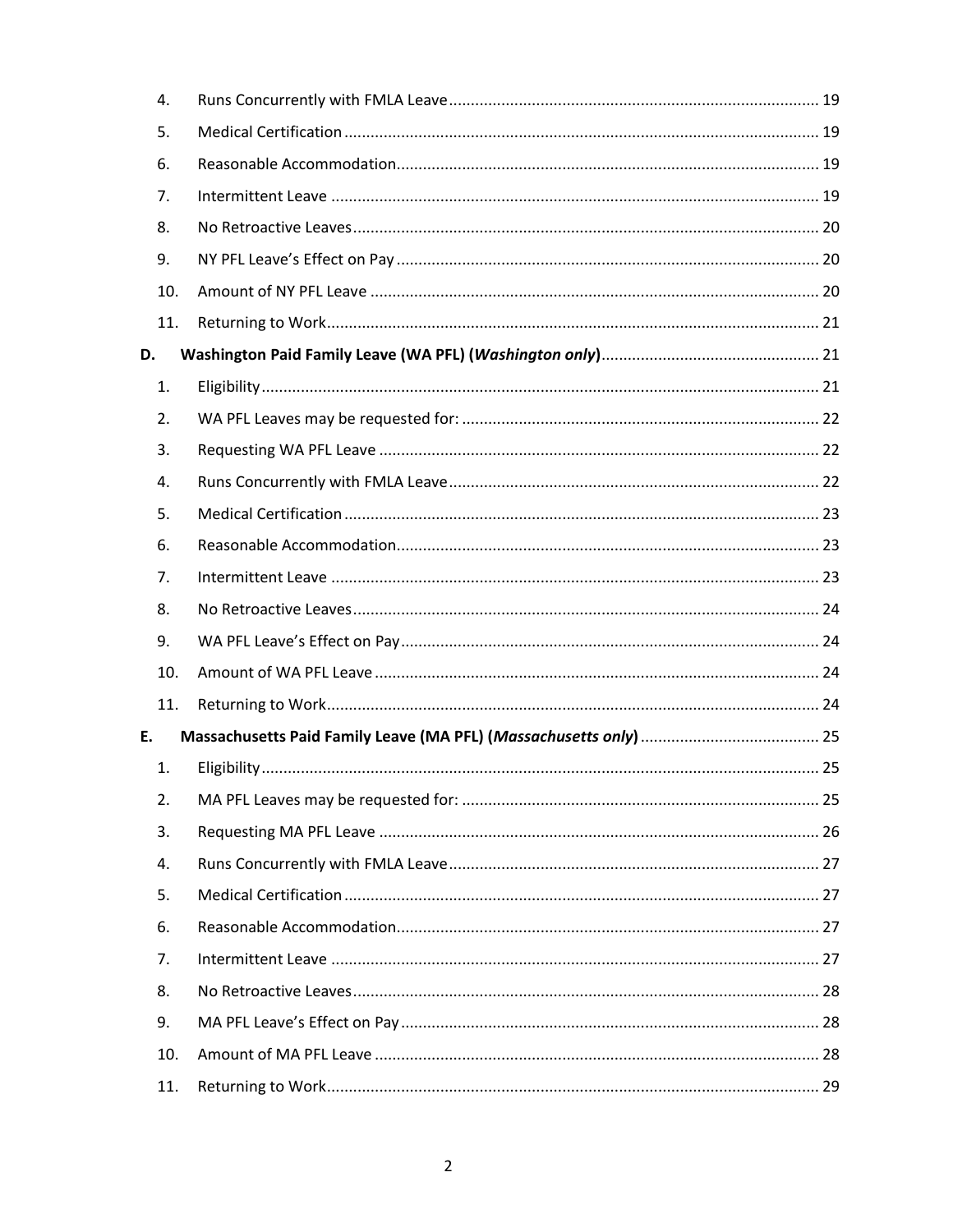4. Runs Concurrently with FMLA Leave .................................................................................... 19
5. Medical Certification ............................................................................................................ 19
6. Reasonable Accommodation ................................................................................................ 19
7. Intermittent Leave ............................................................................................................... 19
8. No Retroactive Leaves .......................................................................................................... 20
9. NY PFL Leave's Effect on Pay ................................................................................................ 20
10. Amount of NY PFL Leave ...................................................................................................... 20
11. Returning to Work ................................................................................................................ 21

**D. Washington Paid Family Leave (WA PFL) (*Washington only*)** .................................................. 21

1. Eligibility ............................................................................................................................... 21
2. WA PFL Leaves may be requested for: ................................................................................. 22
3. Requesting WA PFL Leave .................................................................................................... 22
4. Runs Concurrently with FMLA Leave .................................................................................... 22
5. Medical Certification ............................................................................................................ 23
6. Reasonable Accommodation ................................................................................................ 23
7. Intermittent Leave ............................................................................................................... 23
8. No Retroactive Leaves .......................................................................................................... 24
9. WA PFL Leave's Effect on Pay ............................................................................................... 24
10. Amount of WA PFL Leave ..................................................................................................... 24
11. Returning to Work ................................................................................................................ 24

**E. Massachusetts Paid Family Leave (MA PFL) (*Massachusetts only*)** ......................................... 25

1. Eligibility ............................................................................................................................... 25
2. MA PFL Leaves may be requested for: ................................................................................. 25
3. Requesting MA PFL Leave .................................................................................................... 26
4. Runs Concurrently with FMLA Leave .................................................................................... 27
5. Medical Certification ............................................................................................................ 27
6. Reasonable Accommodation ................................................................................................ 27
7. Intermittent Leave ............................................................................................................... 27
8. No Retroactive Leaves .......................................................................................................... 28
9. MA PFL Leave's Effect on Pay ............................................................................................... 28
10. Amount of MA PFL Leave ..................................................................................................... 28
11. Returning to Work ................................................................................................................ 29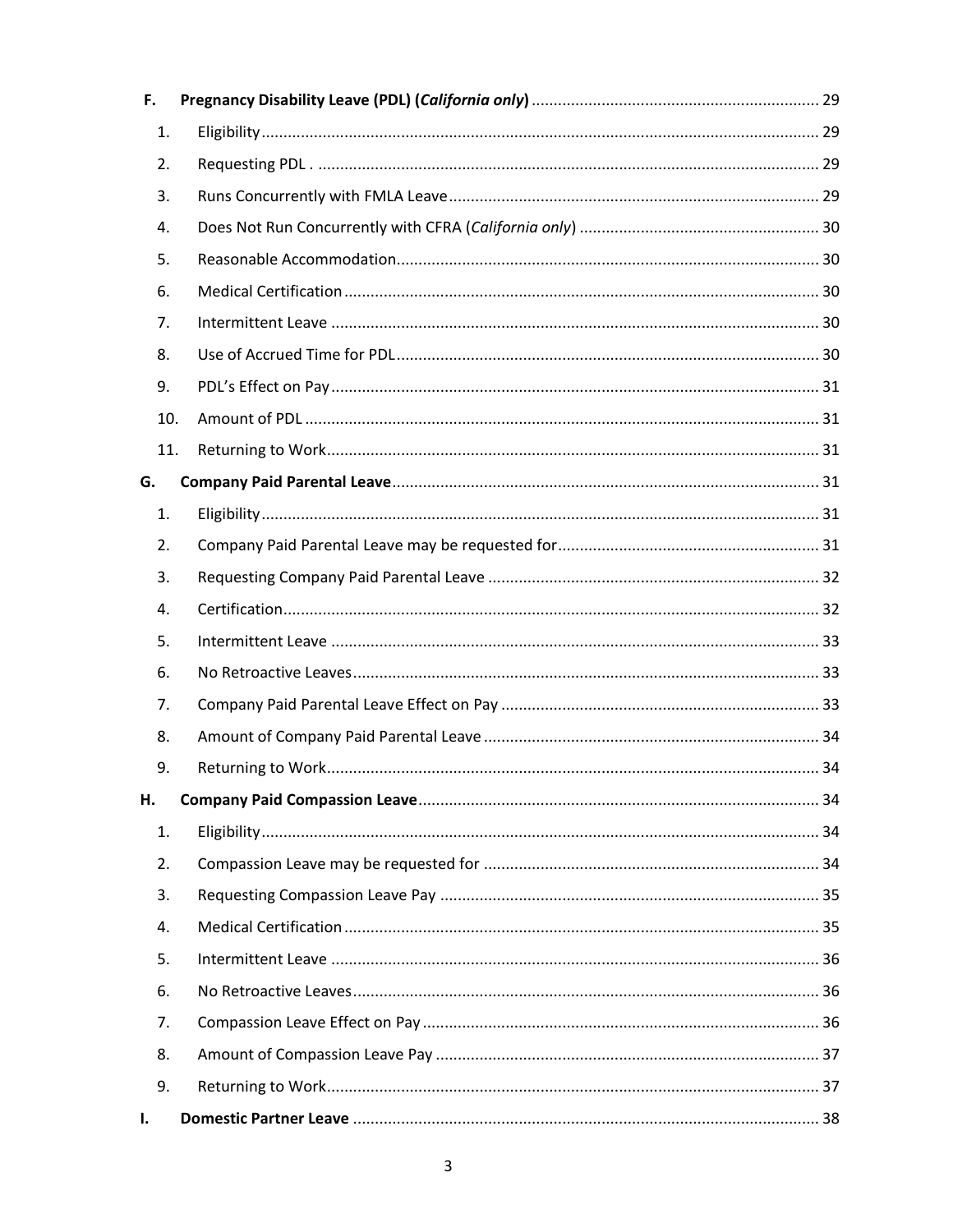**F. Pregnancy Disability Leave (PDL) (*California only*)** ........ 29

1. Eligibility ........ 29
2. Requesting PDL . ........ 29
3. Runs Concurrently with FMLA Leave ........ 29
4. Does Not Run Concurrently with CFRA (*California only*) ........ 30
5. Reasonable Accommodation ........ 30
6. Medical Certification ........ 30
7. Intermittent Leave ........ 30
8. Use of Accrued Time for PDL ........ 30
9. PDL's Effect on Pay ........ 31
10. Amount of PDL ........ 31
11. Returning to Work ........ 31

**G. Company Paid Parental Leave** ........ 31

1. Eligibility ........ 31
2. Company Paid Parental Leave may be requested for ........ 31
3. Requesting Company Paid Parental Leave ........ 32
4. Certification ........ 32
5. Intermittent Leave ........ 33
6. No Retroactive Leaves ........ 33
7. Company Paid Parental Leave Effect on Pay ........ 33
8. Amount of Company Paid Parental Leave ........ 34
9. Returning to Work ........ 34

**H. Company Paid Compassion Leave** ........ 34

1. Eligibility ........ 34
2. Compassion Leave may be requested for ........ 34
3. Requesting Compassion Leave Pay ........ 35
4. Medical Certification ........ 35
5. Intermittent Leave ........ 36
6. No Retroactive Leaves ........ 36
7. Compassion Leave Effect on Pay ........ 36
8. Amount of Compassion Leave Pay ........ 37
9. Returning to Work ........ 37

**I. Domestic Partner Leave** ........ 38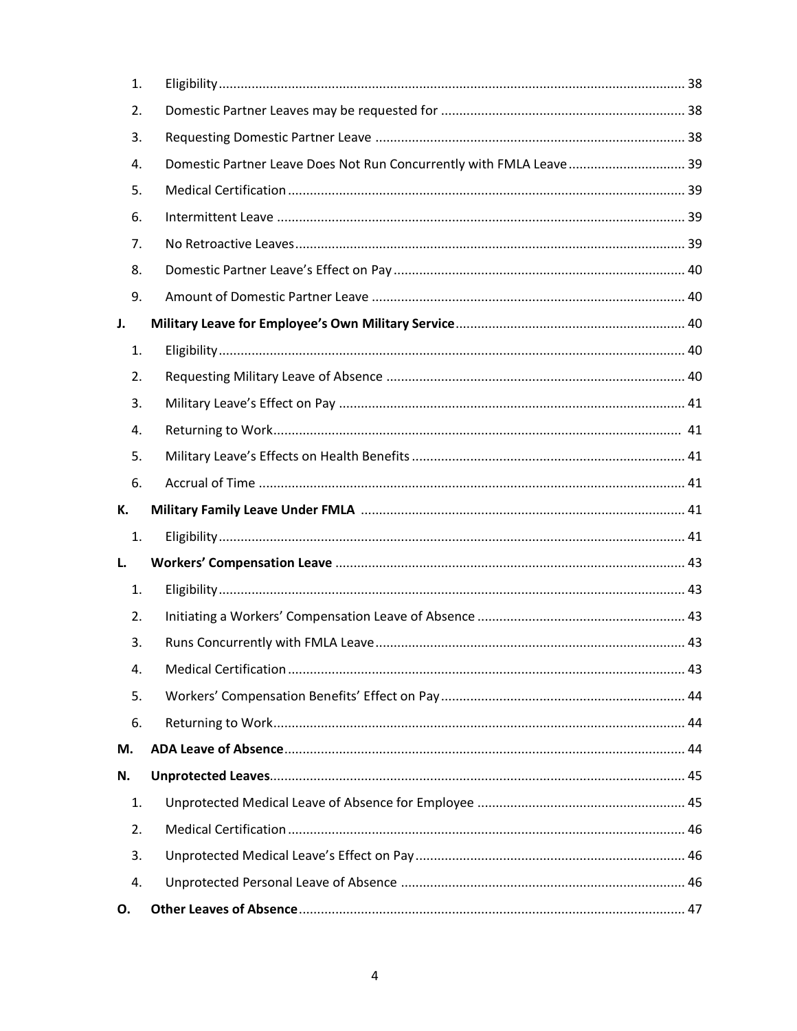1. Eligibility ........................................................................................................................... 38
2. Domestic Partner Leaves may be requested for ................................................................... 38
3. Requesting Domestic Partner Leave ..................................................................................... 38
4. Domestic Partner Leave Does Not Run Concurrently with FMLA Leave ................................ 39
5. Medical Certification ............................................................................................................ 39
6. Intermittent Leave ................................................................................................................ 39
7. No Retroactive Leaves ........................................................................................................... 39
8. Domestic Partner Leave's Effect on Pay ................................................................................ 40
9. Amount of Domestic Partner Leave ...................................................................................... 40

**J. Military Leave for Employee's Own Military Service** ............................................................. 40

1. Eligibility ............................................................................................................................... 40
2. Requesting Military Leave of Absence .................................................................................. 40
3. Military Leave's Effect on Pay ............................................................................................... 41
4. Returning to Work ................................................................................................................. 41
5. Military Leave's Effects on Health Benefits ........................................................................... 41
6. Accrual of Time ..................................................................................................................... 41

**K. Military Family Leave Under FMLA** ........................................................................................ 41

1. Eligibility ............................................................................................................................... 41

**L. Workers' Compensation Leave** ............................................................................................... 43

1. Eligibility ............................................................................................................................... 43
2. Initiating a Workers' Compensation Leave of Absence ......................................................... 43
3. Runs Concurrently with FMLA Leave ..................................................................................... 43
4. Medical Certification ............................................................................................................ 43
5. Workers' Compensation Benefits' Effect on Pay ................................................................... 44
6. Returning to Work ................................................................................................................. 44

**M. ADA Leave of Absence** ............................................................................................................ 44

**N. Unprotected Leaves** ................................................................................................................ 45

1. Unprotected Medical Leave of Absence for Employee ......................................................... 45
2. Medical Certification ............................................................................................................ 46
3. Unprotected Medical Leave's Effect on Pay .......................................................................... 46
4. Unprotected Personal Leave of Absence .............................................................................. 46

**O. Other Leaves of Absence** ......................................................................................................... 47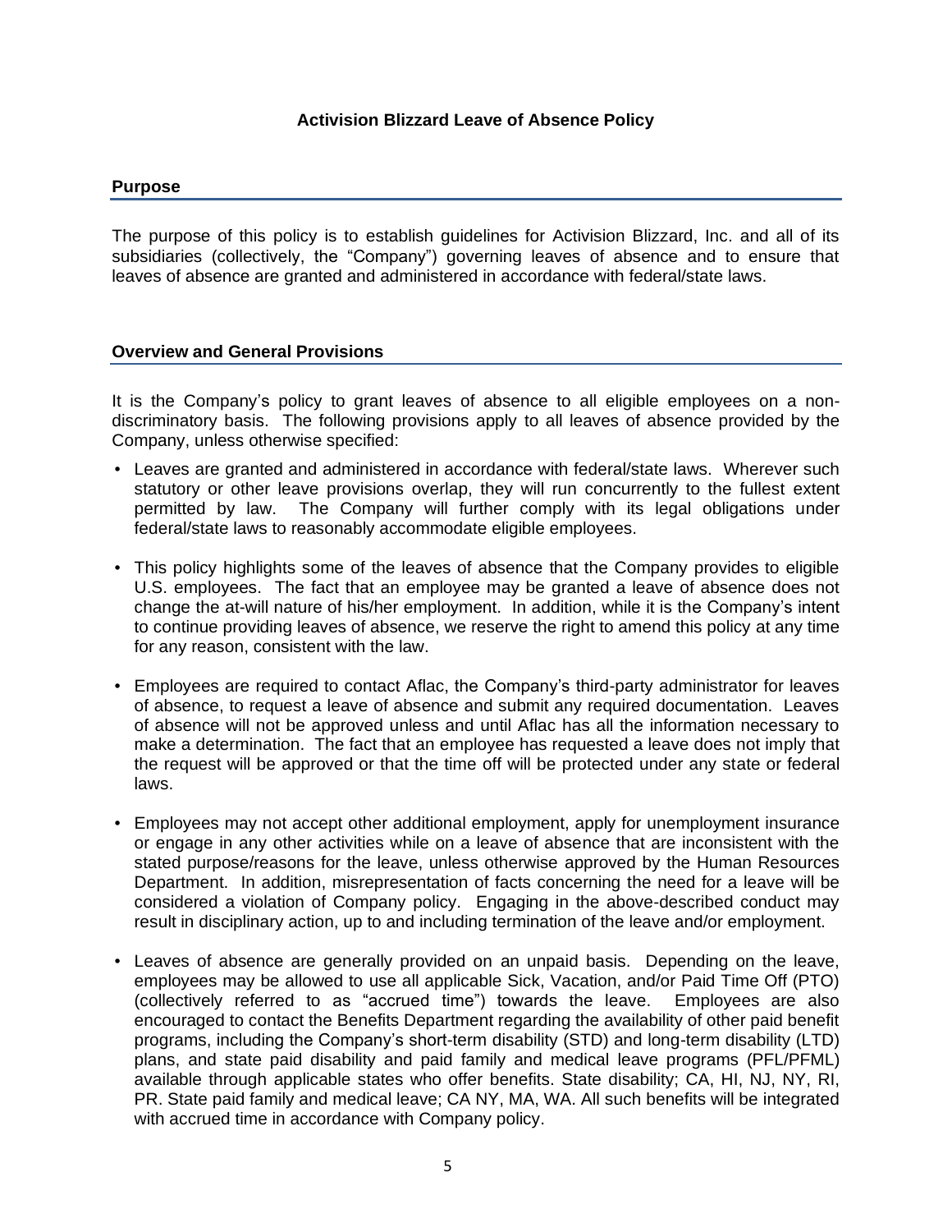# Activision Blizzard Leave of Absence Policy

## Purpose

The purpose of this policy is to establish guidelines for Activision Blizzard, Inc. and all of its subsidiaries (collectively, the "Company") governing leaves of absence and to ensure that leaves of absence are granted and administered in accordance with federal/state laws.

## Overview and General Provisions

It is the Company's policy to grant leaves of absence to all eligible employees on a non-discriminatory basis. The following provisions apply to all leaves of absence provided by the Company, unless otherwise specified:

- Leaves are granted and administered in accordance with federal/state laws. Wherever such statutory or other leave provisions overlap, they will run concurrently to the fullest extent permitted by law. The Company will further comply with its legal obligations under federal/state laws to reasonably accommodate eligible employees.

- This policy highlights some of the leaves of absence that the Company provides to eligible U.S. employees. The fact that an employee may be granted a leave of absence does not change the at-will nature of his/her employment. In addition, while it is the Company's intent to continue providing leaves of absence, we reserve the right to amend this policy at any time for any reason, consistent with the law.

- Employees are required to contact Aflac, the Company's third-party administrator for leaves of absence, to request a leave of absence and submit any required documentation. Leaves of absence will not be approved unless and until Aflac has all the information necessary to make a determination. The fact that an employee has requested a leave does not imply that the request will be approved or that the time off will be protected under any state or federal laws.

- Employees may not accept other additional employment, apply for unemployment insurance or engage in any other activities while on a leave of absence that are inconsistent with the stated purpose/reasons for the leave, unless otherwise approved by the Human Resources Department. In addition, misrepresentation of facts concerning the need for a leave will be considered a violation of Company policy. Engaging in the above-described conduct may result in disciplinary action, up to and including termination of the leave and/or employment.

- Leaves of absence are generally provided on an unpaid basis. Depending on the leave, employees may be allowed to use all applicable Sick, Vacation, and/or Paid Time Off (PTO) (collectively referred to as "accrued time") towards the leave. Employees are also encouraged to contact the Benefits Department regarding the availability of other paid benefit programs, including the Company's short-term disability (STD) and long-term disability (LTD) plans, and state paid disability and paid family and medical leave programs (PFL/PFML) available through applicable states who offer benefits. State disability; CA, HI, NJ, NY, RI, PR. State paid family and medical leave; CA NY, MA, WA. All such benefits will be integrated with accrued time in accordance with Company policy.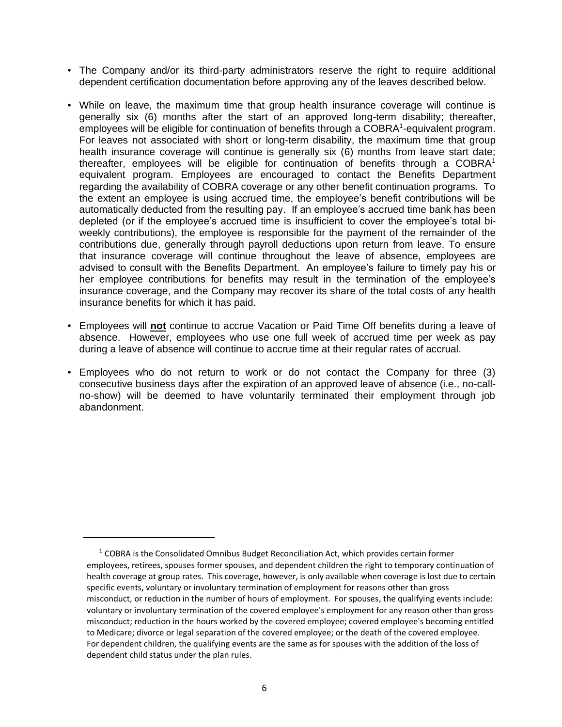- The Company and/or its third-party administrators reserve the right to require additional dependent certification documentation before approving any of the leaves described below.

- While on leave, the maximum time that group health insurance coverage will continue is generally six (6) months after the start of an approved long-term disability; thereafter, employees will be eligible for continuation of benefits through a COBRA[1]-equivalent program. For leaves not associated with short or long-term disability, the maximum time that group health insurance coverage will continue is generally six (6) months from leave start date; thereafter, employees will be eligible for continuation of benefits through a COBRA[1] equivalent program. Employees are encouraged to contact the Benefits Department regarding the availability of COBRA coverage or any other benefit continuation programs. To the extent an employee is using accrued time, the employee's benefit contributions will be automatically deducted from the resulting pay. If an employee's accrued time bank has been depleted (or if the employee's accrued time is insufficient to cover the employee's total bi-weekly contributions), the employee is responsible for the payment of the remainder of the contributions due, generally through payroll deductions upon return from leave. To ensure that insurance coverage will continue throughout the leave of absence, employees are advised to consult with the Benefits Department. An employee's failure to timely pay his or her employee contributions for benefits may result in the termination of the employee's insurance coverage, and the Company may recover its share of the total costs of any health insurance benefits for which it has paid.

- Employees will **not** continue to accrue Vacation or Paid Time Off benefits during a leave of absence. However, employees who use one full week of accrued time per week as pay during a leave of absence will continue to accrue time at their regular rates of accrual.

- Employees who do not return to work or do not contact the Company for three (3) consecutive business days after the expiration of an approved leave of absence (i.e., no-call-no-show) will be deemed to have voluntarily terminated their employment through job abandonment.

---

[1] COBRA is the Consolidated Omnibus Budget Reconciliation Act, which provides certain former employees, retirees, spouses former spouses, and dependent children the right to temporary continuation of health coverage at group rates. This coverage, however, is only available when coverage is lost due to certain specific events, voluntary or involuntary termination of employment for reasons other than gross misconduct, or reduction in the number of hours of employment. For spouses, the qualifying events include: voluntary or involuntary termination of the covered employee's employment for any reason other than gross misconduct; reduction in the hours worked by the covered employee; covered employee's becoming entitled to Medicare; divorce or legal separation of the covered employee; or the death of the covered employee. For dependent children, the qualifying events are the same as for spouses with the addition of the loss of dependent child status under the plan rules.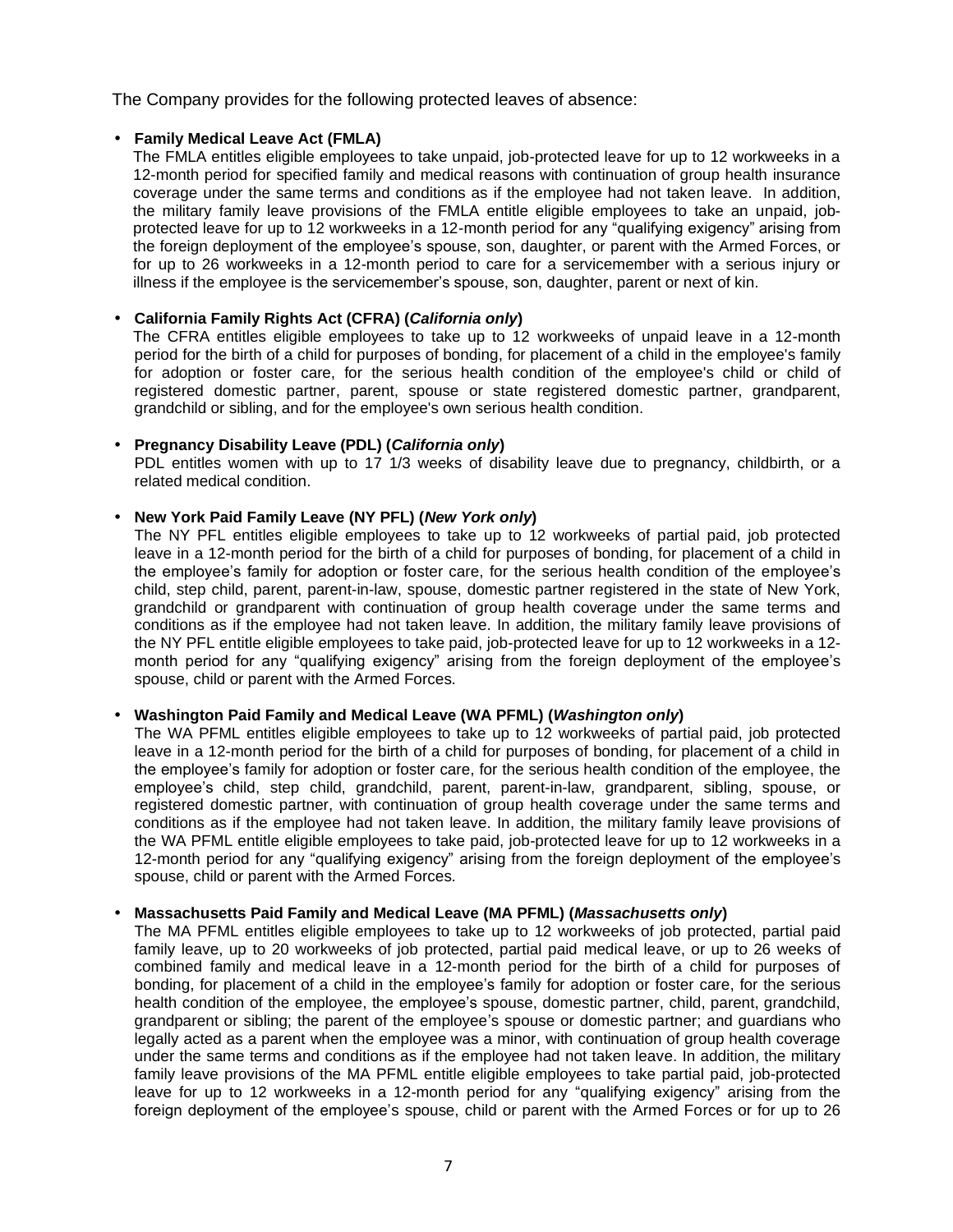The Company provides for the following protected leaves of absence:

- **Family Medical Leave Act (FMLA)**
  The FMLA entitles eligible employees to take unpaid, job-protected leave for up to 12 workweeks in a 12-month period for specified family and medical reasons with continuation of group health insurance coverage under the same terms and conditions as if the employee had not taken leave. In addition, the military family leave provisions of the FMLA entitle eligible employees to take an unpaid, job-protected leave for up to 12 workweeks in a 12-month period for any "qualifying exigency" arising from the foreign deployment of the employee's spouse, son, daughter, or parent with the Armed Forces, or for up to 26 workweeks in a 12-month period to care for a servicemember with a serious injury or illness if the employee is the servicemember's spouse, son, daughter, parent or next of kin.

- **California Family Rights Act (CFRA) (*California only*)**
  The CFRA entitles eligible employees to take up to 12 workweeks of unpaid leave in a 12-month period for the birth of a child for purposes of bonding, for placement of a child in the employee's family for adoption or foster care, for the serious health condition of the employee's child or child of registered domestic partner, parent, spouse or state registered domestic partner, grandparent, grandchild or sibling, and for the employee's own serious health condition.

- **Pregnancy Disability Leave (PDL) (*California only*)**
  PDL entitles women with up to 17 1/3 weeks of disability leave due to pregnancy, childbirth, or a related medical condition.

- **New York Paid Family Leave (NY PFL) (*New York only*)**
  The NY PFL entitles eligible employees to take up to 12 workweeks of partial paid, job protected leave in a 12-month period for the birth of a child for purposes of bonding, for placement of a child in the employee's family for adoption or foster care, for the serious health condition of the employee's child, step child, parent, parent-in-law, spouse, domestic partner registered in the state of New York, grandchild or grandparent with continuation of group health coverage under the same terms and conditions as if the employee had not taken leave. In addition, the military family leave provisions of the NY PFL entitle eligible employees to take paid, job-protected leave for up to 12 workweeks in a 12-month period for any "qualifying exigency" arising from the foreign deployment of the employee's spouse, child or parent with the Armed Forces.

- **Washington Paid Family and Medical Leave (WA PFML) (*Washington only*)**
  The WA PFML entitles eligible employees to take up to 12 workweeks of partial paid, job protected leave in a 12-month period for the birth of a child for purposes of bonding, for placement of a child in the employee's family for adoption or foster care, for the serious health condition of the employee, the employee's child, step child, grandchild, parent, parent-in-law, grandparent, sibling, spouse, or registered domestic partner, with continuation of group health coverage under the same terms and conditions as if the employee had not taken leave. In addition, the military family leave provisions of the WA PFML entitle eligible employees to take paid, job-protected leave for up to 12 workweeks in a 12-month period for any "qualifying exigency" arising from the foreign deployment of the employee's spouse, child or parent with the Armed Forces.

- **Massachusetts Paid Family and Medical Leave (MA PFML) (*Massachusetts only*)**
  The MA PFML entitles eligible employees to take up to 12 workweeks of job protected, partial paid family leave, up to 20 workweeks of job protected, partial paid medical leave, or up to 26 weeks of combined family and medical leave in a 12-month period for the birth of a child for purposes of bonding, for placement of a child in the employee's family for adoption or foster care, for the serious health condition of the employee, the employee's spouse, domestic partner, child, parent, grandchild, grandparent or sibling; the parent of the employee's spouse or domestic partner; and guardians who legally acted as a parent when the employee was a minor, with continuation of group health coverage under the same terms and conditions as if the employee had not taken leave. In addition, the military family leave provisions of the MA PFML entitle eligible employees to take partial paid, job-protected leave for up to 12 workweeks in a 12-month period for any "qualifying exigency" arising from the foreign deployment of the employee's spouse, child or parent with the Armed Forces or for up to 26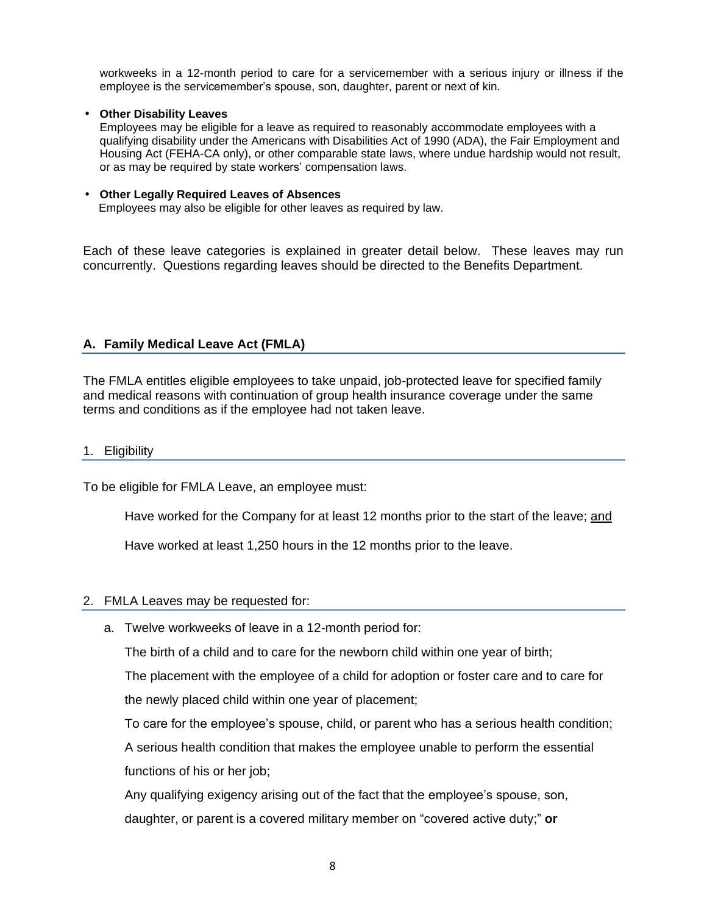workweeks in a 12-month period to care for a servicemember with a serious injury or illness if the employee is the servicemember's spouse, son, daughter, parent or next of kin.

- **Other Disability Leaves**
  Employees may be eligible for a leave as required to reasonably accommodate employees with a qualifying disability under the Americans with Disabilities Act of 1990 (ADA), the Fair Employment and Housing Act (FEHA-CA only), or other comparable state laws, where undue hardship would not result, or as may be required by state workers' compensation laws.

- **Other Legally Required Leaves of Absences**
  Employees may also be eligible for other leaves as required by law.

Each of these leave categories is explained in greater detail below. These leaves may run concurrently. Questions regarding leaves should be directed to the Benefits Department.

## A. Family Medical Leave Act (FMLA)

The FMLA entitles eligible employees to take unpaid, job-protected leave for specified family and medical reasons with continuation of group health insurance coverage under the same terms and conditions as if the employee had not taken leave.

### 1. Eligibility

To be eligible for FMLA Leave, an employee must:

Have worked for the Company for at least 12 months prior to the start of the leave; <u>and</u>

Have worked at least 1,250 hours in the 12 months prior to the leave.

### 2. FMLA Leaves may be requested for:

a. Twelve workweeks of leave in a 12-month period for:

The birth of a child and to care for the newborn child within one year of birth;

The placement with the employee of a child for adoption or foster care and to care for the newly placed child within one year of placement;

To care for the employee's spouse, child, or parent who has a serious health condition;

A serious health condition that makes the employee unable to perform the essential functions of his or her job;

Any qualifying exigency arising out of the fact that the employee's spouse, son, daughter, or parent is a covered military member on "covered active duty;" **or**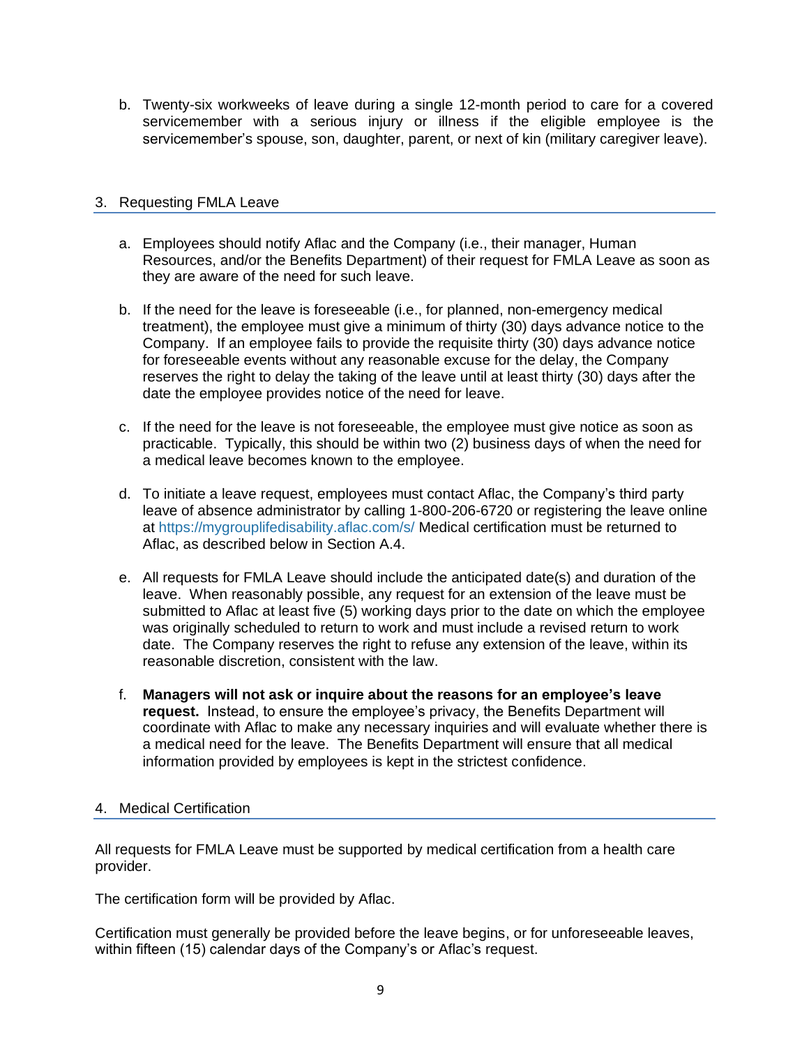b. Twenty-six workweeks of leave during a single 12-month period to care for a covered servicemember with a serious injury or illness if the eligible employee is the servicemember's spouse, son, daughter, parent, or next of kin (military caregiver leave).

## 3. Requesting FMLA Leave

a. Employees should notify Aflac and the Company (i.e., their manager, Human Resources, and/or the Benefits Department) of their request for FMLA Leave as soon as they are aware of the need for such leave.

b. If the need for the leave is foreseeable (i.e., for planned, non-emergency medical treatment), the employee must give a minimum of thirty (30) days advance notice to the Company. If an employee fails to provide the requisite thirty (30) days advance notice for foreseeable events without any reasonable excuse for the delay, the Company reserves the right to delay the taking of the leave until at least thirty (30) days after the date the employee provides notice of the need for leave.

c. If the need for the leave is not foreseeable, the employee must give notice as soon as practicable. Typically, this should be within two (2) business days of when the need for a medical leave becomes known to the employee.

d. To initiate a leave request, employees must contact Aflac, the Company's third party leave of absence administrator by calling 1-800-206-6720 or registering the leave online at https://mygrouplifedisability.aflac.com/s/ Medical certification must be returned to Aflac, as described below in Section A.4.

e. All requests for FMLA Leave should include the anticipated date(s) and duration of the leave. When reasonably possible, any request for an extension of the leave must be submitted to Aflac at least five (5) working days prior to the date on which the employee was originally scheduled to return to work and must include a revised return to work date. The Company reserves the right to refuse any extension of the leave, within its reasonable discretion, consistent with the law.

f. **Managers will not ask or inquire about the reasons for an employee's leave request.** Instead, to ensure the employee's privacy, the Benefits Department will coordinate with Aflac to make any necessary inquiries and will evaluate whether there is a medical need for the leave. The Benefits Department will ensure that all medical information provided by employees is kept in the strictest confidence.

## 4. Medical Certification

All requests for FMLA Leave must be supported by medical certification from a health care provider.

The certification form will be provided by Aflac.

Certification must generally be provided before the leave begins, or for unforeseeable leaves, within fifteen (15) calendar days of the Company's or Aflac's request.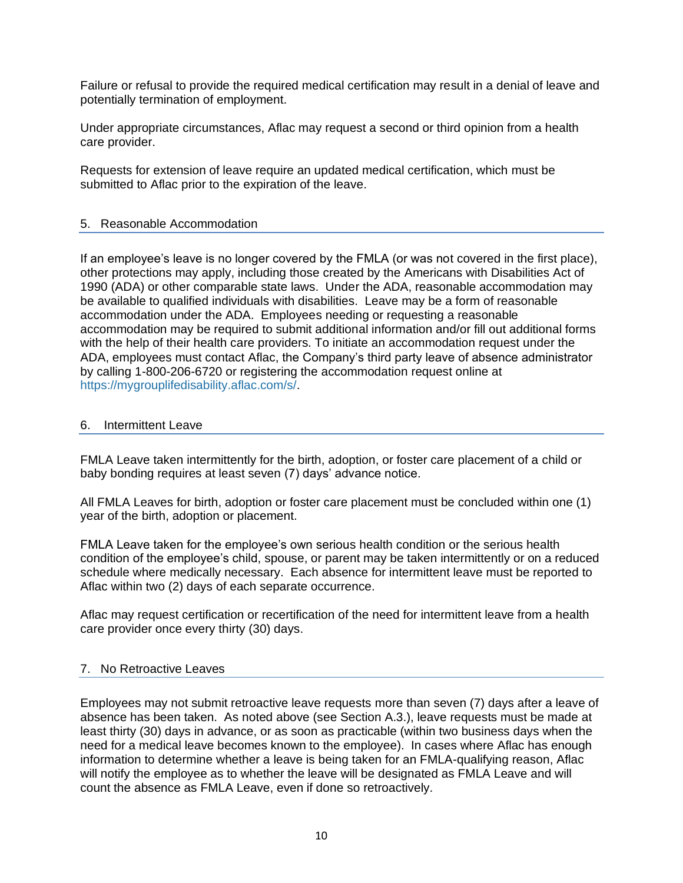Failure or refusal to provide the required medical certification may result in a denial of leave and potentially termination of employment.

Under appropriate circumstances, Aflac may request a second or third opinion from a health care provider.

Requests for extension of leave require an updated medical certification, which must be submitted to Aflac prior to the expiration of the leave.

### 5. Reasonable Accommodation

If an employee's leave is no longer covered by the FMLA (or was not covered in the first place), other protections may apply, including those created by the Americans with Disabilities Act of 1990 (ADA) or other comparable state laws. Under the ADA, reasonable accommodation may be available to qualified individuals with disabilities. Leave may be a form of reasonable accommodation under the ADA. Employees needing or requesting a reasonable accommodation may be required to submit additional information and/or fill out additional forms with the help of their health care providers. To initiate an accommodation request under the ADA, employees must contact Aflac, the Company's third party leave of absence administrator by calling 1-800-206-6720 or registering the accommodation request online at https://mygrouplifedisability.aflac.com/s/.

### 6. Intermittent Leave

FMLA Leave taken intermittently for the birth, adoption, or foster care placement of a child or baby bonding requires at least seven (7) days' advance notice.

All FMLA Leaves for birth, adoption or foster care placement must be concluded within one (1) year of the birth, adoption or placement.

FMLA Leave taken for the employee's own serious health condition or the serious health condition of the employee's child, spouse, or parent may be taken intermittently or on a reduced schedule where medically necessary. Each absence for intermittent leave must be reported to Aflac within two (2) days of each separate occurrence.

Aflac may request certification or recertification of the need for intermittent leave from a health care provider once every thirty (30) days.

### 7. No Retroactive Leaves

Employees may not submit retroactive leave requests more than seven (7) days after a leave of absence has been taken. As noted above (see Section A.3.), leave requests must be made at least thirty (30) days in advance, or as soon as practicable (within two business days when the need for a medical leave becomes known to the employee). In cases where Aflac has enough information to determine whether a leave is being taken for an FMLA-qualifying reason, Aflac will notify the employee as to whether the leave will be designated as FMLA Leave and will count the absence as FMLA Leave, even if done so retroactively.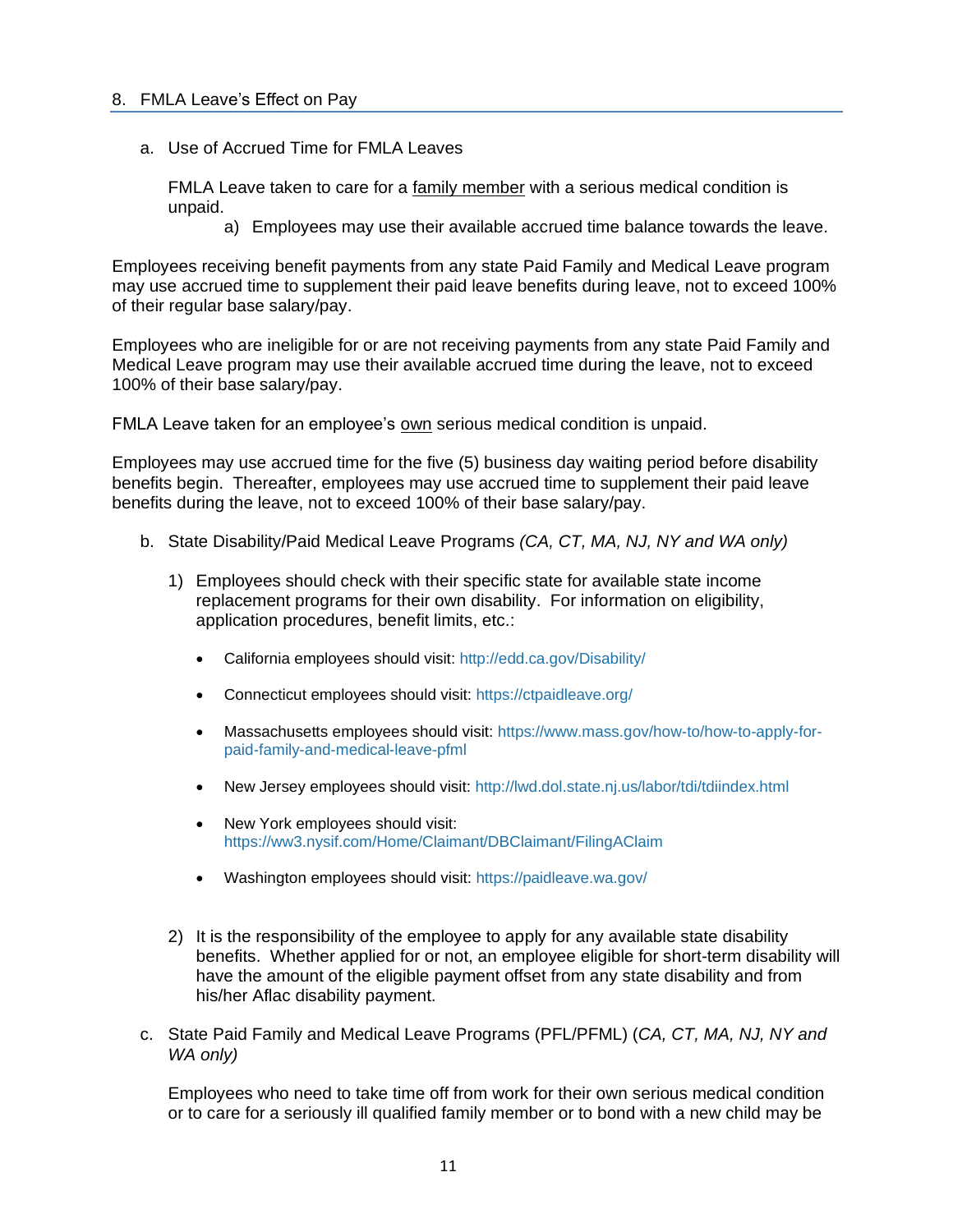## 8. FMLA Leave's Effect on Pay

### a. Use of Accrued Time for FMLA Leaves

FMLA Leave taken to care for a family member with a serious medical condition is unpaid.

a) Employees may use their available accrued time balance towards the leave.

Employees receiving benefit payments from any state Paid Family and Medical Leave program may use accrued time to supplement their paid leave benefits during leave, not to exceed 100% of their regular base salary/pay.

Employees who are ineligible for or are not receiving payments from any state Paid Family and Medical Leave program may use their available accrued time during the leave, not to exceed 100% of their base salary/pay.

FMLA Leave taken for an employee's own serious medical condition is unpaid.

Employees may use accrued time for the five (5) business day waiting period before disability benefits begin. Thereafter, employees may use accrued time to supplement their paid leave benefits during the leave, not to exceed 100% of their base salary/pay.

### b. State Disability/Paid Medical Leave Programs *(CA, CT, MA, NJ, NY and WA only)*

1) Employees should check with their specific state for available state income replacement programs for their own disability. For information on eligibility, application procedures, benefit limits, etc.:

   - California employees should visit: http://edd.ca.gov/Disability/
   - Connecticut employees should visit: https://ctpaidleave.org/
   - Massachusetts employees should visit: https://www.mass.gov/how-to/how-to-apply-for-paid-family-and-medical-leave-pfml
   - New Jersey employees should visit: http://lwd.dol.state.nj.us/labor/tdi/tdiindex.html
   - New York employees should visit: https://ww3.nysif.com/Home/Claimant/DBClaimant/FilingAClaim
   - Washington employees should visit: https://paidleave.wa.gov/

2) It is the responsibility of the employee to apply for any available state disability benefits. Whether applied for or not, an employee eligible for short-term disability will have the amount of the eligible payment offset from any state disability and from his/her Aflac disability payment.

### c. State Paid Family and Medical Leave Programs (PFL/PFML) (*CA, CT, MA, NJ, NY and WA only)*

Employees who need to take time off from work for their own serious medical condition or to care for a seriously ill qualified family member or to bond with a new child may be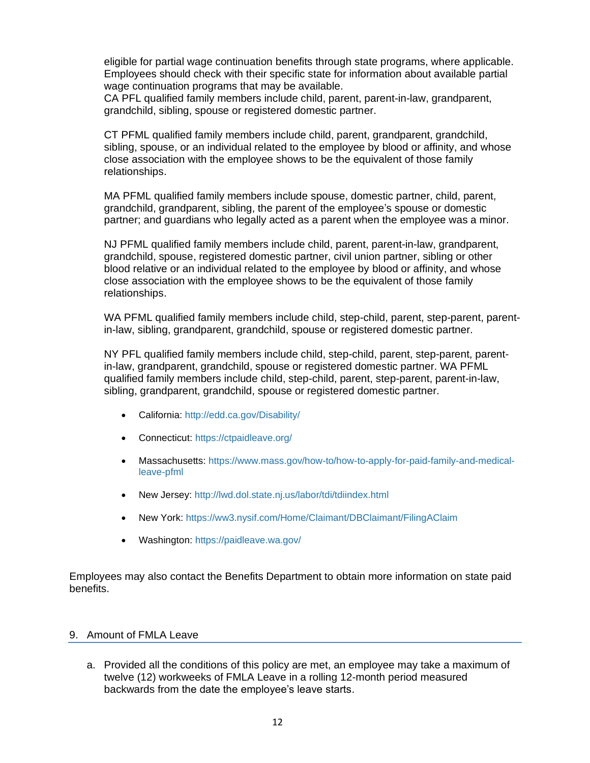eligible for partial wage continuation benefits through state programs, where applicable. Employees should check with their specific state for information about available partial wage continuation programs that may be available.
CA PFL qualified family members include child, parent, parent-in-law, grandparent, grandchild, sibling, spouse or registered domestic partner.

CT PFML qualified family members include child, parent, grandparent, grandchild, sibling, spouse, or an individual related to the employee by blood or affinity, and whose close association with the employee shows to be the equivalent of those family relationships.

MA PFML qualified family members include spouse, domestic partner, child, parent, grandchild, grandparent, sibling, the parent of the employee's spouse or domestic partner; and guardians who legally acted as a parent when the employee was a minor.

NJ PFML qualified family members include child, parent, parent-in-law, grandparent, grandchild, spouse, registered domestic partner, civil union partner, sibling or other blood relative or an individual related to the employee by blood or affinity, and whose close association with the employee shows to be the equivalent of those family relationships.

WA PFML qualified family members include child, step-child, parent, step-parent, parent-in-law, sibling, grandparent, grandchild, spouse or registered domestic partner.

NY PFL qualified family members include child, step-child, parent, step-parent, parent-in-law, grandparent, grandchild, spouse or registered domestic partner. WA PFML qualified family members include child, step-child, parent, step-parent, parent-in-law, sibling, grandparent, grandchild, spouse or registered domestic partner.

- California: http://edd.ca.gov/Disability/
- Connecticut: https://ctpaidleave.org/
- Massachusetts: https://www.mass.gov/how-to/how-to-apply-for-paid-family-and-medical-leave-pfml
- New Jersey: http://lwd.dol.state.nj.us/labor/tdi/tdiindex.html
- New York: https://ww3.nysif.com/Home/Claimant/DBClaimant/FilingAClaim
- Washington: https://paidleave.wa.gov/

Employees may also contact the Benefits Department to obtain more information on state paid benefits.

## 9. Amount of FMLA Leave

a. Provided all the conditions of this policy are met, an employee may take a maximum of twelve (12) workweeks of FMLA Leave in a rolling 12-month period measured backwards from the date the employee's leave starts.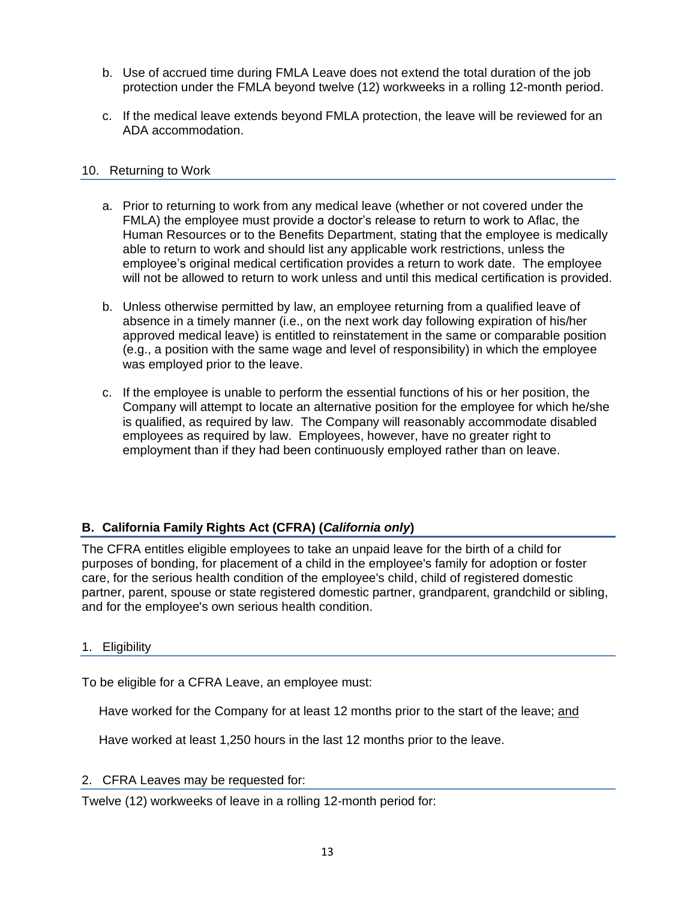b. Use of accrued time during FMLA Leave does not extend the total duration of the job protection under the FMLA beyond twelve (12) workweeks in a rolling 12-month period.

c. If the medical leave extends beyond FMLA protection, the leave will be reviewed for an ADA accommodation.

### 10. Returning to Work

a. Prior to returning to work from any medical leave (whether or not covered under the FMLA) the employee must provide a doctor's release to return to work to Aflac, the Human Resources or to the Benefits Department, stating that the employee is medically able to return to work and should list any applicable work restrictions, unless the employee's original medical certification provides a return to work date. The employee will not be allowed to return to work unless and until this medical certification is provided.

b. Unless otherwise permitted by law, an employee returning from a qualified leave of absence in a timely manner (i.e., on the next work day following expiration of his/her approved medical leave) is entitled to reinstatement in the same or comparable position (e.g., a position with the same wage and level of responsibility) in which the employee was employed prior to the leave.

c. If the employee is unable to perform the essential functions of his or her position, the Company will attempt to locate an alternative position for the employee for which he/she is qualified, as required by law. The Company will reasonably accommodate disabled employees as required by law. Employees, however, have no greater right to employment than if they had been continuously employed rather than on leave.

## B. California Family Rights Act (CFRA) (*California only*)

The CFRA entitles eligible employees to take an unpaid leave for the birth of a child for purposes of bonding, for placement of a child in the employee's family for adoption or foster care, for the serious health condition of the employee's child, child of registered domestic partner, parent, spouse or state registered domestic partner, grandparent, grandchild or sibling, and for the employee's own serious health condition.

### 1. Eligibility

To be eligible for a CFRA Leave, an employee must:

Have worked for the Company for at least 12 months prior to the start of the leave; <u>and</u>

Have worked at least 1,250 hours in the last 12 months prior to the leave.

### 2. CFRA Leaves may be requested for:

Twelve (12) workweeks of leave in a rolling 12-month period for: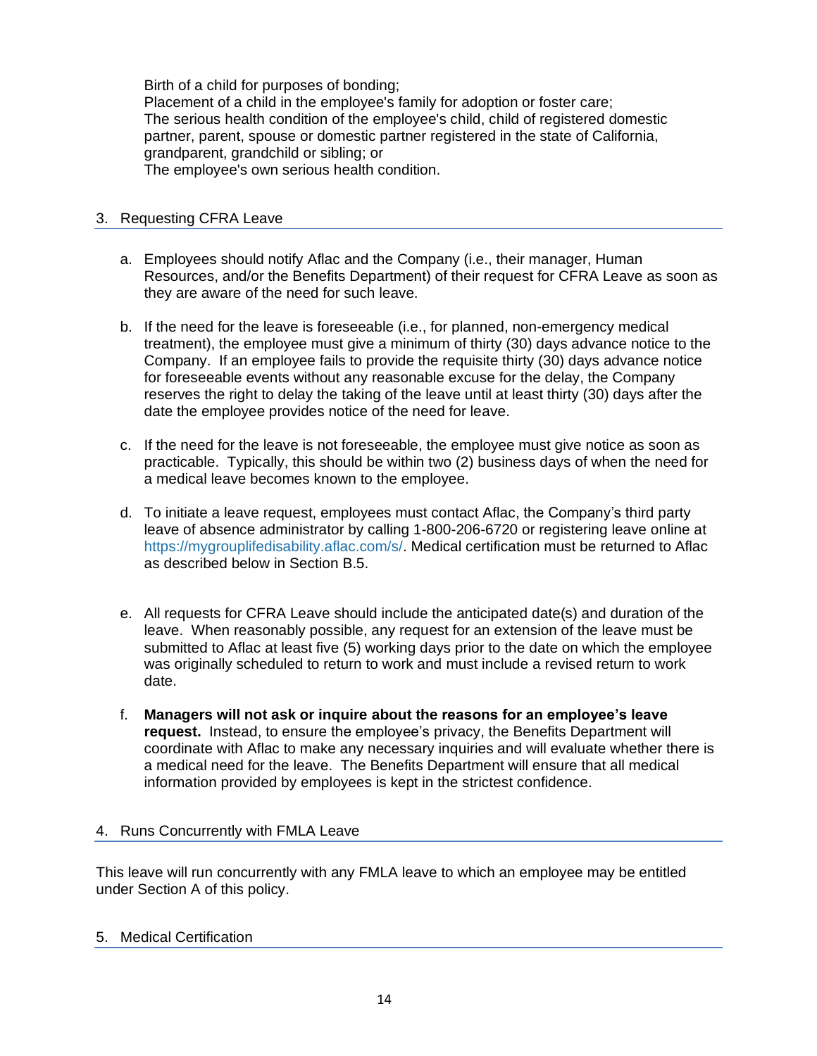Birth of a child for purposes of bonding;
Placement of a child in the employee's family for adoption or foster care;
The serious health condition of the employee's child, child of registered domestic partner, parent, spouse or domestic partner registered in the state of California, grandparent, grandchild or sibling; or
The employee's own serious health condition.

### 3. Requesting CFRA Leave

a. Employees should notify Aflac and the Company (i.e., their manager, Human Resources, and/or the Benefits Department) of their request for CFRA Leave as soon as they are aware of the need for such leave.

b. If the need for the leave is foreseeable (i.e., for planned, non-emergency medical treatment), the employee must give a minimum of thirty (30) days advance notice to the Company. If an employee fails to provide the requisite thirty (30) days advance notice for foreseeable events without any reasonable excuse for the delay, the Company reserves the right to delay the taking of the leave until at least thirty (30) days after the date the employee provides notice of the need for leave.

c. If the need for the leave is not foreseeable, the employee must give notice as soon as practicable. Typically, this should be within two (2) business days of when the need for a medical leave becomes known to the employee.

d. To initiate a leave request, employees must contact Aflac, the Company's third party leave of absence administrator by calling 1-800-206-6720 or registering leave online at https://mygrouplifedisability.aflac.com/s/. Medical certification must be returned to Aflac as described below in Section B.5.

e. All requests for CFRA Leave should include the anticipated date(s) and duration of the leave. When reasonably possible, any request for an extension of the leave must be submitted to Aflac at least five (5) working days prior to the date on which the employee was originally scheduled to return to work and must include a revised return to work date.

f. **Managers will not ask or inquire about the reasons for an employee's leave request.** Instead, to ensure the employee's privacy, the Benefits Department will coordinate with Aflac to make any necessary inquiries and will evaluate whether there is a medical need for the leave. The Benefits Department will ensure that all medical information provided by employees is kept in the strictest confidence.

### 4. Runs Concurrently with FMLA Leave

This leave will run concurrently with any FMLA leave to which an employee may be entitled under Section A of this policy.

### 5. Medical Certification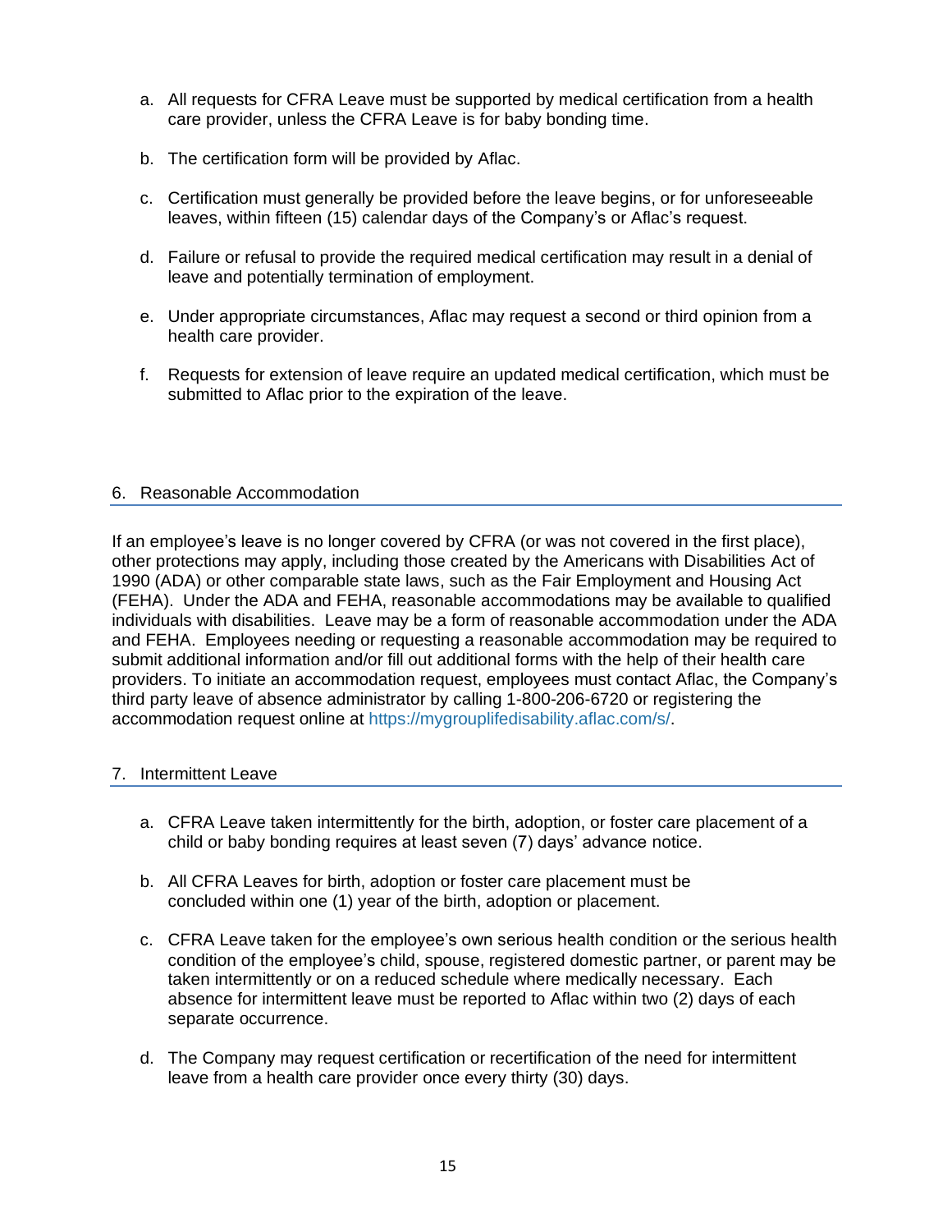a. All requests for CFRA Leave must be supported by medical certification from a health care provider, unless the CFRA Leave is for baby bonding time.

b. The certification form will be provided by Aflac.

c. Certification must generally be provided before the leave begins, or for unforeseeable leaves, within fifteen (15) calendar days of the Company's or Aflac's request.

d. Failure or refusal to provide the required medical certification may result in a denial of leave and potentially termination of employment.

e. Under appropriate circumstances, Aflac may request a second or third opinion from a health care provider.

f. Requests for extension of leave require an updated medical certification, which must be submitted to Aflac prior to the expiration of the leave.

## 6. Reasonable Accommodation

If an employee's leave is no longer covered by CFRA (or was not covered in the first place), other protections may apply, including those created by the Americans with Disabilities Act of 1990 (ADA) or other comparable state laws, such as the Fair Employment and Housing Act (FEHA). Under the ADA and FEHA, reasonable accommodations may be available to qualified individuals with disabilities. Leave may be a form of reasonable accommodation under the ADA and FEHA. Employees needing or requesting a reasonable accommodation may be required to submit additional information and/or fill out additional forms with the help of their health care providers. To initiate an accommodation request, employees must contact Aflac, the Company's third party leave of absence administrator by calling 1-800-206-6720 or registering the accommodation request online at https://mygrouplifedisability.aflac.com/s/.

## 7. Intermittent Leave

a. CFRA Leave taken intermittently for the birth, adoption, or foster care placement of a child or baby bonding requires at least seven (7) days' advance notice.

b. All CFRA Leaves for birth, adoption or foster care placement must be concluded within one (1) year of the birth, adoption or placement.

c. CFRA Leave taken for the employee's own serious health condition or the serious health condition of the employee's child, spouse, registered domestic partner, or parent may be taken intermittently or on a reduced schedule where medically necessary. Each absence for intermittent leave must be reported to Aflac within two (2) days of each separate occurrence.

d. The Company may request certification or recertification of the need for intermittent leave from a health care provider once every thirty (30) days.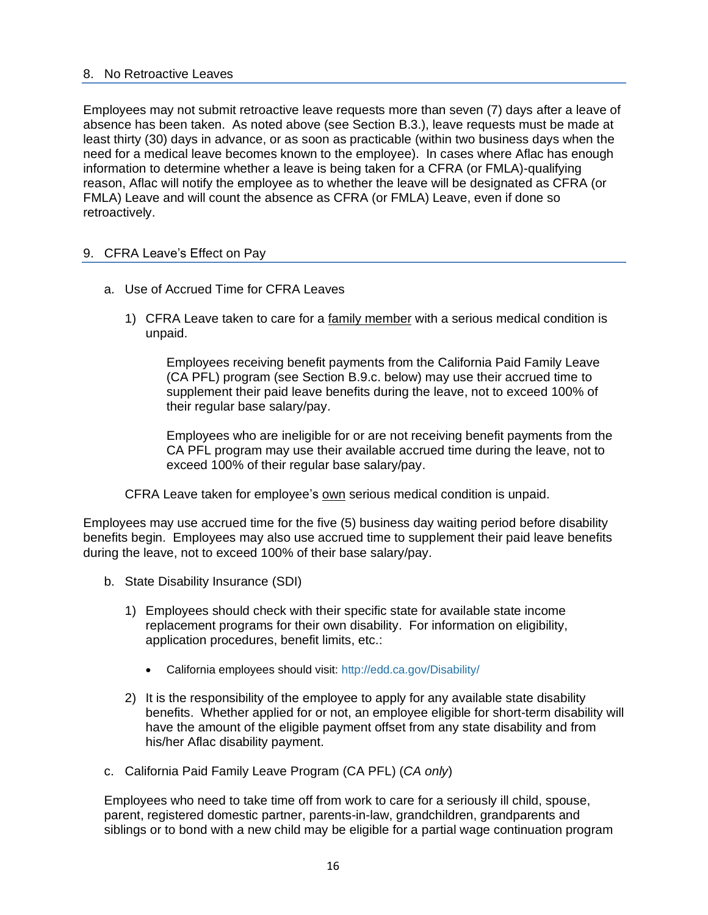## 8. No Retroactive Leaves

Employees may not submit retroactive leave requests more than seven (7) days after a leave of absence has been taken. As noted above (see Section B.3.), leave requests must be made at least thirty (30) days in advance, or as soon as practicable (within two business days when the need for a medical leave becomes known to the employee). In cases where Aflac has enough information to determine whether a leave is being taken for a CFRA (or FMLA)-qualifying reason, Aflac will notify the employee as to whether the leave will be designated as CFRA (or FMLA) Leave and will count the absence as CFRA (or FMLA) Leave, even if done so retroactively.

## 9. CFRA Leave's Effect on Pay

a. Use of Accrued Time for CFRA Leaves

1) CFRA Leave taken to care for a family member with a serious medical condition is unpaid.

   Employees receiving benefit payments from the California Paid Family Leave (CA PFL) program (see Section B.9.c. below) may use their accrued time to supplement their paid leave benefits during the leave, not to exceed 100% of their regular base salary/pay.

   Employees who are ineligible for or are not receiving benefit payments from the CA PFL program may use their available accrued time during the leave, not to exceed 100% of their regular base salary/pay.

CFRA Leave taken for employee's own serious medical condition is unpaid.

Employees may use accrued time for the five (5) business day waiting period before disability benefits begin. Employees may also use accrued time to supplement their paid leave benefits during the leave, not to exceed 100% of their base salary/pay.

b. State Disability Insurance (SDI)

1) Employees should check with their specific state for available state income replacement programs for their own disability. For information on eligibility, application procedures, benefit limits, etc.:

   - California employees should visit: http://edd.ca.gov/Disability/

2) It is the responsibility of the employee to apply for any available state disability benefits. Whether applied for or not, an employee eligible for short-term disability will have the amount of the eligible payment offset from any state disability and from his/her Aflac disability payment.

c. California Paid Family Leave Program (CA PFL) (*CA only*)

Employees who need to take time off from work to care for a seriously ill child, spouse, parent, registered domestic partner, parents-in-law, grandchildren, grandparents and siblings or to bond with a new child may be eligible for a partial wage continuation program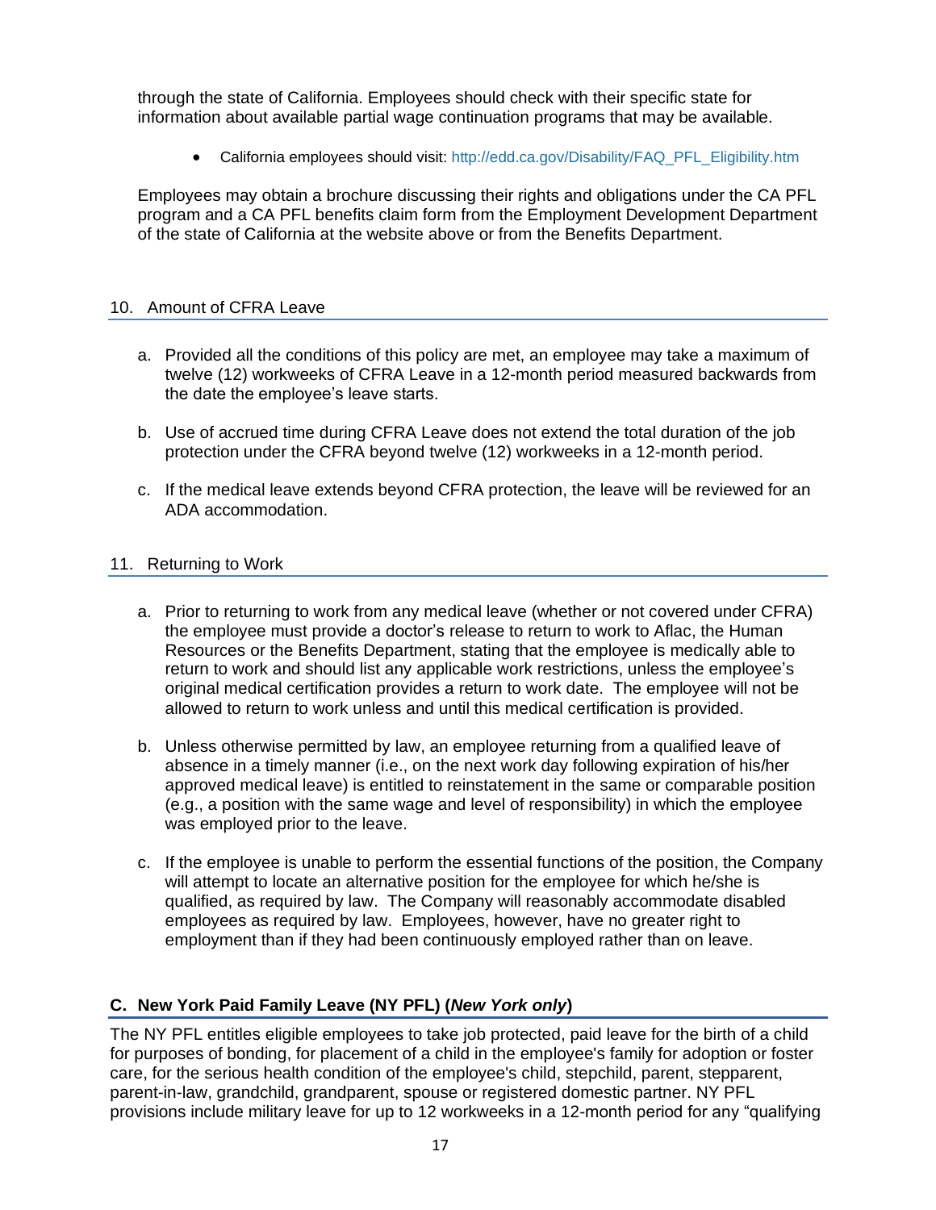through the state of California. Employees should check with their specific state for information about available partial wage continuation programs that may be available.

- California employees should visit: http://edd.ca.gov/Disability/FAQ_PFL_Eligibility.htm

Employees may obtain a brochure discussing their rights and obligations under the CA PFL program and a CA PFL benefits claim form from the Employment Development Department of the state of California at the website above or from the Benefits Department.

### 10. Amount of CFRA Leave

a. Provided all the conditions of this policy are met, an employee may take a maximum of twelve (12) workweeks of CFRA Leave in a 12-month period measured backwards from the date the employee's leave starts.

b. Use of accrued time during CFRA Leave does not extend the total duration of the job protection under the CFRA beyond twelve (12) workweeks in a 12-month period.

c. If the medical leave extends beyond CFRA protection, the leave will be reviewed for an ADA accommodation.

### 11. Returning to Work

a. Prior to returning to work from any medical leave (whether or not covered under CFRA) the employee must provide a doctor's release to return to work to Aflac, the Human Resources or the Benefits Department, stating that the employee is medically able to return to work and should list any applicable work restrictions, unless the employee's original medical certification provides a return to work date. The employee will not be allowed to return to work unless and until this medical certification is provided.

b. Unless otherwise permitted by law, an employee returning from a qualified leave of absence in a timely manner (i.e., on the next work day following expiration of his/her approved medical leave) is entitled to reinstatement in the same or comparable position (e.g., a position with the same wage and level of responsibility) in which the employee was employed prior to the leave.

c. If the employee is unable to perform the essential functions of the position, the Company will attempt to locate an alternative position for the employee for which he/she is qualified, as required by law. The Company will reasonably accommodate disabled employees as required by law. Employees, however, have no greater right to employment than if they had been continuously employed rather than on leave.

## C. New York Paid Family Leave (NY PFL) (*New York only*)

The NY PFL entitles eligible employees to take job protected, paid leave for the birth of a child for purposes of bonding, for placement of a child in the employee's family for adoption or foster care, for the serious health condition of the employee's child, stepchild, parent, stepparent, parent-in-law, grandchild, grandparent, spouse or registered domestic partner. NY PFL provisions include military leave for up to 12 workweeks in a 12-month period for any "qualifying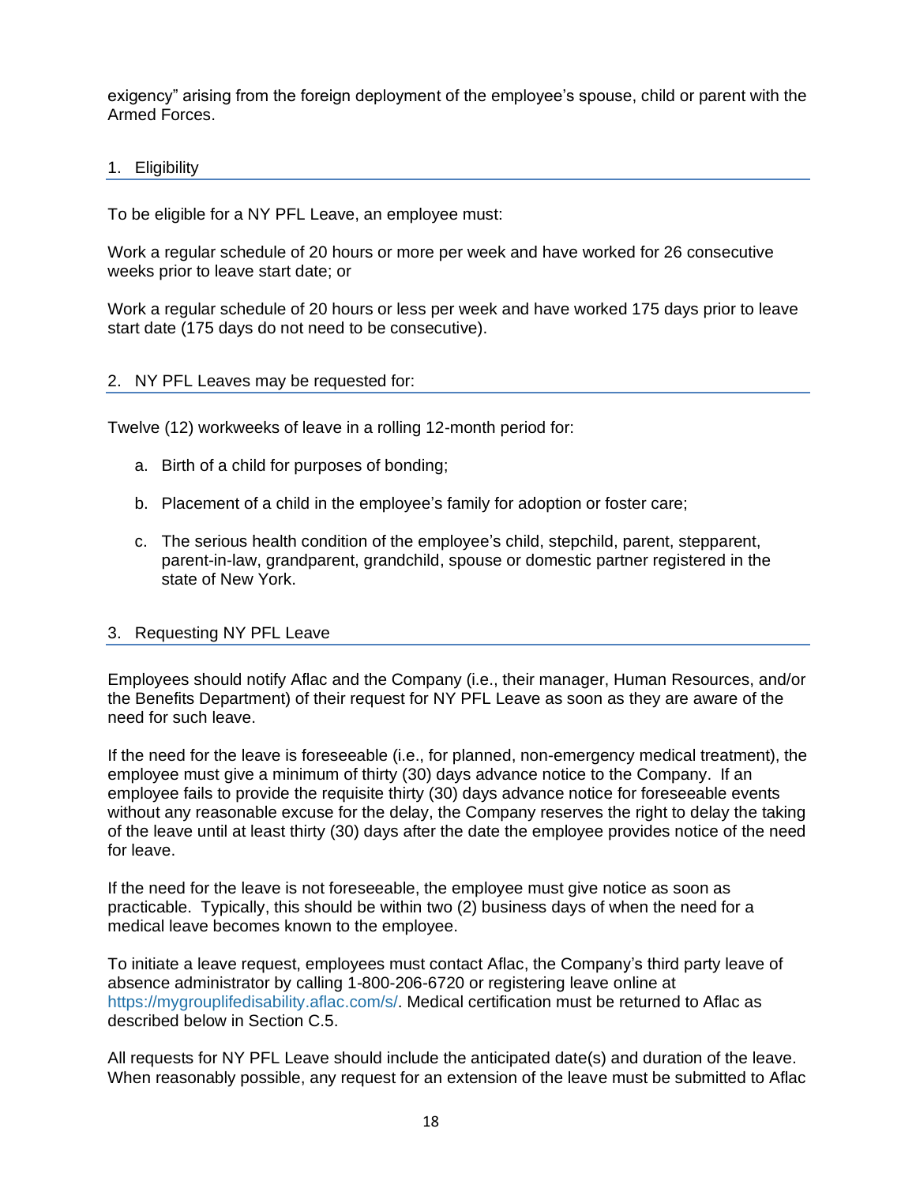exigency" arising from the foreign deployment of the employee's spouse, child or parent with the Armed Forces.

### 1. Eligibility

To be eligible for a NY PFL Leave, an employee must:

Work a regular schedule of 20 hours or more per week and have worked for 26 consecutive weeks prior to leave start date; or

Work a regular schedule of 20 hours or less per week and have worked 175 days prior to leave start date (175 days do not need to be consecutive).

### 2. NY PFL Leaves may be requested for:

Twelve (12) workweeks of leave in a rolling 12-month period for:

a. Birth of a child for purposes of bonding;

b. Placement of a child in the employee's family for adoption or foster care;

c. The serious health condition of the employee's child, stepchild, parent, stepparent, parent-in-law, grandparent, grandchild, spouse or domestic partner registered in the state of New York.

### 3. Requesting NY PFL Leave

Employees should notify Aflac and the Company (i.e., their manager, Human Resources, and/or the Benefits Department) of their request for NY PFL Leave as soon as they are aware of the need for such leave.

If the need for the leave is foreseeable (i.e., for planned, non-emergency medical treatment), the employee must give a minimum of thirty (30) days advance notice to the Company. If an employee fails to provide the requisite thirty (30) days advance notice for foreseeable events without any reasonable excuse for the delay, the Company reserves the right to delay the taking of the leave until at least thirty (30) days after the date the employee provides notice of the need for leave.

If the need for the leave is not foreseeable, the employee must give notice as soon as practicable. Typically, this should be within two (2) business days of when the need for a medical leave becomes known to the employee.

To initiate a leave request, employees must contact Aflac, the Company's third party leave of absence administrator by calling 1-800-206-6720 or registering leave online at https://mygrouplifedisability.aflac.com/s/. Medical certification must be returned to Aflac as described below in Section C.5.

All requests for NY PFL Leave should include the anticipated date(s) and duration of the leave. When reasonably possible, any request for an extension of the leave must be submitted to Aflac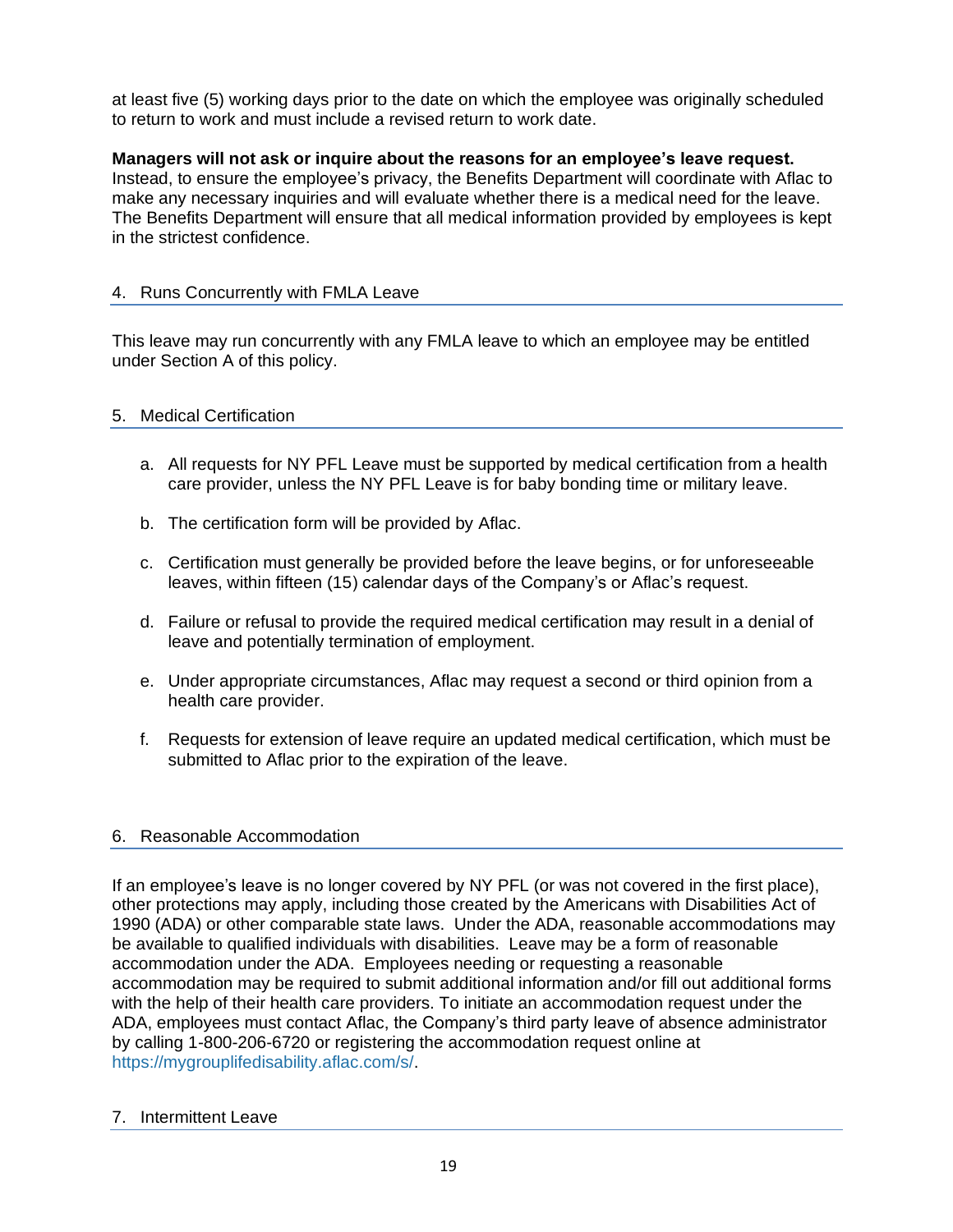at least five (5) working days prior to the date on which the employee was originally scheduled to return to work and must include a revised return to work date.

**Managers will not ask or inquire about the reasons for an employee's leave request.** Instead, to ensure the employee's privacy, the Benefits Department will coordinate with Aflac to make any necessary inquiries and will evaluate whether there is a medical need for the leave. The Benefits Department will ensure that all medical information provided by employees is kept in the strictest confidence.

### 4. Runs Concurrently with FMLA Leave

This leave may run concurrently with any FMLA leave to which an employee may be entitled under Section A of this policy.

### 5. Medical Certification

a. All requests for NY PFL Leave must be supported by medical certification from a health care provider, unless the NY PFL Leave is for baby bonding time or military leave.

b. The certification form will be provided by Aflac.

c. Certification must generally be provided before the leave begins, or for unforeseeable leaves, within fifteen (15) calendar days of the Company's or Aflac's request.

d. Failure or refusal to provide the required medical certification may result in a denial of leave and potentially termination of employment.

e. Under appropriate circumstances, Aflac may request a second or third opinion from a health care provider.

f. Requests for extension of leave require an updated medical certification, which must be submitted to Aflac prior to the expiration of the leave.

### 6. Reasonable Accommodation

If an employee's leave is no longer covered by NY PFL (or was not covered in the first place), other protections may apply, including those created by the Americans with Disabilities Act of 1990 (ADA) or other comparable state laws. Under the ADA, reasonable accommodations may be available to qualified individuals with disabilities. Leave may be a form of reasonable accommodation under the ADA. Employees needing or requesting a reasonable accommodation may be required to submit additional information and/or fill out additional forms with the help of their health care providers. To initiate an accommodation request under the ADA, employees must contact Aflac, the Company's third party leave of absence administrator by calling 1-800-206-6720 or registering the accommodation request online at https://mygrouplifedisability.aflac.com/s/.

### 7. Intermittent Leave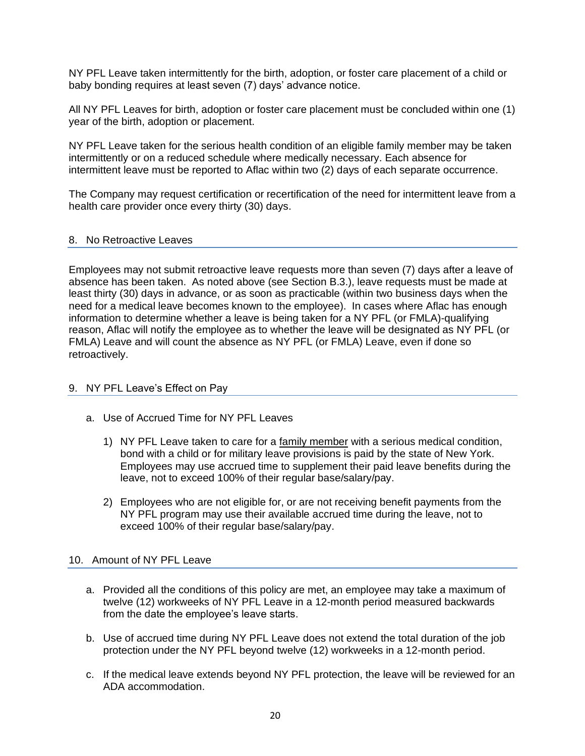NY PFL Leave taken intermittently for the birth, adoption, or foster care placement of a child or baby bonding requires at least seven (7) days' advance notice.

All NY PFL Leaves for birth, adoption or foster care placement must be concluded within one (1) year of the birth, adoption or placement.

NY PFL Leave taken for the serious health condition of an eligible family member may be taken intermittently or on a reduced schedule where medically necessary. Each absence for intermittent leave must be reported to Aflac within two (2) days of each separate occurrence.

The Company may request certification or recertification of the need for intermittent leave from a health care provider once every thirty (30) days.

## 8. No Retroactive Leaves

Employees may not submit retroactive leave requests more than seven (7) days after a leave of absence has been taken. As noted above (see Section B.3.), leave requests must be made at least thirty (30) days in advance, or as soon as practicable (within two business days when the need for a medical leave becomes known to the employee). In cases where Aflac has enough information to determine whether a leave is being taken for a NY PFL (or FMLA)-qualifying reason, Aflac will notify the employee as to whether the leave will be designated as NY PFL (or FMLA) Leave and will count the absence as NY PFL (or FMLA) Leave, even if done so retroactively.

## 9. NY PFL Leave's Effect on Pay

a. Use of Accrued Time for NY PFL Leaves

   1) NY PFL Leave taken to care for a family member with a serious medical condition, bond with a child or for military leave provisions is paid by the state of New York. Employees may use accrued time to supplement their paid leave benefits during the leave, not to exceed 100% of their regular base/salary/pay.

   2) Employees who are not eligible for, or are not receiving benefit payments from the NY PFL program may use their available accrued time during the leave, not to exceed 100% of their regular base/salary/pay.

## 10. Amount of NY PFL Leave

a. Provided all the conditions of this policy are met, an employee may take a maximum of twelve (12) workweeks of NY PFL Leave in a 12-month period measured backwards from the date the employee's leave starts.

b. Use of accrued time during NY PFL Leave does not extend the total duration of the job protection under the NY PFL beyond twelve (12) workweeks in a 12-month period.

c. If the medical leave extends beyond NY PFL protection, the leave will be reviewed for an ADA accommodation.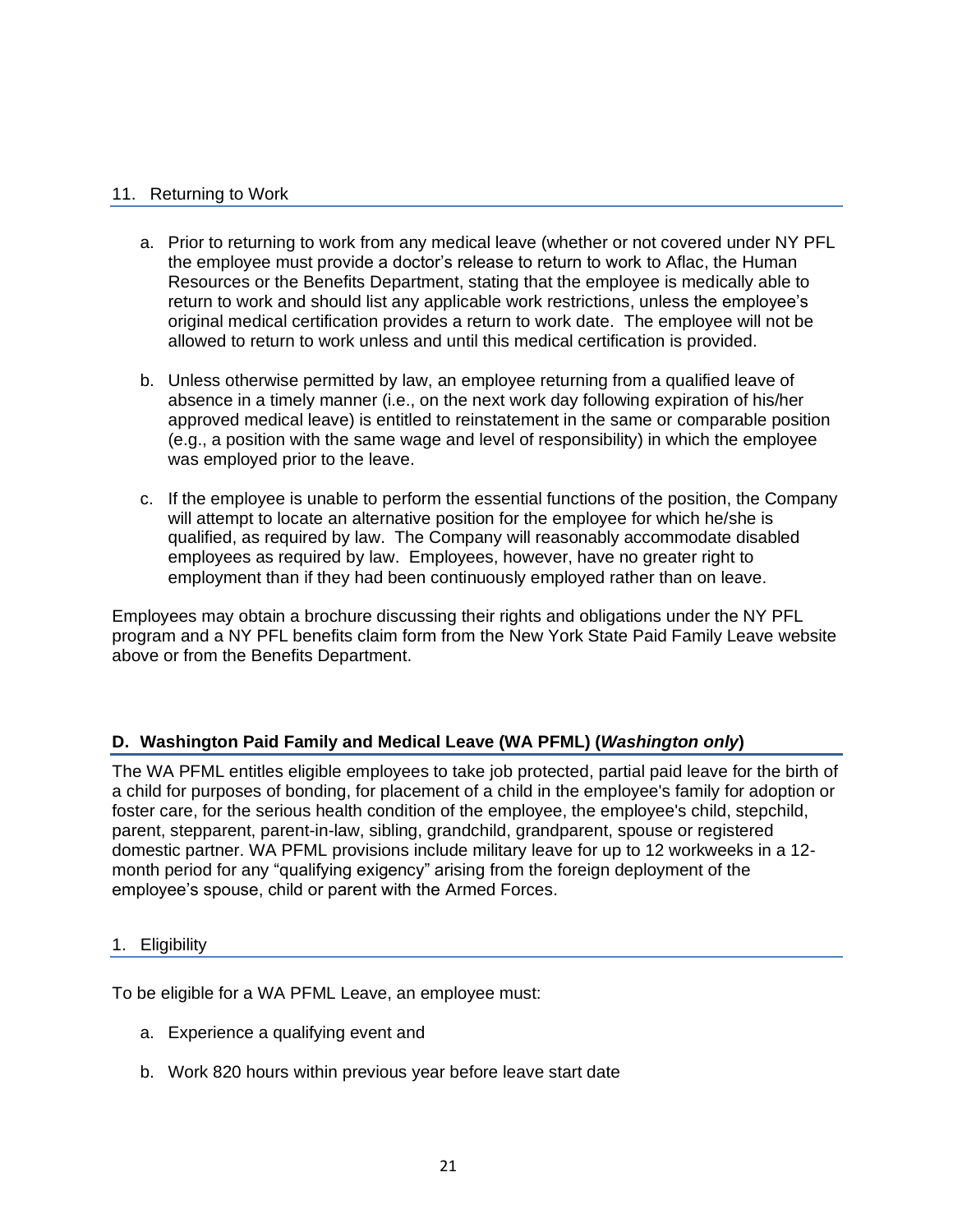### 11. Returning to Work

a. Prior to returning to work from any medical leave (whether or not covered under NY PFL the employee must provide a doctor's release to return to work to Aflac, the Human Resources or the Benefits Department, stating that the employee is medically able to return to work and should list any applicable work restrictions, unless the employee's original medical certification provides a return to work date. The employee will not be allowed to return to work unless and until this medical certification is provided.

b. Unless otherwise permitted by law, an employee returning from a qualified leave of absence in a timely manner (i.e., on the next work day following expiration of his/her approved medical leave) is entitled to reinstatement in the same or comparable position (e.g., a position with the same wage and level of responsibility) in which the employee was employed prior to the leave.

c. If the employee is unable to perform the essential functions of the position, the Company will attempt to locate an alternative position for the employee for which he/she is qualified, as required by law. The Company will reasonably accommodate disabled employees as required by law. Employees, however, have no greater right to employment than if they had been continuously employed rather than on leave.

Employees may obtain a brochure discussing their rights and obligations under the NY PFL program and a NY PFL benefits claim form from the New York State Paid Family Leave website above or from the Benefits Department.

## D. Washington Paid Family and Medical Leave (WA PFML) (*Washington only*)

The WA PFML entitles eligible employees to take job protected, partial paid leave for the birth of a child for purposes of bonding, for placement of a child in the employee's family for adoption or foster care, for the serious health condition of the employee, the employee's child, stepchild, parent, stepparent, parent-in-law, sibling, grandchild, grandparent, spouse or registered domestic partner. WA PFML provisions include military leave for up to 12 workweeks in a 12-month period for any "qualifying exigency" arising from the foreign deployment of the employee's spouse, child or parent with the Armed Forces.

### 1. Eligibility

To be eligible for a WA PFML Leave, an employee must:

a. Experience a qualifying event and

b. Work 820 hours within previous year before leave start date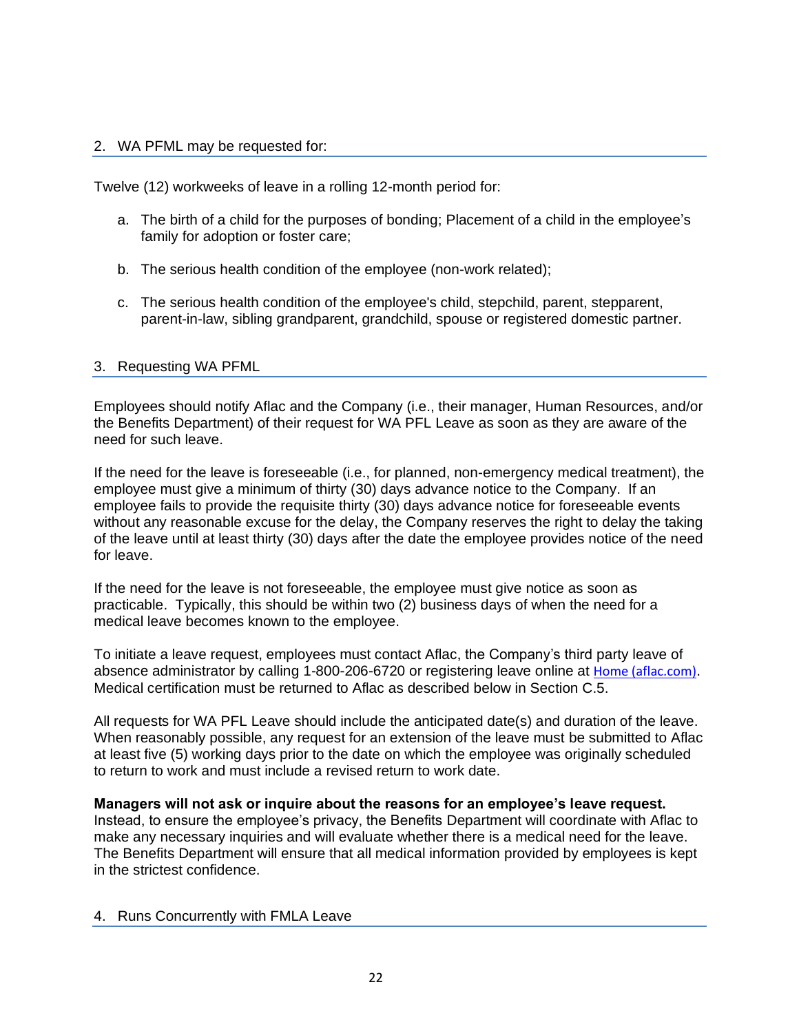### 2. WA PFML may be requested for:

Twelve (12) workweeks of leave in a rolling 12-month period for:

a. The birth of a child for the purposes of bonding; Placement of a child in the employee's family for adoption or foster care;

b. The serious health condition of the employee (non-work related);

c. The serious health condition of the employee's child, stepchild, parent, stepparent, parent-in-law, sibling grandparent, grandchild, spouse or registered domestic partner.

### 3. Requesting WA PFML

Employees should notify Aflac and the Company (i.e., their manager, Human Resources, and/or the Benefits Department) of their request for WA PFL Leave as soon as they are aware of the need for such leave.

If the need for the leave is foreseeable (i.e., for planned, non-emergency medical treatment), the employee must give a minimum of thirty (30) days advance notice to the Company. If an employee fails to provide the requisite thirty (30) days advance notice for foreseeable events without any reasonable excuse for the delay, the Company reserves the right to delay the taking of the leave until at least thirty (30) days after the date the employee provides notice of the need for leave.

If the need for the leave is not foreseeable, the employee must give notice as soon as practicable. Typically, this should be within two (2) business days of when the need for a medical leave becomes known to the employee.

To initiate a leave request, employees must contact Aflac, the Company's third party leave of absence administrator by calling 1-800-206-6720 or registering leave online at Home (aflac.com). Medical certification must be returned to Aflac as described below in Section C.5.

All requests for WA PFL Leave should include the anticipated date(s) and duration of the leave. When reasonably possible, any request for an extension of the leave must be submitted to Aflac at least five (5) working days prior to the date on which the employee was originally scheduled to return to work and must include a revised return to work date.

**Managers will not ask or inquire about the reasons for an employee's leave request.** Instead, to ensure the employee's privacy, the Benefits Department will coordinate with Aflac to make any necessary inquiries and will evaluate whether there is a medical need for the leave. The Benefits Department will ensure that all medical information provided by employees is kept in the strictest confidence.

### 4. Runs Concurrently with FMLA Leave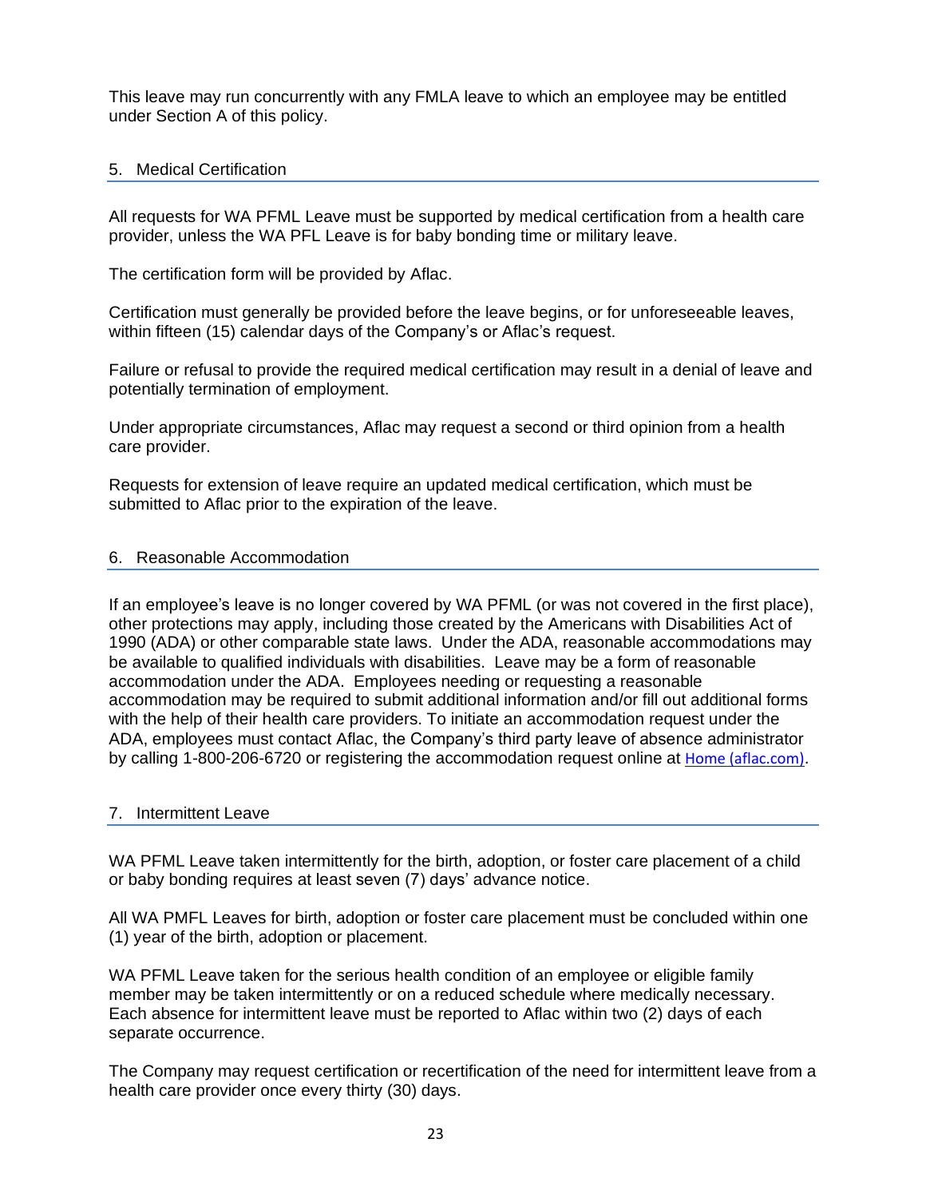This leave may run concurrently with any FMLA leave to which an employee may be entitled under Section A of this policy.

### 5. Medical Certification

All requests for WA PFML Leave must be supported by medical certification from a health care provider, unless the WA PFL Leave is for baby bonding time or military leave.

The certification form will be provided by Aflac.

Certification must generally be provided before the leave begins, or for unforeseeable leaves, within fifteen (15) calendar days of the Company's or Aflac's request.

Failure or refusal to provide the required medical certification may result in a denial of leave and potentially termination of employment.

Under appropriate circumstances, Aflac may request a second or third opinion from a health care provider.

Requests for extension of leave require an updated medical certification, which must be submitted to Aflac prior to the expiration of the leave.

### 6. Reasonable Accommodation

If an employee's leave is no longer covered by WA PFML (or was not covered in the first place), other protections may apply, including those created by the Americans with Disabilities Act of 1990 (ADA) or other comparable state laws. Under the ADA, reasonable accommodations may be available to qualified individuals with disabilities. Leave may be a form of reasonable accommodation under the ADA. Employees needing or requesting a reasonable accommodation may be required to submit additional information and/or fill out additional forms with the help of their health care providers. To initiate an accommodation request under the ADA, employees must contact Aflac, the Company's third party leave of absence administrator by calling 1-800-206-6720 or registering the accommodation request online at Home (aflac.com).

### 7. Intermittent Leave

WA PFML Leave taken intermittently for the birth, adoption, or foster care placement of a child or baby bonding requires at least seven (7) days' advance notice.

All WA PMFL Leaves for birth, adoption or foster care placement must be concluded within one (1) year of the birth, adoption or placement.

WA PFML Leave taken for the serious health condition of an employee or eligible family member may be taken intermittently or on a reduced schedule where medically necessary. Each absence for intermittent leave must be reported to Aflac within two (2) days of each separate occurrence.

The Company may request certification or recertification of the need for intermittent leave from a health care provider once every thirty (30) days.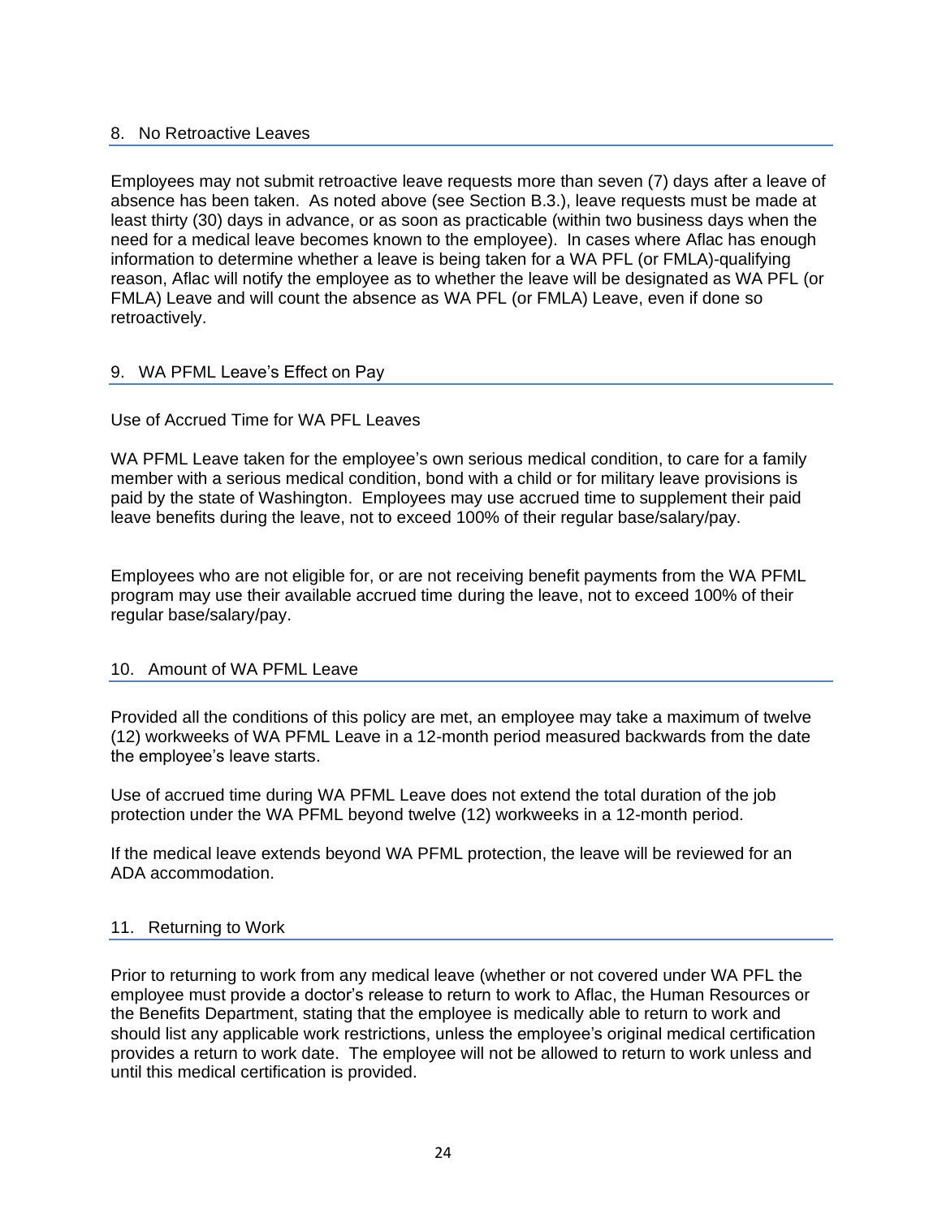### 8. No Retroactive Leaves

Employees may not submit retroactive leave requests more than seven (7) days after a leave of absence has been taken. As noted above (see Section B.3.), leave requests must be made at least thirty (30) days in advance, or as soon as practicable (within two business days when the need for a medical leave becomes known to the employee). In cases where Aflac has enough information to determine whether a leave is being taken for a WA PFL (or FMLA)-qualifying reason, Aflac will notify the employee as to whether the leave will be designated as WA PFL (or FMLA) Leave and will count the absence as WA PFL (or FMLA) Leave, even if done so retroactively.

### 9. WA PFML Leave's Effect on Pay

Use of Accrued Time for WA PFL Leaves

WA PFML Leave taken for the employee's own serious medical condition, to care for a family member with a serious medical condition, bond with a child or for military leave provisions is paid by the state of Washington. Employees may use accrued time to supplement their paid leave benefits during the leave, not to exceed 100% of their regular base/salary/pay.

Employees who are not eligible for, or are not receiving benefit payments from the WA PFML program may use their available accrued time during the leave, not to exceed 100% of their regular base/salary/pay.

### 10. Amount of WA PFML Leave

Provided all the conditions of this policy are met, an employee may take a maximum of twelve (12) workweeks of WA PFML Leave in a 12-month period measured backwards from the date the employee's leave starts.

Use of accrued time during WA PFML Leave does not extend the total duration of the job protection under the WA PFML beyond twelve (12) workweeks in a 12-month period.

If the medical leave extends beyond WA PFML protection, the leave will be reviewed for an ADA accommodation.

### 11. Returning to Work

Prior to returning to work from any medical leave (whether or not covered under WA PFL the employee must provide a doctor's release to return to work to Aflac, the Human Resources or the Benefits Department, stating that the employee is medically able to return to work and should list any applicable work restrictions, unless the employee's original medical certification provides a return to work date. The employee will not be allowed to return to work unless and until this medical certification is provided.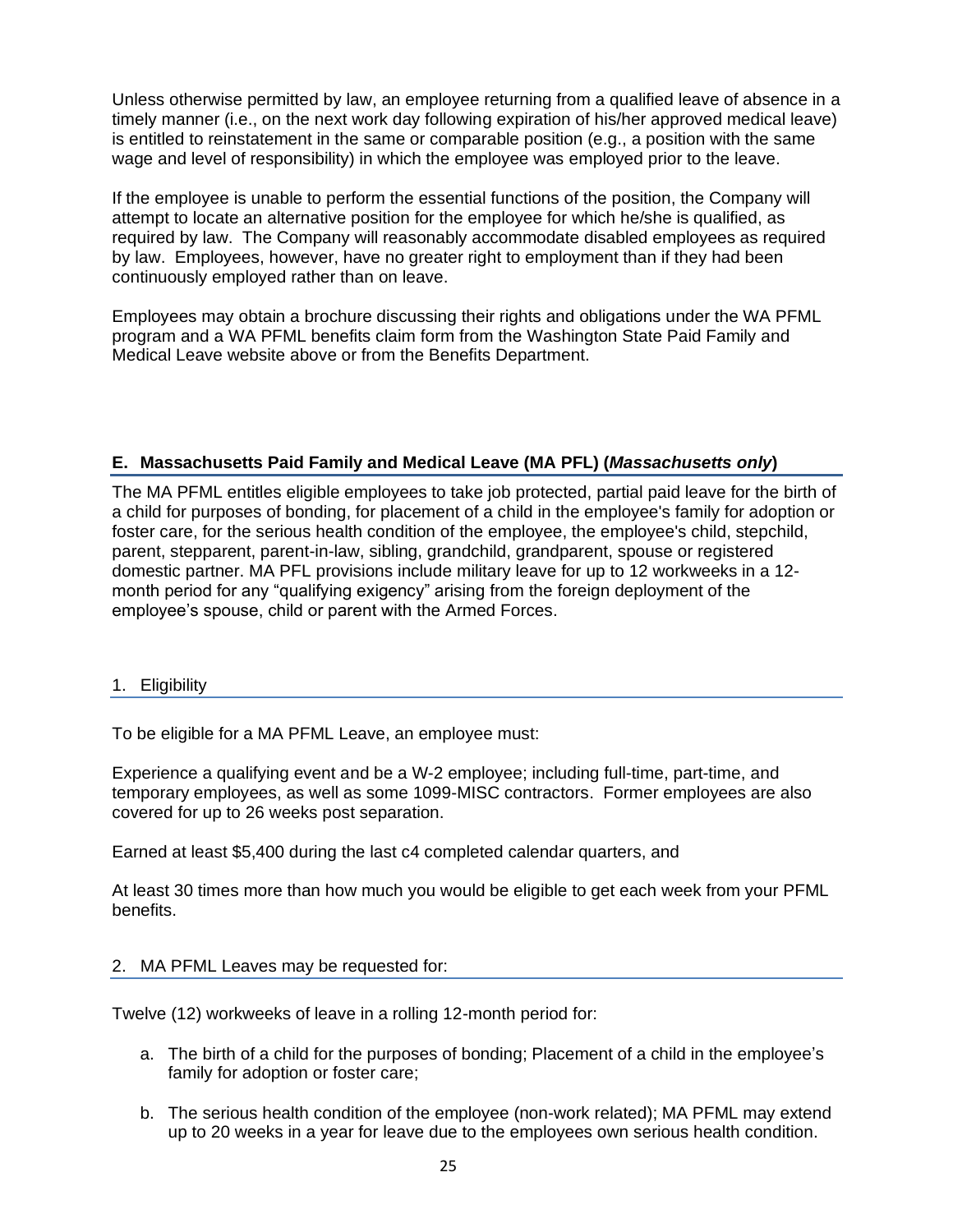Unless otherwise permitted by law, an employee returning from a qualified leave of absence in a timely manner (i.e., on the next work day following expiration of his/her approved medical leave) is entitled to reinstatement in the same or comparable position (e.g., a position with the same wage and level of responsibility) in which the employee was employed prior to the leave.

If the employee is unable to perform the essential functions of the position, the Company will attempt to locate an alternative position for the employee for which he/she is qualified, as required by law. The Company will reasonably accommodate disabled employees as required by law. Employees, however, have no greater right to employment than if they had been continuously employed rather than on leave.

Employees may obtain a brochure discussing their rights and obligations under the WA PFML program and a WA PFML benefits claim form from the Washington State Paid Family and Medical Leave website above or from the Benefits Department.

## E. Massachusetts Paid Family and Medical Leave (MA PFL) (*Massachusetts only*)

The MA PFML entitles eligible employees to take job protected, partial paid leave for the birth of a child for purposes of bonding, for placement of a child in the employee's family for adoption or foster care, for the serious health condition of the employee, the employee's child, stepchild, parent, stepparent, parent-in-law, sibling, grandchild, grandparent, spouse or registered domestic partner. MA PFL provisions include military leave for up to 12 workweeks in a 12-month period for any "qualifying exigency" arising from the foreign deployment of the employee's spouse, child or parent with the Armed Forces.

### 1. Eligibility

To be eligible for a MA PFML Leave, an employee must:

Experience a qualifying event and be a W-2 employee; including full-time, part-time, and temporary employees, as well as some 1099-MISC contractors. Former employees are also covered for up to 26 weeks post separation.

Earned at least $5,400 during the last c4 completed calendar quarters, and

At least 30 times more than how much you would be eligible to get each week from your PFML benefits.

### 2. MA PFML Leaves may be requested for:

Twelve (12) workweeks of leave in a rolling 12-month period for:

a. The birth of a child for the purposes of bonding; Placement of a child in the employee's family for adoption or foster care;

b. The serious health condition of the employee (non-work related); MA PFML may extend up to 20 weeks in a year for leave due to the employees own serious health condition.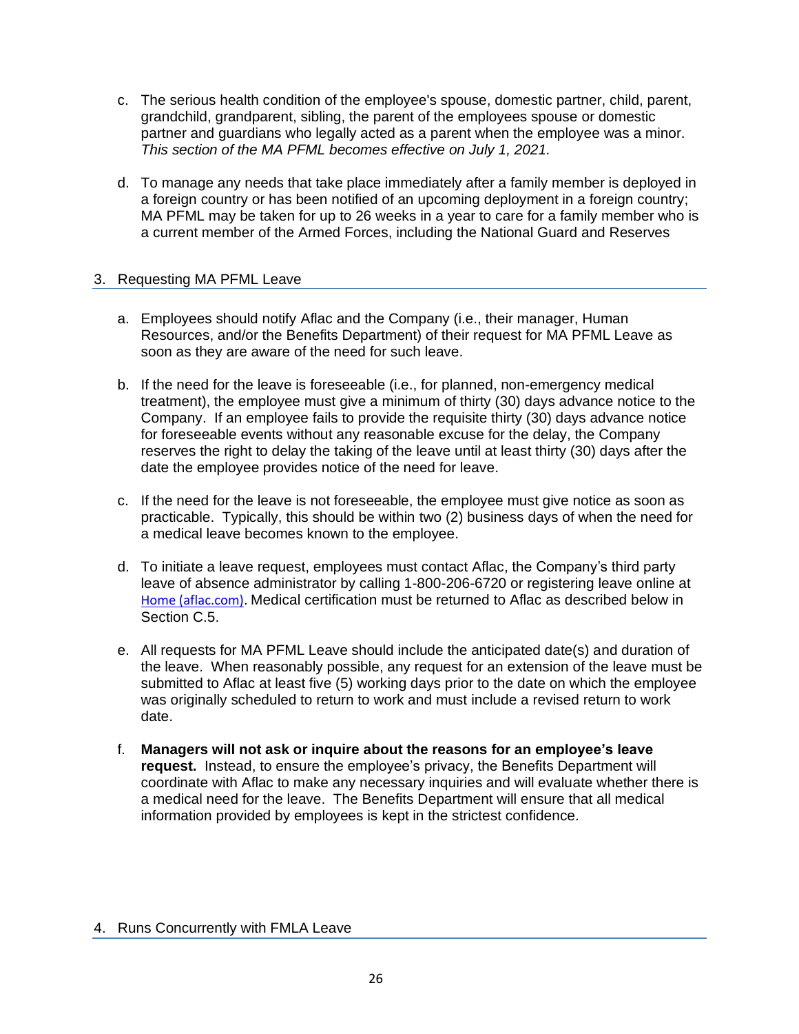c. The serious health condition of the employee's spouse, domestic partner, child, parent, grandchild, grandparent, sibling, the parent of the employees spouse or domestic partner and guardians who legally acted as a parent when the employee was a minor. *This section of the MA PFML becomes effective on July 1, 2021.*

d. To manage any needs that take place immediately after a family member is deployed in a foreign country or has been notified of an upcoming deployment in a foreign country; MA PFML may be taken for up to 26 weeks in a year to care for a family member who is a current member of the Armed Forces, including the National Guard and Reserves

## 3. Requesting MA PFML Leave

a. Employees should notify Aflac and the Company (i.e., their manager, Human Resources, and/or the Benefits Department) of their request for MA PFML Leave as soon as they are aware of the need for such leave.

b. If the need for the leave is foreseeable (i.e., for planned, non-emergency medical treatment), the employee must give a minimum of thirty (30) days advance notice to the Company. If an employee fails to provide the requisite thirty (30) days advance notice for foreseeable events without any reasonable excuse for the delay, the Company reserves the right to delay the taking of the leave until at least thirty (30) days after the date the employee provides notice of the need for leave.

c. If the need for the leave is not foreseeable, the employee must give notice as soon as practicable. Typically, this should be within two (2) business days of when the need for a medical leave becomes known to the employee.

d. To initiate a leave request, employees must contact Aflac, the Company's third party leave of absence administrator by calling 1-800-206-6720 or registering leave online at Home (aflac.com). Medical certification must be returned to Aflac as described below in Section C.5.

e. All requests for MA PFML Leave should include the anticipated date(s) and duration of the leave. When reasonably possible, any request for an extension of the leave must be submitted to Aflac at least five (5) working days prior to the date on which the employee was originally scheduled to return to work and must include a revised return to work date.

f. **Managers will not ask or inquire about the reasons for an employee's leave request.** Instead, to ensure the employee's privacy, the Benefits Department will coordinate with Aflac to make any necessary inquiries and will evaluate whether there is a medical need for the leave. The Benefits Department will ensure that all medical information provided by employees is kept in the strictest confidence.

## 4. Runs Concurrently with FMLA Leave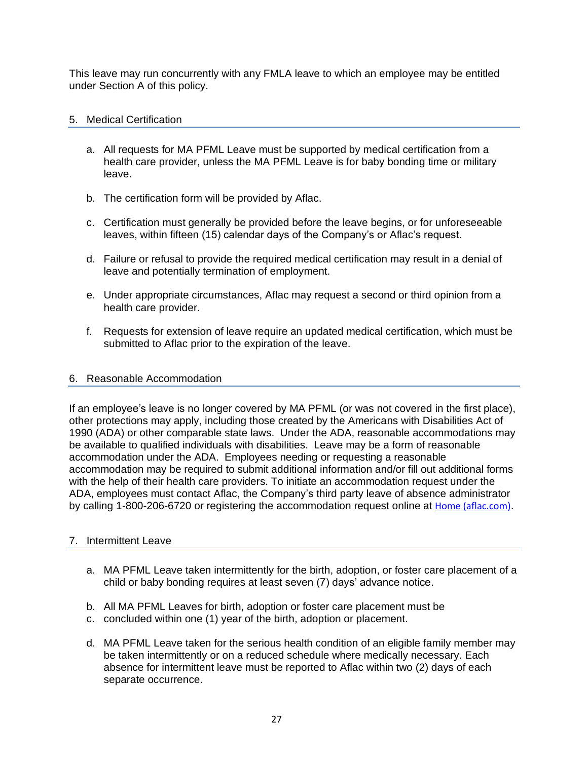This leave may run concurrently with any FMLA leave to which an employee may be entitled under Section A of this policy.

## 5. Medical Certification

a. All requests for MA PFML Leave must be supported by medical certification from a health care provider, unless the MA PFML Leave is for baby bonding time or military leave.

b. The certification form will be provided by Aflac.

c. Certification must generally be provided before the leave begins, or for unforeseeable leaves, within fifteen (15) calendar days of the Company's or Aflac's request.

d. Failure or refusal to provide the required medical certification may result in a denial of leave and potentially termination of employment.

e. Under appropriate circumstances, Aflac may request a second or third opinion from a health care provider.

f. Requests for extension of leave require an updated medical certification, which must be submitted to Aflac prior to the expiration of the leave.

## 6. Reasonable Accommodation

If an employee's leave is no longer covered by MA PFML (or was not covered in the first place), other protections may apply, including those created by the Americans with Disabilities Act of 1990 (ADA) or other comparable state laws. Under the ADA, reasonable accommodations may be available to qualified individuals with disabilities. Leave may be a form of reasonable accommodation under the ADA. Employees needing or requesting a reasonable accommodation may be required to submit additional information and/or fill out additional forms with the help of their health care providers. To initiate an accommodation request under the ADA, employees must contact Aflac, the Company's third party leave of absence administrator by calling 1-800-206-6720 or registering the accommodation request online at Home (aflac.com).

## 7. Intermittent Leave

a. MA PFML Leave taken intermittently for the birth, adoption, or foster care placement of a child or baby bonding requires at least seven (7) days' advance notice.

b. All MA PFML Leaves for birth, adoption or foster care placement must be

c. concluded within one (1) year of the birth, adoption or placement.

d. MA PFML Leave taken for the serious health condition of an eligible family member may be taken intermittently or on a reduced schedule where medically necessary. Each absence for intermittent leave must be reported to Aflac within two (2) days of each separate occurrence.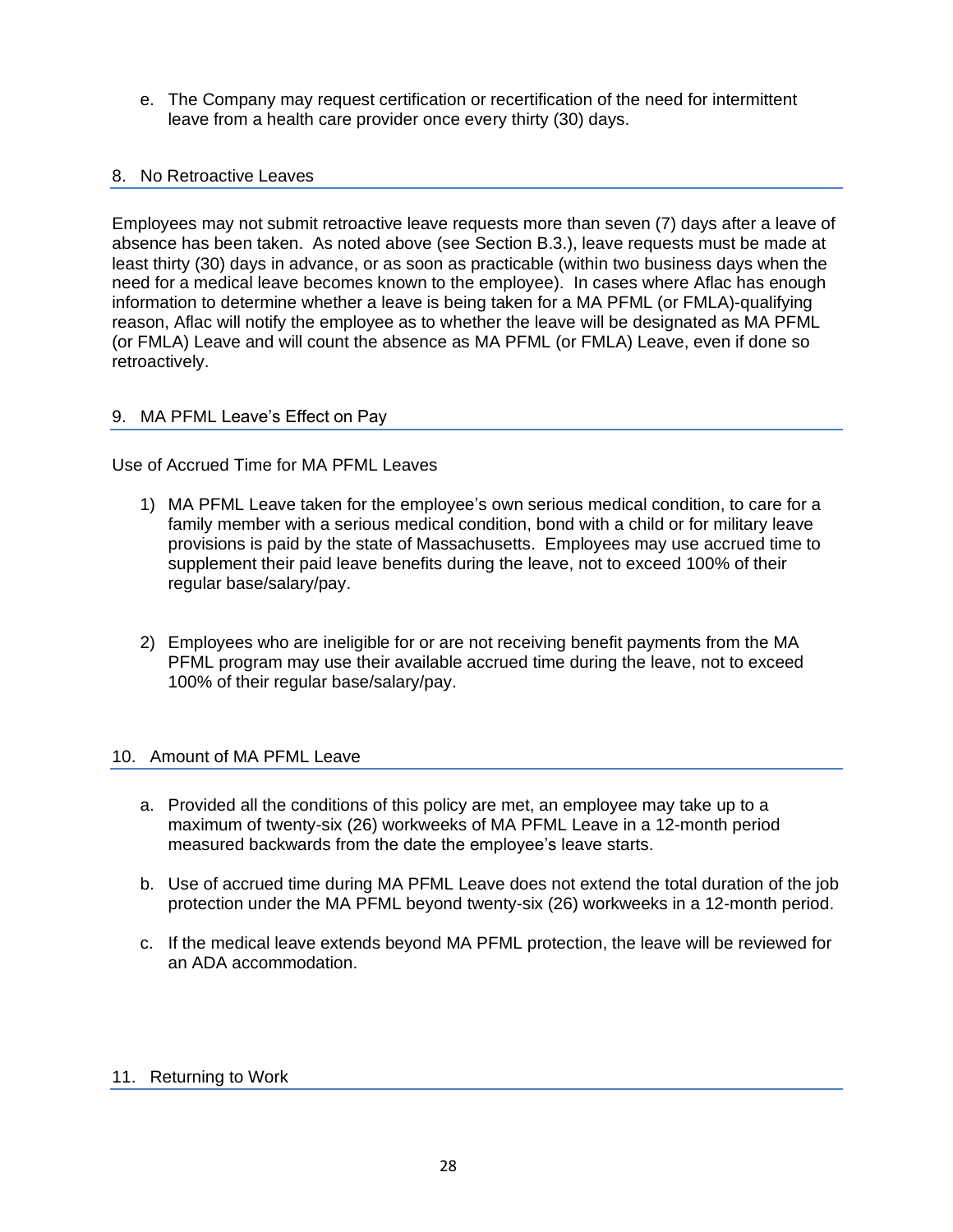e. The Company may request certification or recertification of the need for intermittent leave from a health care provider once every thirty (30) days.

## 8. No Retroactive Leaves

Employees may not submit retroactive leave requests more than seven (7) days after a leave of absence has been taken. As noted above (see Section B.3.), leave requests must be made at least thirty (30) days in advance, or as soon as practicable (within two business days when the need for a medical leave becomes known to the employee). In cases where Aflac has enough information to determine whether a leave is being taken for a MA PFML (or FMLA)-qualifying reason, Aflac will notify the employee as to whether the leave will be designated as MA PFML (or FMLA) Leave and will count the absence as MA PFML (or FMLA) Leave, even if done so retroactively.

## 9. MA PFML Leave's Effect on Pay

Use of Accrued Time for MA PFML Leaves

1) MA PFML Leave taken for the employee's own serious medical condition, to care for a family member with a serious medical condition, bond with a child or for military leave provisions is paid by the state of Massachusetts. Employees may use accrued time to supplement their paid leave benefits during the leave, not to exceed 100% of their regular base/salary/pay.

2) Employees who are ineligible for or are not receiving benefit payments from the MA PFML program may use their available accrued time during the leave, not to exceed 100% of their regular base/salary/pay.

## 10. Amount of MA PFML Leave

a. Provided all the conditions of this policy are met, an employee may take up to a maximum of twenty-six (26) workweeks of MA PFML Leave in a 12-month period measured backwards from the date the employee's leave starts.

b. Use of accrued time during MA PFML Leave does not extend the total duration of the job protection under the MA PFML beyond twenty-six (26) workweeks in a 12-month period.

c. If the medical leave extends beyond MA PFML protection, the leave will be reviewed for an ADA accommodation.

## 11. Returning to Work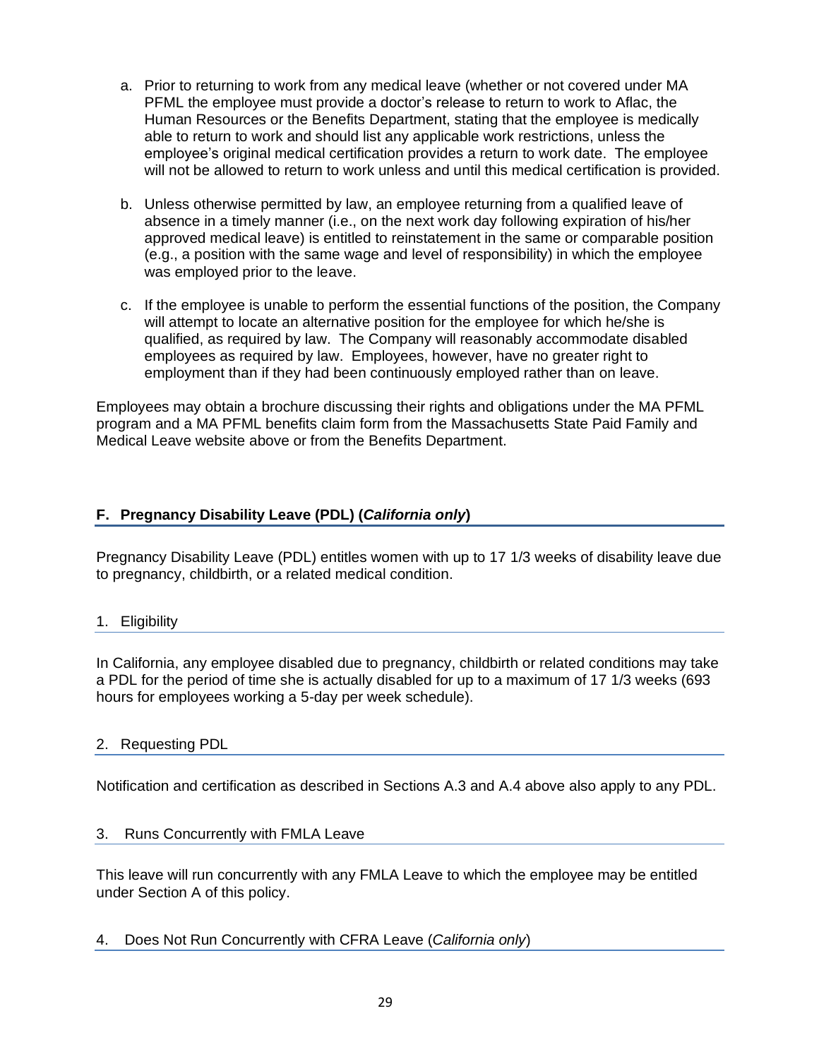a. Prior to returning to work from any medical leave (whether or not covered under MA PFML the employee must provide a doctor's release to return to work to Aflac, the Human Resources or the Benefits Department, stating that the employee is medically able to return to work and should list any applicable work restrictions, unless the employee's original medical certification provides a return to work date. The employee will not be allowed to return to work unless and until this medical certification is provided.

b. Unless otherwise permitted by law, an employee returning from a qualified leave of absence in a timely manner (i.e., on the next work day following expiration of his/her approved medical leave) is entitled to reinstatement in the same or comparable position (e.g., a position with the same wage and level of responsibility) in which the employee was employed prior to the leave.

c. If the employee is unable to perform the essential functions of the position, the Company will attempt to locate an alternative position for the employee for which he/she is qualified, as required by law. The Company will reasonably accommodate disabled employees as required by law. Employees, however, have no greater right to employment than if they had been continuously employed rather than on leave.

Employees may obtain a brochure discussing their rights and obligations under the MA PFML program and a MA PFML benefits claim form from the Massachusetts State Paid Family and Medical Leave website above or from the Benefits Department.

## F. Pregnancy Disability Leave (PDL) (*California only*)

Pregnancy Disability Leave (PDL) entitles women with up to 17 1/3 weeks of disability leave due to pregnancy, childbirth, or a related medical condition.

### 1. Eligibility

In California, any employee disabled due to pregnancy, childbirth or related conditions may take a PDL for the period of time she is actually disabled for up to a maximum of 17 1/3 weeks (693 hours for employees working a 5-day per week schedule).

### 2. Requesting PDL

Notification and certification as described in Sections A.3 and A.4 above also apply to any PDL.

### 3. Runs Concurrently with FMLA Leave

This leave will run concurrently with any FMLA Leave to which the employee may be entitled under Section A of this policy.

### 4. Does Not Run Concurrently with CFRA Leave (*California only*)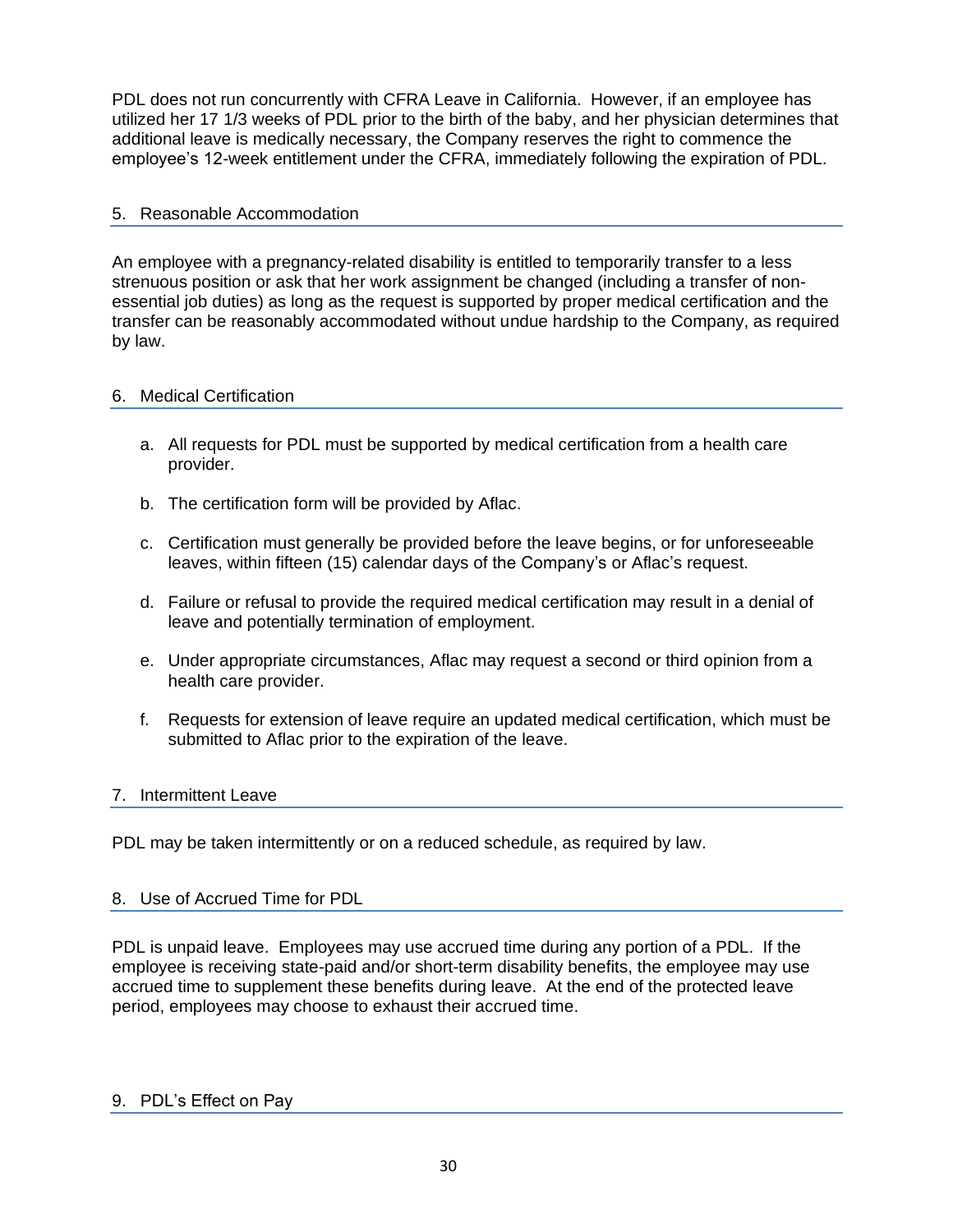PDL does not run concurrently with CFRA Leave in California. However, if an employee has utilized her 17 1/3 weeks of PDL prior to the birth of the baby, and her physician determines that additional leave is medically necessary, the Company reserves the right to commence the employee's 12-week entitlement under the CFRA, immediately following the expiration of PDL.

## 5. Reasonable Accommodation

An employee with a pregnancy-related disability is entitled to temporarily transfer to a less strenuous position or ask that her work assignment be changed (including a transfer of non-essential job duties) as long as the request is supported by proper medical certification and the transfer can be reasonably accommodated without undue hardship to the Company, as required by law.

## 6. Medical Certification

a. All requests for PDL must be supported by medical certification from a health care provider.

b. The certification form will be provided by Aflac.

c. Certification must generally be provided before the leave begins, or for unforeseeable leaves, within fifteen (15) calendar days of the Company's or Aflac's request.

d. Failure or refusal to provide the required medical certification may result in a denial of leave and potentially termination of employment.

e. Under appropriate circumstances, Aflac may request a second or third opinion from a health care provider.

f. Requests for extension of leave require an updated medical certification, which must be submitted to Aflac prior to the expiration of the leave.

## 7. Intermittent Leave

PDL may be taken intermittently or on a reduced schedule, as required by law.

## 8. Use of Accrued Time for PDL

PDL is unpaid leave. Employees may use accrued time during any portion of a PDL. If the employee is receiving state-paid and/or short-term disability benefits, the employee may use accrued time to supplement these benefits during leave. At the end of the protected leave period, employees may choose to exhaust their accrued time.

## 9. PDL's Effect on Pay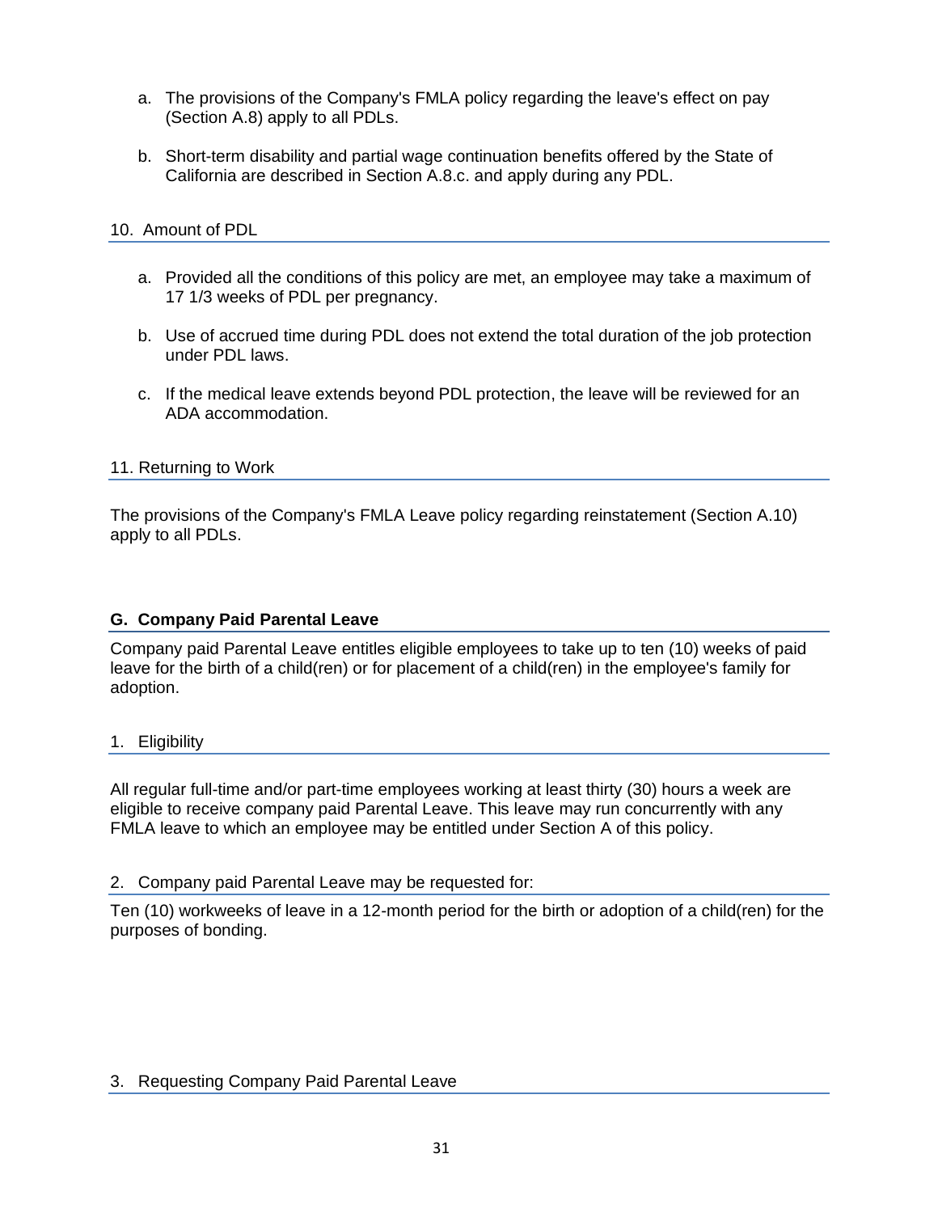a. The provisions of the Company's FMLA policy regarding the leave's effect on pay (Section A.8) apply to all PDLs.

b. Short-term disability and partial wage continuation benefits offered by the State of California are described in Section A.8.c. and apply during any PDL.

### 10. Amount of PDL

a. Provided all the conditions of this policy are met, an employee may take a maximum of 17 1/3 weeks of PDL per pregnancy.

b. Use of accrued time during PDL does not extend the total duration of the job protection under PDL laws.

c. If the medical leave extends beyond PDL protection, the leave will be reviewed for an ADA accommodation.

### 11. Returning to Work

The provisions of the Company's FMLA Leave policy regarding reinstatement (Section A.10) apply to all PDLs.

## G. Company Paid Parental Leave

Company paid Parental Leave entitles eligible employees to take up to ten (10) weeks of paid leave for the birth of a child(ren) or for placement of a child(ren) in the employee's family for adoption.

### 1. Eligibility

All regular full-time and/or part-time employees working at least thirty (30) hours a week are eligible to receive company paid Parental Leave. This leave may run concurrently with any FMLA leave to which an employee may be entitled under Section A of this policy.

### 2. Company paid Parental Leave may be requested for:

Ten (10) workweeks of leave in a 12-month period for the birth or adoption of a child(ren) for the purposes of bonding.

### 3. Requesting Company Paid Parental Leave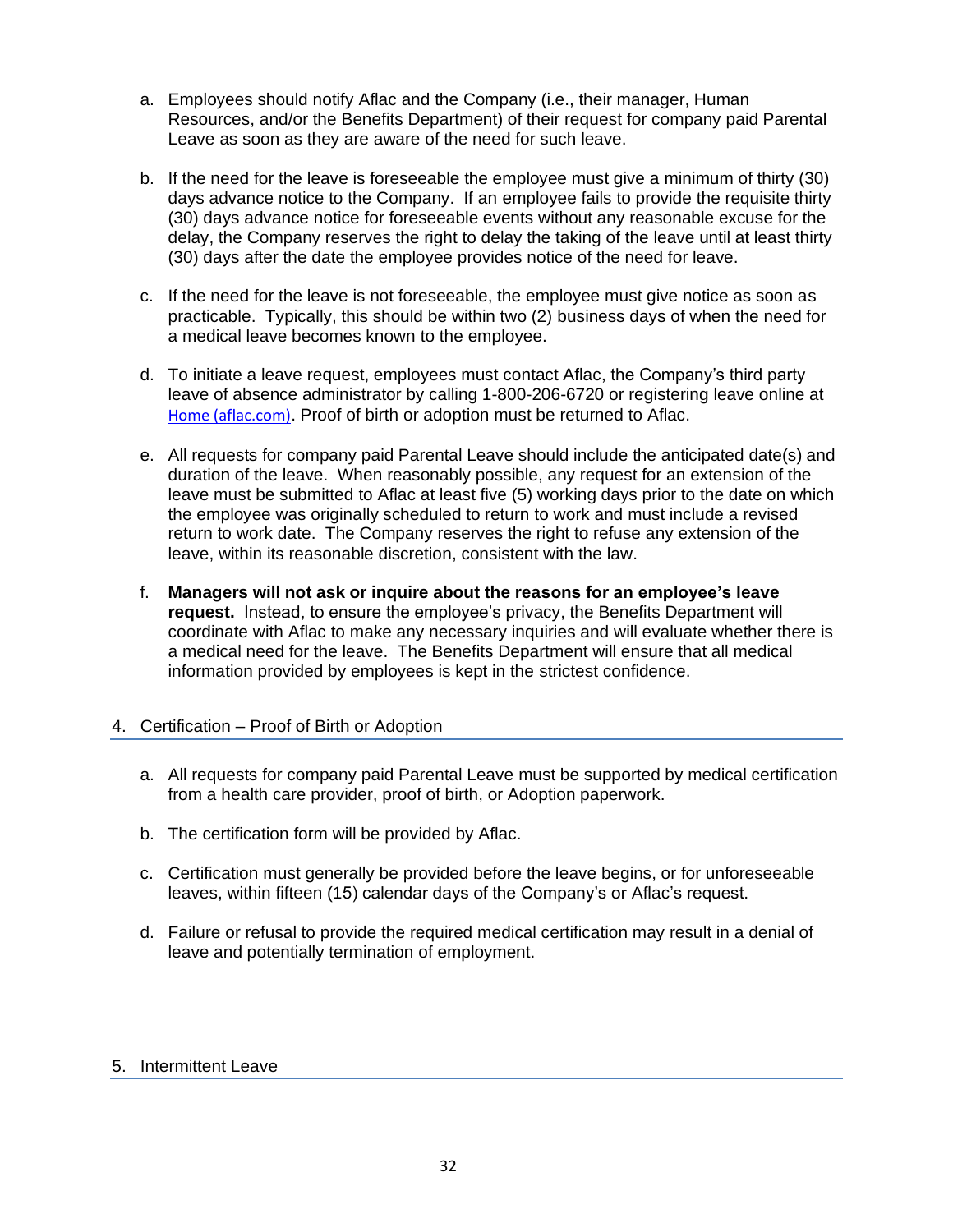a. Employees should notify Aflac and the Company (i.e., their manager, Human Resources, and/or the Benefits Department) of their request for company paid Parental Leave as soon as they are aware of the need for such leave.

b. If the need for the leave is foreseeable the employee must give a minimum of thirty (30) days advance notice to the Company. If an employee fails to provide the requisite thirty (30) days advance notice for foreseeable events without any reasonable excuse for the delay, the Company reserves the right to delay the taking of the leave until at least thirty (30) days after the date the employee provides notice of the need for leave.

c. If the need for the leave is not foreseeable, the employee must give notice as soon as practicable. Typically, this should be within two (2) business days of when the need for a medical leave becomes known to the employee.

d. To initiate a leave request, employees must contact Aflac, the Company's third party leave of absence administrator by calling 1-800-206-6720 or registering leave online at Home (aflac.com). Proof of birth or adoption must be returned to Aflac.

e. All requests for company paid Parental Leave should include the anticipated date(s) and duration of the leave. When reasonably possible, any request for an extension of the leave must be submitted to Aflac at least five (5) working days prior to the date on which the employee was originally scheduled to return to work and must include a revised return to work date. The Company reserves the right to refuse any extension of the leave, within its reasonable discretion, consistent with the law.

f. **Managers will not ask or inquire about the reasons for an employee's leave request.** Instead, to ensure the employee's privacy, the Benefits Department will coordinate with Aflac to make any necessary inquiries and will evaluate whether there is a medical need for the leave. The Benefits Department will ensure that all medical information provided by employees is kept in the strictest confidence.

## 4. Certification – Proof of Birth or Adoption

a. All requests for company paid Parental Leave must be supported by medical certification from a health care provider, proof of birth, or Adoption paperwork.

b. The certification form will be provided by Aflac.

c. Certification must generally be provided before the leave begins, or for unforeseeable leaves, within fifteen (15) calendar days of the Company's or Aflac's request.

d. Failure or refusal to provide the required medical certification may result in a denial of leave and potentially termination of employment.

## 5. Intermittent Leave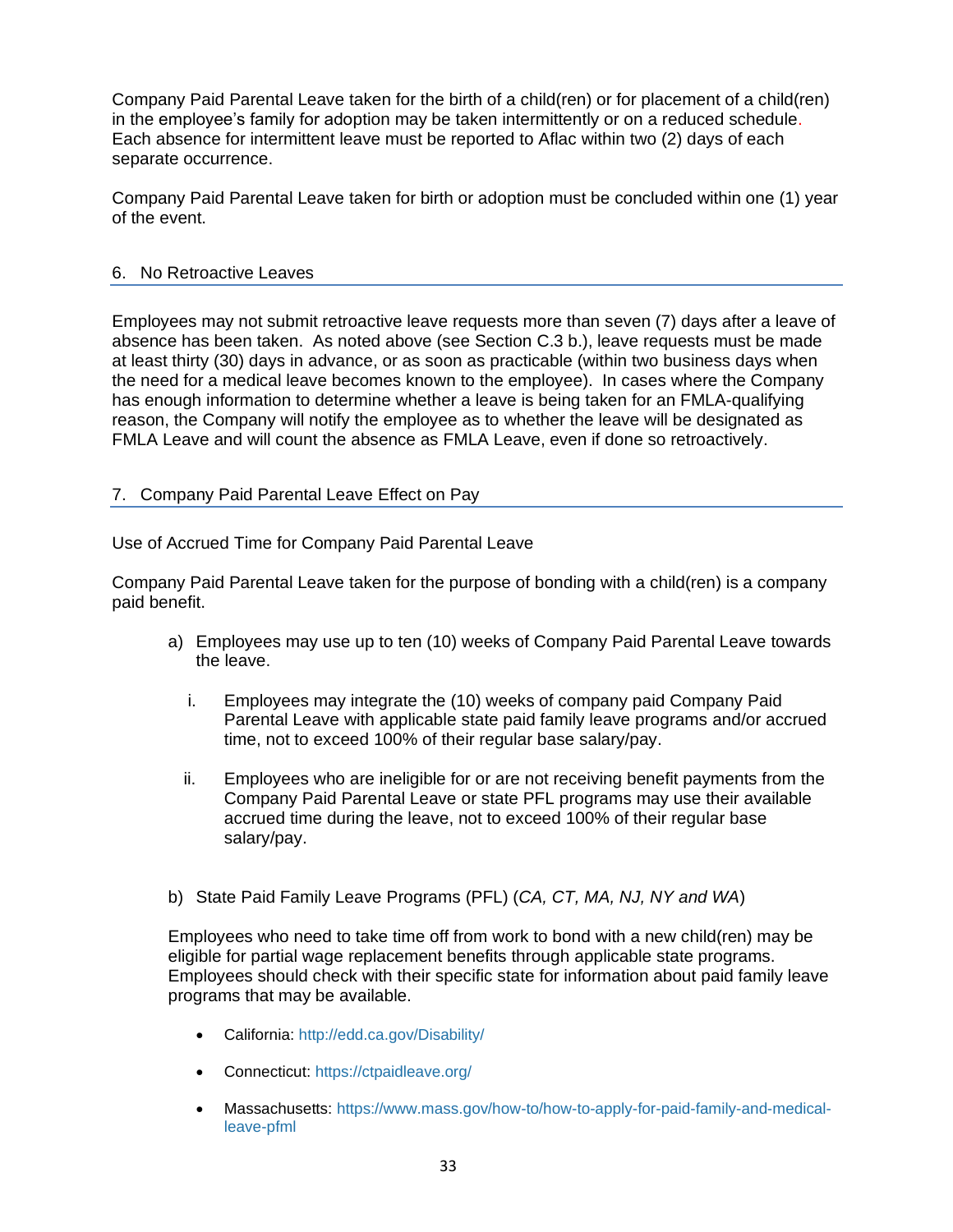Company Paid Parental Leave taken for the birth of a child(ren) or for placement of a child(ren) in the employee's family for adoption may be taken intermittently or on a reduced schedule. Each absence for intermittent leave must be reported to Aflac within two (2) days of each separate occurrence.

Company Paid Parental Leave taken for birth or adoption must be concluded within one (1) year of the event.

## 6. No Retroactive Leaves

Employees may not submit retroactive leave requests more than seven (7) days after a leave of absence has been taken. As noted above (see Section C.3 b.), leave requests must be made at least thirty (30) days in advance, or as soon as practicable (within two business days when the need for a medical leave becomes known to the employee). In cases where the Company has enough information to determine whether a leave is being taken for an FMLA-qualifying reason, the Company will notify the employee as to whether the leave will be designated as FMLA Leave and will count the absence as FMLA Leave, even if done so retroactively.

## 7. Company Paid Parental Leave Effect on Pay

Use of Accrued Time for Company Paid Parental Leave

Company Paid Parental Leave taken for the purpose of bonding with a child(ren) is a company paid benefit.

a) Employees may use up to ten (10) weeks of Company Paid Parental Leave towards the leave.

   i. Employees may integrate the (10) weeks of company paid Company Paid Parental Leave with applicable state paid family leave programs and/or accrued time, not to exceed 100% of their regular base salary/pay.

   ii. Employees who are ineligible for or are not receiving benefit payments from the Company Paid Parental Leave or state PFL programs may use their available accrued time during the leave, not to exceed 100% of their regular base salary/pay.

b) State Paid Family Leave Programs (PFL) (*CA, CT, MA, NJ, NY and WA*)

Employees who need to take time off from work to bond with a new child(ren) may be eligible for partial wage replacement benefits through applicable state programs. Employees should check with their specific state for information about paid family leave programs that may be available.

- California: http://edd.ca.gov/Disability/
- Connecticut: https://ctpaidleave.org/
- Massachusetts: https://www.mass.gov/how-to/how-to-apply-for-paid-family-and-medical-leave-pfml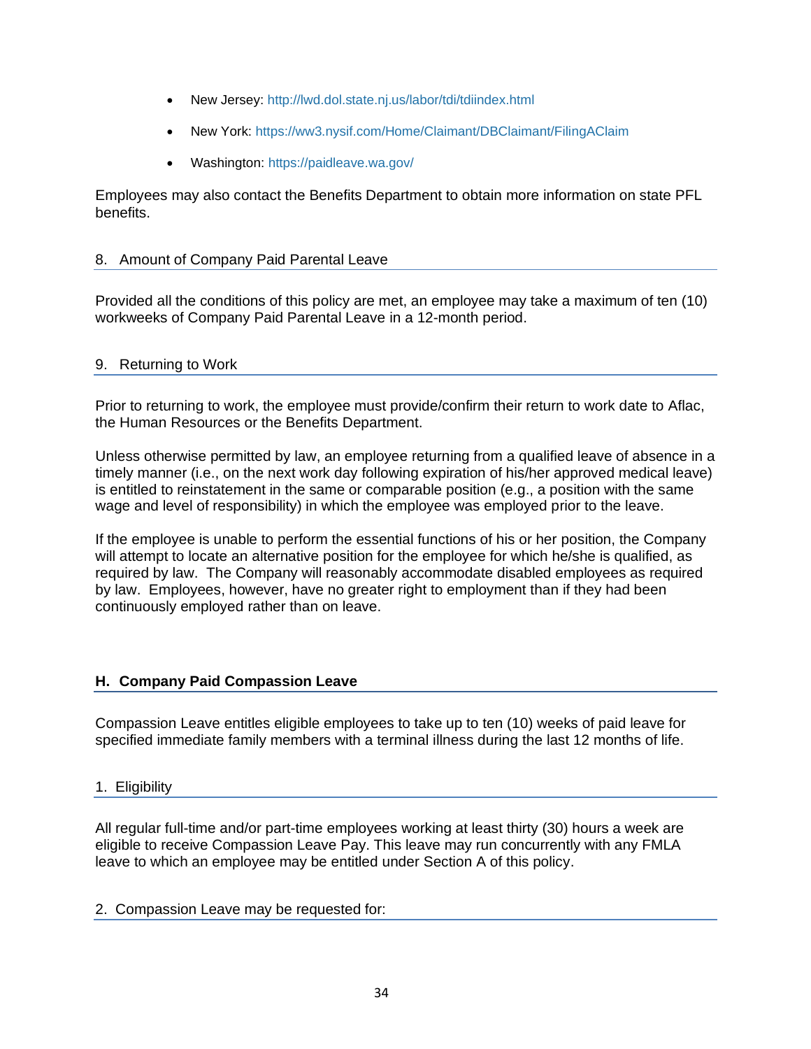- New Jersey: http://lwd.dol.state.nj.us/labor/tdi/tdiindex.html
- New York: https://ww3.nysif.com/Home/Claimant/DBClaimant/FilingAClaim
- Washington: https://paidleave.wa.gov/

Employees may also contact the Benefits Department to obtain more information on state PFL benefits.

### 8. Amount of Company Paid Parental Leave

Provided all the conditions of this policy are met, an employee may take a maximum of ten (10) workweeks of Company Paid Parental Leave in a 12-month period.

### 9. Returning to Work

Prior to returning to work, the employee must provide/confirm their return to work date to Aflac, the Human Resources or the Benefits Department.

Unless otherwise permitted by law, an employee returning from a qualified leave of absence in a timely manner (i.e., on the next work day following expiration of his/her approved medical leave) is entitled to reinstatement in the same or comparable position (e.g., a position with the same wage and level of responsibility) in which the employee was employed prior to the leave.

If the employee is unable to perform the essential functions of his or her position, the Company will attempt to locate an alternative position for the employee for which he/she is qualified, as required by law. The Company will reasonably accommodate disabled employees as required by law. Employees, however, have no greater right to employment than if they had been continuously employed rather than on leave.

## H. Company Paid Compassion Leave

Compassion Leave entitles eligible employees to take up to ten (10) weeks of paid leave for specified immediate family members with a terminal illness during the last 12 months of life.

### 1. Eligibility

All regular full-time and/or part-time employees working at least thirty (30) hours a week are eligible to receive Compassion Leave Pay. This leave may run concurrently with any FMLA leave to which an employee may be entitled under Section A of this policy.

### 2. Compassion Leave may be requested for: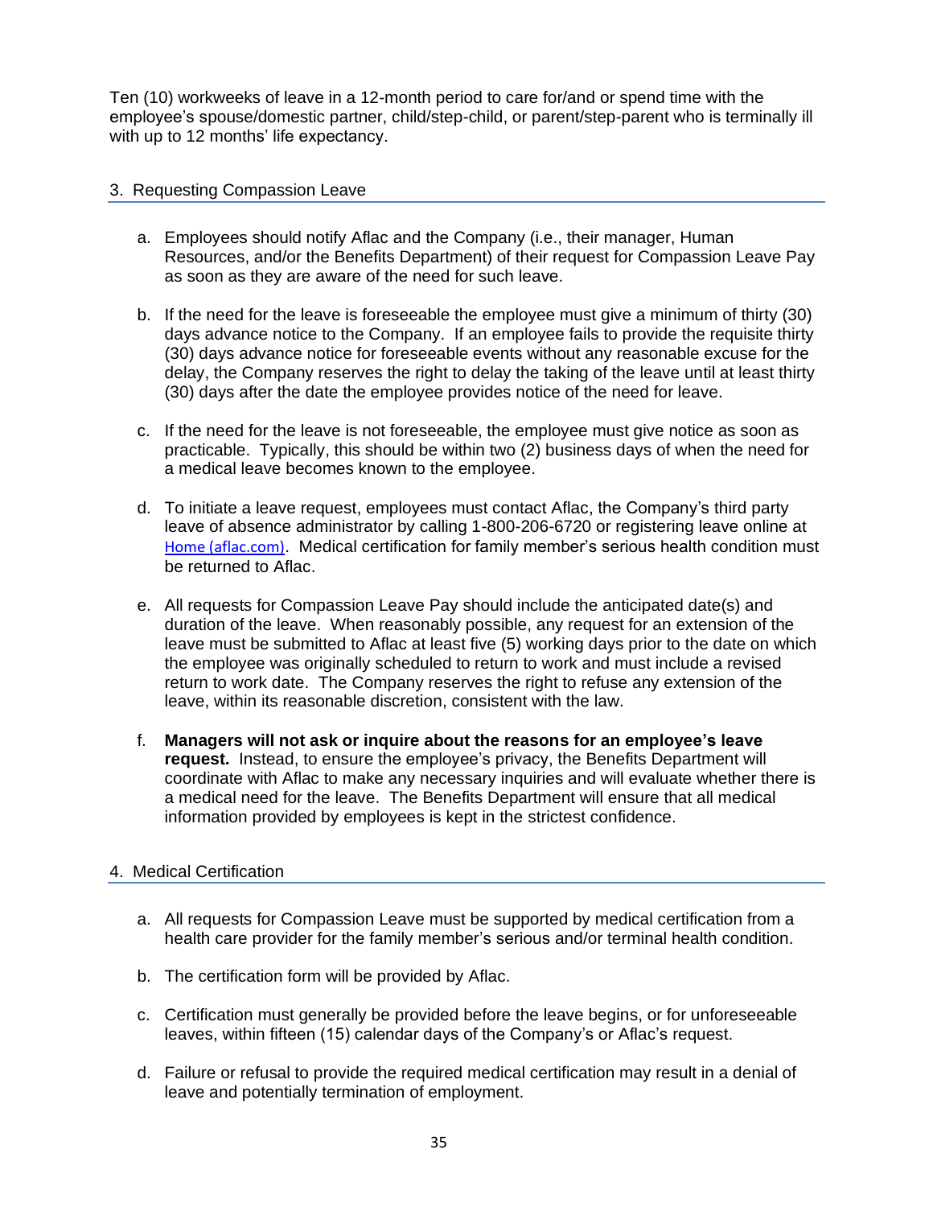Ten (10) workweeks of leave in a 12-month period to care for/and or spend time with the employee's spouse/domestic partner, child/step-child, or parent/step-parent who is terminally ill with up to 12 months' life expectancy.

## 3. Requesting Compassion Leave

a. Employees should notify Aflac and the Company (i.e., their manager, Human Resources, and/or the Benefits Department) of their request for Compassion Leave Pay as soon as they are aware of the need for such leave.

b. If the need for the leave is foreseeable the employee must give a minimum of thirty (30) days advance notice to the Company. If an employee fails to provide the requisite thirty (30) days advance notice for foreseeable events without any reasonable excuse for the delay, the Company reserves the right to delay the taking of the leave until at least thirty (30) days after the date the employee provides notice of the need for leave.

c. If the need for the leave is not foreseeable, the employee must give notice as soon as practicable. Typically, this should be within two (2) business days of when the need for a medical leave becomes known to the employee.

d. To initiate a leave request, employees must contact Aflac, the Company's third party leave of absence administrator by calling 1-800-206-6720 or registering leave online at Home (aflac.com). Medical certification for family member's serious health condition must be returned to Aflac.

e. All requests for Compassion Leave Pay should include the anticipated date(s) and duration of the leave. When reasonably possible, any request for an extension of the leave must be submitted to Aflac at least five (5) working days prior to the date on which the employee was originally scheduled to return to work and must include a revised return to work date. The Company reserves the right to refuse any extension of the leave, within its reasonable discretion, consistent with the law.

f. **Managers will not ask or inquire about the reasons for an employee's leave request.** Instead, to ensure the employee's privacy, the Benefits Department will coordinate with Aflac to make any necessary inquiries and will evaluate whether there is a medical need for the leave. The Benefits Department will ensure that all medical information provided by employees is kept in the strictest confidence.

## 4. Medical Certification

a. All requests for Compassion Leave must be supported by medical certification from a health care provider for the family member's serious and/or terminal health condition.

b. The certification form will be provided by Aflac.

c. Certification must generally be provided before the leave begins, or for unforeseeable leaves, within fifteen (15) calendar days of the Company's or Aflac's request.

d. Failure or refusal to provide the required medical certification may result in a denial of leave and potentially termination of employment.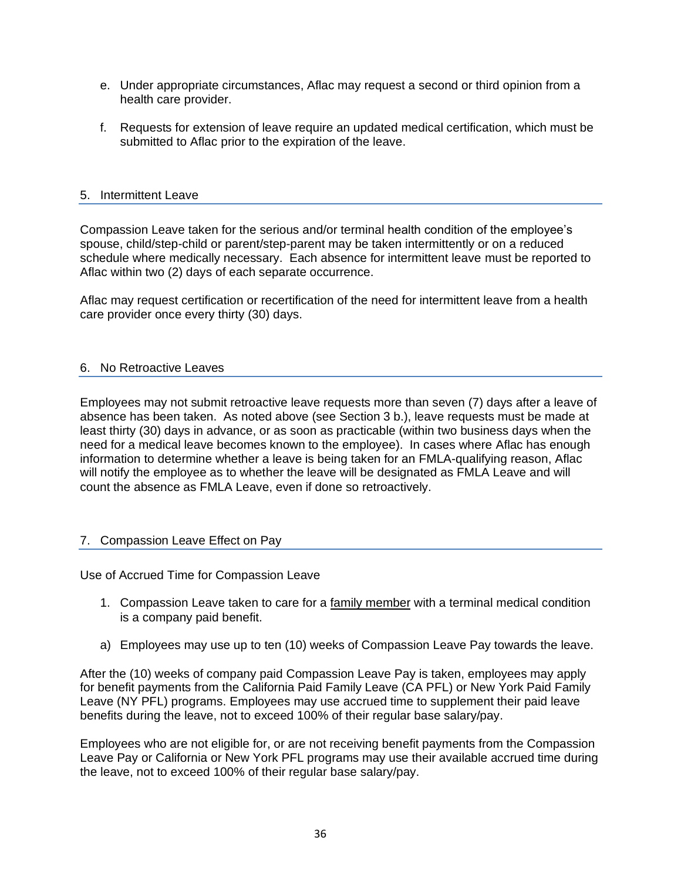e. Under appropriate circumstances, Aflac may request a second or third opinion from a health care provider.

f. Requests for extension of leave require an updated medical certification, which must be submitted to Aflac prior to the expiration of the leave.

## 5. Intermittent Leave

Compassion Leave taken for the serious and/or terminal health condition of the employee's spouse, child/step-child or parent/step-parent may be taken intermittently or on a reduced schedule where medically necessary. Each absence for intermittent leave must be reported to Aflac within two (2) days of each separate occurrence.

Aflac may request certification or recertification of the need for intermittent leave from a health care provider once every thirty (30) days.

## 6. No Retroactive Leaves

Employees may not submit retroactive leave requests more than seven (7) days after a leave of absence has been taken. As noted above (see Section 3 b.), leave requests must be made at least thirty (30) days in advance, or as soon as practicable (within two business days when the need for a medical leave becomes known to the employee). In cases where Aflac has enough information to determine whether a leave is being taken for an FMLA-qualifying reason, Aflac will notify the employee as to whether the leave will be designated as FMLA Leave and will count the absence as FMLA Leave, even if done so retroactively.

## 7. Compassion Leave Effect on Pay

Use of Accrued Time for Compassion Leave

1. Compassion Leave taken to care for a family member with a terminal medical condition is a company paid benefit.

a) Employees may use up to ten (10) weeks of Compassion Leave Pay towards the leave.

After the (10) weeks of company paid Compassion Leave Pay is taken, employees may apply for benefit payments from the California Paid Family Leave (CA PFL) or New York Paid Family Leave (NY PFL) programs. Employees may use accrued time to supplement their paid leave benefits during the leave, not to exceed 100% of their regular base salary/pay.

Employees who are not eligible for, or are not receiving benefit payments from the Compassion Leave Pay or California or New York PFL programs may use their available accrued time during the leave, not to exceed 100% of their regular base salary/pay.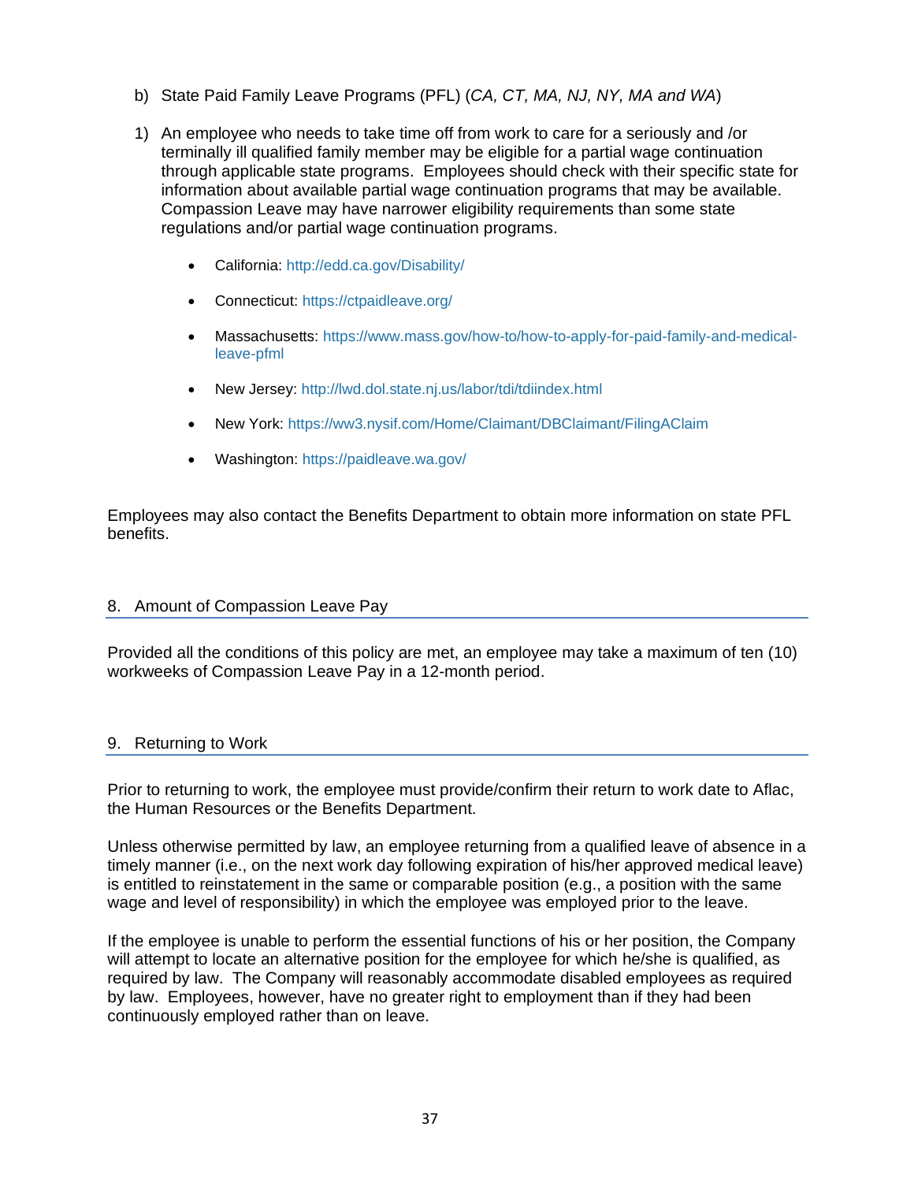b) State Paid Family Leave Programs (PFL) (*CA, CT, MA, NJ, NY, MA and WA*)

1) An employee who needs to take time off from work to care for a seriously and /or terminally ill qualified family member may be eligible for a partial wage continuation through applicable state programs. Employees should check with their specific state for information about available partial wage continuation programs that may be available. Compassion Leave may have narrower eligibility requirements than some state regulations and/or partial wage continuation programs.

- California: http://edd.ca.gov/Disability/
- Connecticut: https://ctpaidleave.org/
- Massachusetts: https://www.mass.gov/how-to/how-to-apply-for-paid-family-and-medical-leave-pfml
- New Jersey: http://lwd.dol.state.nj.us/labor/tdi/tdiindex.html
- New York: https://ww3.nysif.com/Home/Claimant/DBClaimant/FilingAClaim
- Washington: https://paidleave.wa.gov/

Employees may also contact the Benefits Department to obtain more information on state PFL benefits.

## 8. Amount of Compassion Leave Pay

Provided all the conditions of this policy are met, an employee may take a maximum of ten (10) workweeks of Compassion Leave Pay in a 12-month period.

## 9. Returning to Work

Prior to returning to work, the employee must provide/confirm their return to work date to Aflac, the Human Resources or the Benefits Department.

Unless otherwise permitted by law, an employee returning from a qualified leave of absence in a timely manner (i.e., on the next work day following expiration of his/her approved medical leave) is entitled to reinstatement in the same or comparable position (e.g., a position with the same wage and level of responsibility) in which the employee was employed prior to the leave.

If the employee is unable to perform the essential functions of his or her position, the Company will attempt to locate an alternative position for the employee for which he/she is qualified, as required by law. The Company will reasonably accommodate disabled employees as required by law. Employees, however, have no greater right to employment than if they had been continuously employed rather than on leave.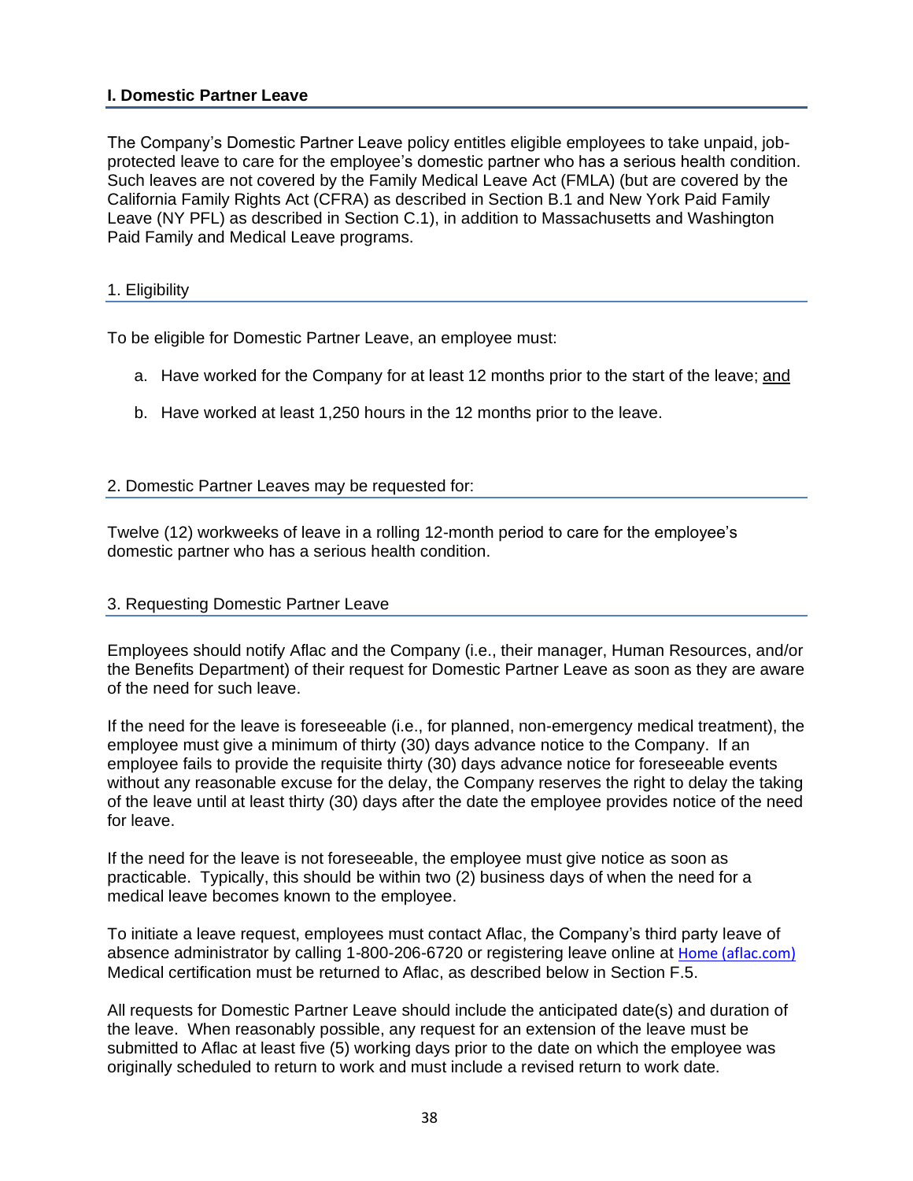## I. Domestic Partner Leave

The Company's Domestic Partner Leave policy entitles eligible employees to take unpaid, job-protected leave to care for the employee's domestic partner who has a serious health condition. Such leaves are not covered by the Family Medical Leave Act (FMLA) (but are covered by the California Family Rights Act (CFRA) as described in Section B.1 and New York Paid Family Leave (NY PFL) as described in Section C.1), in addition to Massachusetts and Washington Paid Family and Medical Leave programs.

### 1. Eligibility

To be eligible for Domestic Partner Leave, an employee must:

a. Have worked for the Company for at least 12 months prior to the start of the leave; <u>and</u>

b. Have worked at least 1,250 hours in the 12 months prior to the leave.

### 2. Domestic Partner Leaves may be requested for:

Twelve (12) workweeks of leave in a rolling 12-month period to care for the employee's domestic partner who has a serious health condition.

### 3. Requesting Domestic Partner Leave

Employees should notify Aflac and the Company (i.e., their manager, Human Resources, and/or the Benefits Department) of their request for Domestic Partner Leave as soon as they are aware of the need for such leave.

If the need for the leave is foreseeable (i.e., for planned, non-emergency medical treatment), the employee must give a minimum of thirty (30) days advance notice to the Company. If an employee fails to provide the requisite thirty (30) days advance notice for foreseeable events without any reasonable excuse for the delay, the Company reserves the right to delay the taking of the leave until at least thirty (30) days after the date the employee provides notice of the need for leave.

If the need for the leave is not foreseeable, the employee must give notice as soon as practicable. Typically, this should be within two (2) business days of when the need for a medical leave becomes known to the employee.

To initiate a leave request, employees must contact Aflac, the Company's third party leave of absence administrator by calling 1-800-206-6720 or registering leave online at Home (aflac.com) Medical certification must be returned to Aflac, as described below in Section F.5.

All requests for Domestic Partner Leave should include the anticipated date(s) and duration of the leave. When reasonably possible, any request for an extension of the leave must be submitted to Aflac at least five (5) working days prior to the date on which the employee was originally scheduled to return to work and must include a revised return to work date.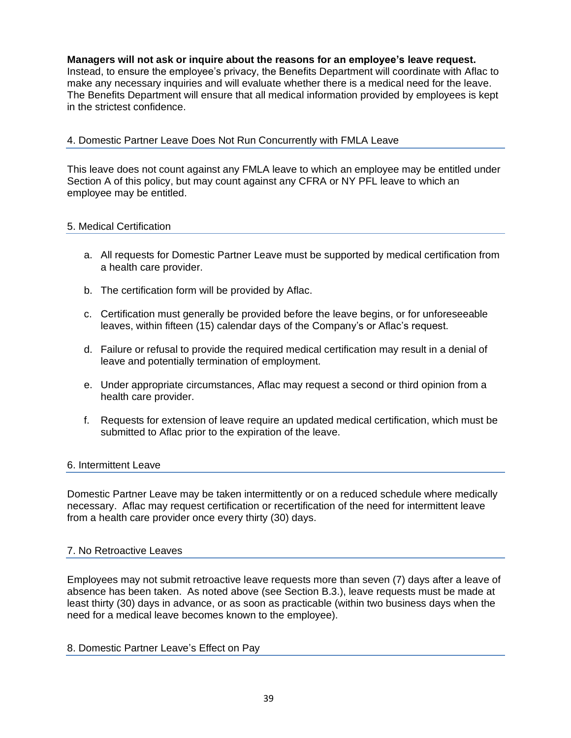**Managers will not ask or inquire about the reasons for an employee's leave request.** Instead, to ensure the employee's privacy, the Benefits Department will coordinate with Aflac to make any necessary inquiries and will evaluate whether there is a medical need for the leave. The Benefits Department will ensure that all medical information provided by employees is kept in the strictest confidence.

### 4. Domestic Partner Leave Does Not Run Concurrently with FMLA Leave

This leave does not count against any FMLA leave to which an employee may be entitled under Section A of this policy, but may count against any CFRA or NY PFL leave to which an employee may be entitled.

### 5. Medical Certification

a. All requests for Domestic Partner Leave must be supported by medical certification from a health care provider.

b. The certification form will be provided by Aflac.

c. Certification must generally be provided before the leave begins, or for unforeseeable leaves, within fifteen (15) calendar days of the Company's or Aflac's request.

d. Failure or refusal to provide the required medical certification may result in a denial of leave and potentially termination of employment.

e. Under appropriate circumstances, Aflac may request a second or third opinion from a health care provider.

f. Requests for extension of leave require an updated medical certification, which must be submitted to Aflac prior to the expiration of the leave.

### 6. Intermittent Leave

Domestic Partner Leave may be taken intermittently or on a reduced schedule where medically necessary. Aflac may request certification or recertification of the need for intermittent leave from a health care provider once every thirty (30) days.

### 7. No Retroactive Leaves

Employees may not submit retroactive leave requests more than seven (7) days after a leave of absence has been taken. As noted above (see Section B.3.), leave requests must be made at least thirty (30) days in advance, or as soon as practicable (within two business days when the need for a medical leave becomes known to the employee).

### 8. Domestic Partner Leave's Effect on Pay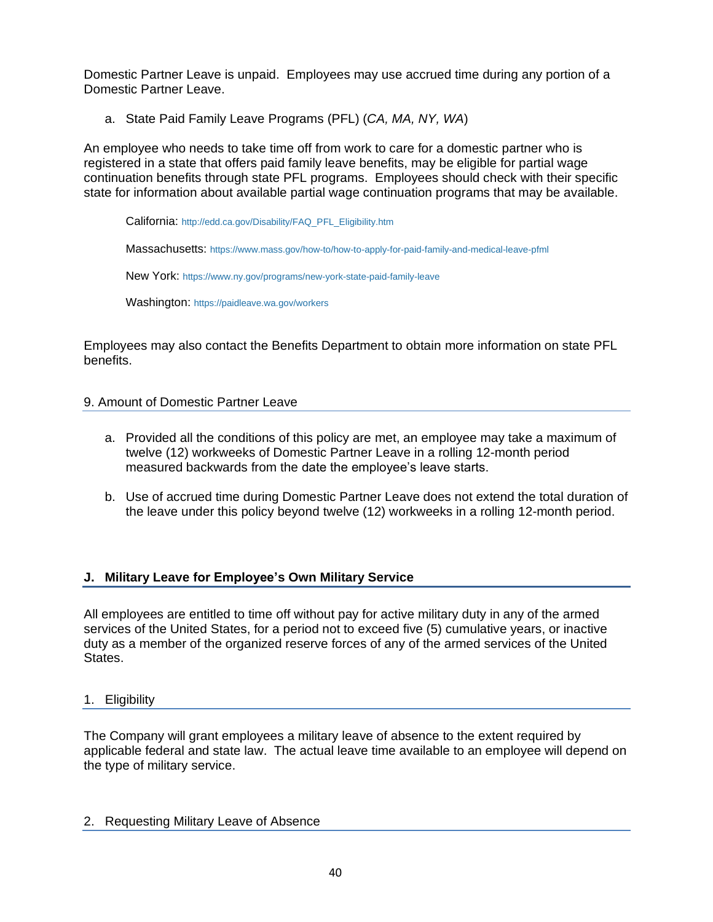Domestic Partner Leave is unpaid. Employees may use accrued time during any portion of a Domestic Partner Leave.

a. State Paid Family Leave Programs (PFL) (*CA, MA, NY, WA*)

An employee who needs to take time off from work to care for a domestic partner who is registered in a state that offers paid family leave benefits, may be eligible for partial wage continuation benefits through state PFL programs. Employees should check with their specific state for information about available partial wage continuation programs that may be available.

California: http://edd.ca.gov/Disability/FAQ_PFL_Eligibility.htm

Massachusetts: https://www.mass.gov/how-to/how-to-apply-for-paid-family-and-medical-leave-pfml

New York: https://www.ny.gov/programs/new-york-state-paid-family-leave

Washington: https://paidleave.wa.gov/workers

Employees may also contact the Benefits Department to obtain more information on state PFL benefits.

### 9. Amount of Domestic Partner Leave

a. Provided all the conditions of this policy are met, an employee may take a maximum of twelve (12) workweeks of Domestic Partner Leave in a rolling 12-month period measured backwards from the date the employee's leave starts.

b. Use of accrued time during Domestic Partner Leave does not extend the total duration of the leave under this policy beyond twelve (12) workweeks in a rolling 12-month period.

## J. Military Leave for Employee's Own Military Service

All employees are entitled to time off without pay for active military duty in any of the armed services of the United States, for a period not to exceed five (5) cumulative years, or inactive duty as a member of the organized reserve forces of any of the armed services of the United States.

### 1. Eligibility

The Company will grant employees a military leave of absence to the extent required by applicable federal and state law. The actual leave time available to an employee will depend on the type of military service.

### 2. Requesting Military Leave of Absence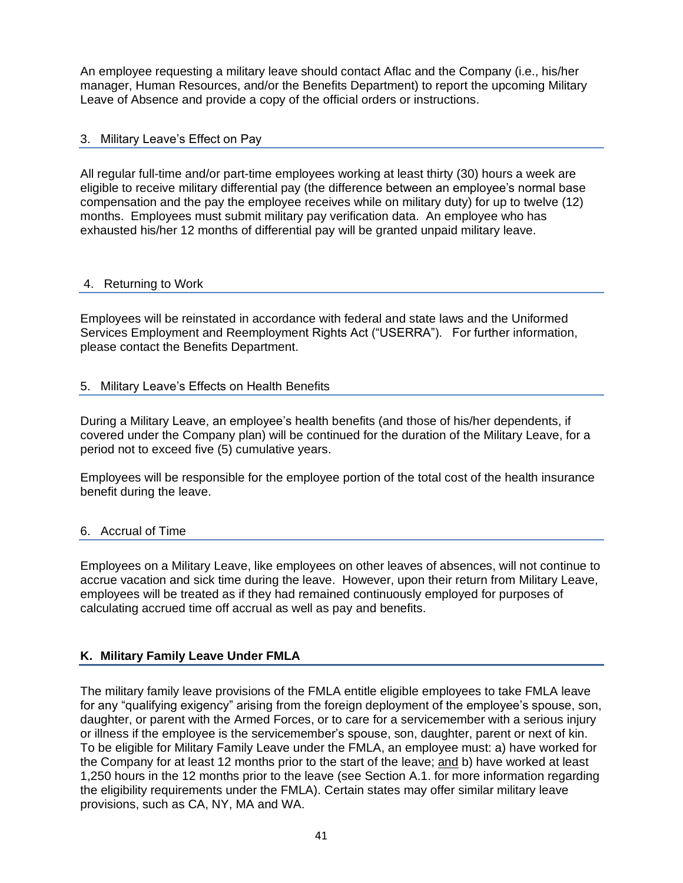An employee requesting a military leave should contact Aflac and the Company (i.e., his/her manager, Human Resources, and/or the Benefits Department) to report the upcoming Military Leave of Absence and provide a copy of the official orders or instructions.

### 3. Military Leave's Effect on Pay

All regular full-time and/or part-time employees working at least thirty (30) hours a week are eligible to receive military differential pay (the difference between an employee's normal base compensation and the pay the employee receives while on military duty) for up to twelve (12) months. Employees must submit military pay verification data. An employee who has exhausted his/her 12 months of differential pay will be granted unpaid military leave.

### 4. Returning to Work

Employees will be reinstated in accordance with federal and state laws and the Uniformed Services Employment and Reemployment Rights Act ("USERRA"). For further information, please contact the Benefits Department.

### 5. Military Leave's Effects on Health Benefits

During a Military Leave, an employee's health benefits (and those of his/her dependents, if covered under the Company plan) will be continued for the duration of the Military Leave, for a period not to exceed five (5) cumulative years.

Employees will be responsible for the employee portion of the total cost of the health insurance benefit during the leave.

### 6. Accrual of Time

Employees on a Military Leave, like employees on other leaves of absences, will not continue to accrue vacation and sick time during the leave. However, upon their return from Military Leave, employees will be treated as if they had remained continuously employed for purposes of calculating accrued time off accrual as well as pay and benefits.

## K. Military Family Leave Under FMLA

The military family leave provisions of the FMLA entitle eligible employees to take FMLA leave for any "qualifying exigency" arising from the foreign deployment of the employee's spouse, son, daughter, or parent with the Armed Forces, or to care for a servicemember with a serious injury or illness if the employee is the servicemember's spouse, son, daughter, parent or next of kin. To be eligible for Military Family Leave under the FMLA, an employee must: a) have worked for the Company for at least 12 months prior to the start of the leave; and b) have worked at least 1,250 hours in the 12 months prior to the leave (see Section A.1. for more information regarding the eligibility requirements under the FMLA). Certain states may offer similar military leave provisions, such as CA, NY, MA and WA.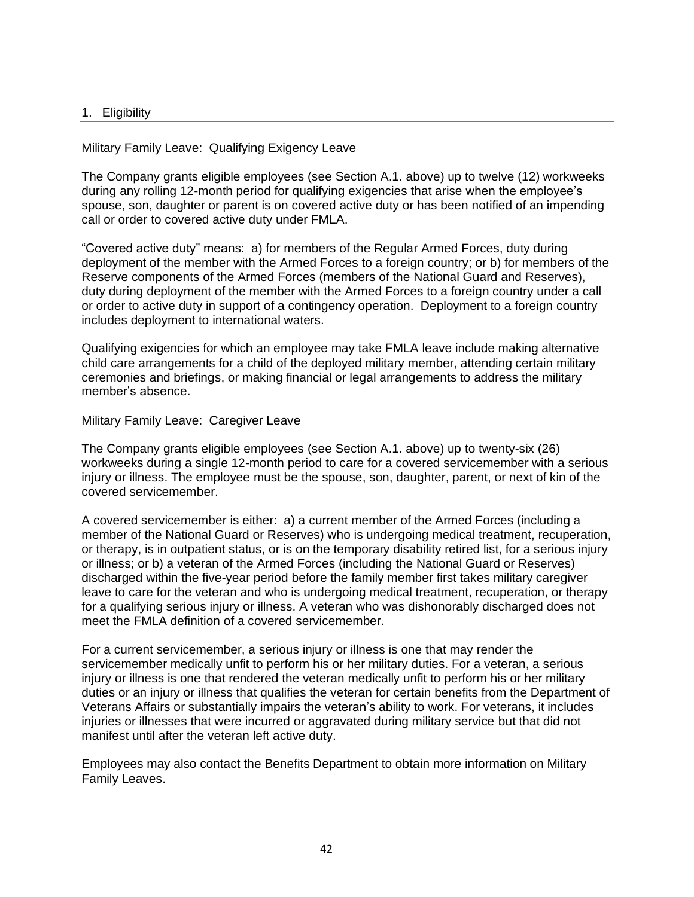## 1. Eligibility

Military Family Leave: Qualifying Exigency Leave

The Company grants eligible employees (see Section A.1. above) up to twelve (12) workweeks during any rolling 12-month period for qualifying exigencies that arise when the employee's spouse, son, daughter or parent is on covered active duty or has been notified of an impending call or order to covered active duty under FMLA.

"Covered active duty" means: a) for members of the Regular Armed Forces, duty during deployment of the member with the Armed Forces to a foreign country; or b) for members of the Reserve components of the Armed Forces (members of the National Guard and Reserves), duty during deployment of the member with the Armed Forces to a foreign country under a call or order to active duty in support of a contingency operation. Deployment to a foreign country includes deployment to international waters.

Qualifying exigencies for which an employee may take FMLA leave include making alternative child care arrangements for a child of the deployed military member, attending certain military ceremonies and briefings, or making financial or legal arrangements to address the military member's absence.

Military Family Leave: Caregiver Leave

The Company grants eligible employees (see Section A.1. above) up to twenty-six (26) workweeks during a single 12-month period to care for a covered servicemember with a serious injury or illness. The employee must be the spouse, son, daughter, parent, or next of kin of the covered servicemember.

A covered servicemember is either: a) a current member of the Armed Forces (including a member of the National Guard or Reserves) who is undergoing medical treatment, recuperation, or therapy, is in outpatient status, or is on the temporary disability retired list, for a serious injury or illness; or b) a veteran of the Armed Forces (including the National Guard or Reserves) discharged within the five-year period before the family member first takes military caregiver leave to care for the veteran and who is undergoing medical treatment, recuperation, or therapy for a qualifying serious injury or illness. A veteran who was dishonorably discharged does not meet the FMLA definition of a covered servicemember.

For a current servicemember, a serious injury or illness is one that may render the servicemember medically unfit to perform his or her military duties. For a veteran, a serious injury or illness is one that rendered the veteran medically unfit to perform his or her military duties or an injury or illness that qualifies the veteran for certain benefits from the Department of Veterans Affairs or substantially impairs the veteran's ability to work. For veterans, it includes injuries or illnesses that were incurred or aggravated during military service but that did not manifest until after the veteran left active duty.

Employees may also contact the Benefits Department to obtain more information on Military Family Leaves.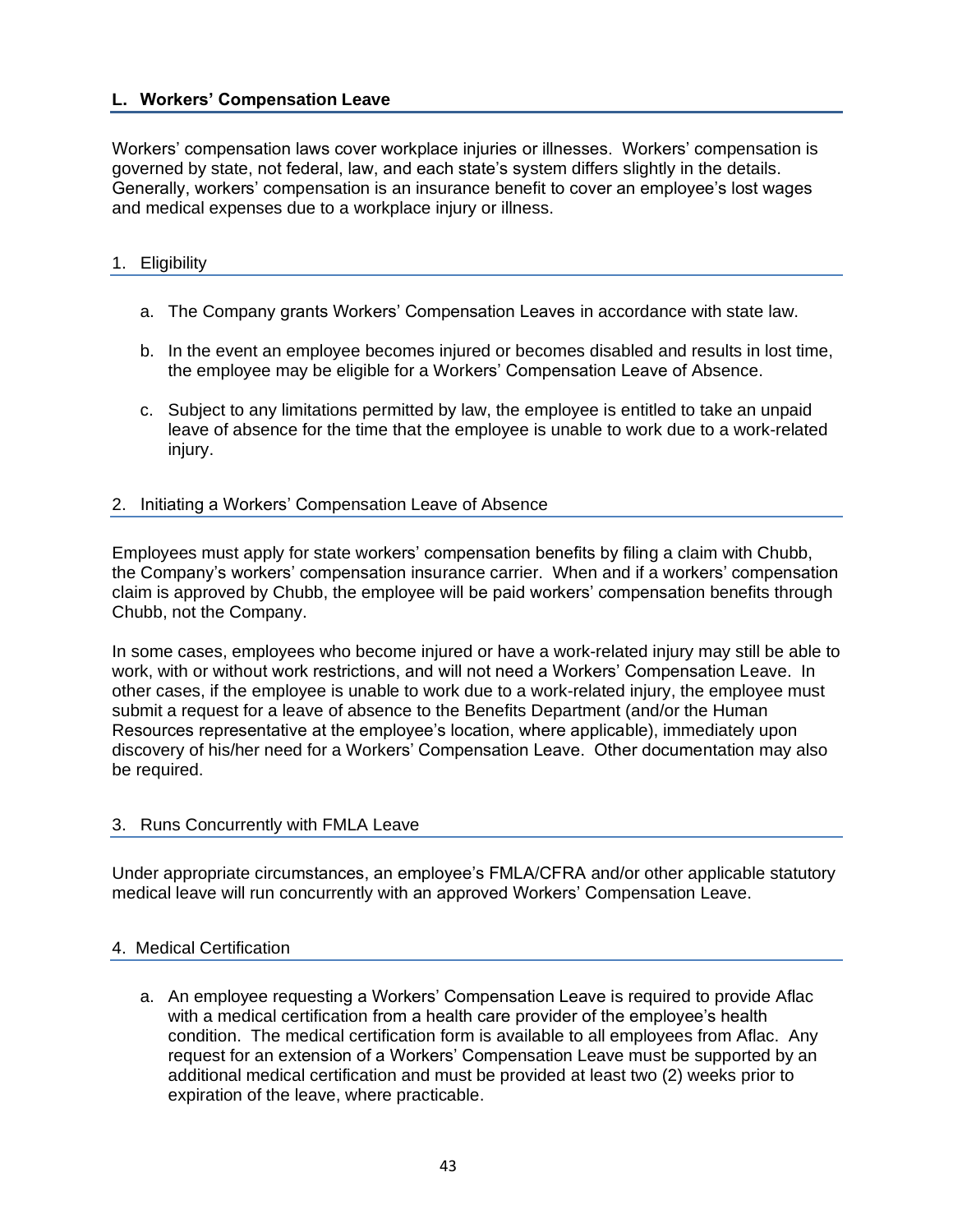## L. Workers' Compensation Leave

Workers' compensation laws cover workplace injuries or illnesses. Workers' compensation is governed by state, not federal, law, and each state's system differs slightly in the details. Generally, workers' compensation is an insurance benefit to cover an employee's lost wages and medical expenses due to a workplace injury or illness.

### 1. Eligibility

a. The Company grants Workers' Compensation Leaves in accordance with state law.

b. In the event an employee becomes injured or becomes disabled and results in lost time, the employee may be eligible for a Workers' Compensation Leave of Absence.

c. Subject to any limitations permitted by law, the employee is entitled to take an unpaid leave of absence for the time that the employee is unable to work due to a work-related injury.

### 2. Initiating a Workers' Compensation Leave of Absence

Employees must apply for state workers' compensation benefits by filing a claim with Chubb, the Company's workers' compensation insurance carrier. When and if a workers' compensation claim is approved by Chubb, the employee will be paid workers' compensation benefits through Chubb, not the Company.

In some cases, employees who become injured or have a work-related injury may still be able to work, with or without work restrictions, and will not need a Workers' Compensation Leave. In other cases, if the employee is unable to work due to a work-related injury, the employee must submit a request for a leave of absence to the Benefits Department (and/or the Human Resources representative at the employee's location, where applicable), immediately upon discovery of his/her need for a Workers' Compensation Leave. Other documentation may also be required.

### 3. Runs Concurrently with FMLA Leave

Under appropriate circumstances, an employee's FMLA/CFRA and/or other applicable statutory medical leave will run concurrently with an approved Workers' Compensation Leave.

### 4. Medical Certification

a. An employee requesting a Workers' Compensation Leave is required to provide Aflac with a medical certification from a health care provider of the employee's health condition. The medical certification form is available to all employees from Aflac. Any request for an extension of a Workers' Compensation Leave must be supported by an additional medical certification and must be provided at least two (2) weeks prior to expiration of the leave, where practicable.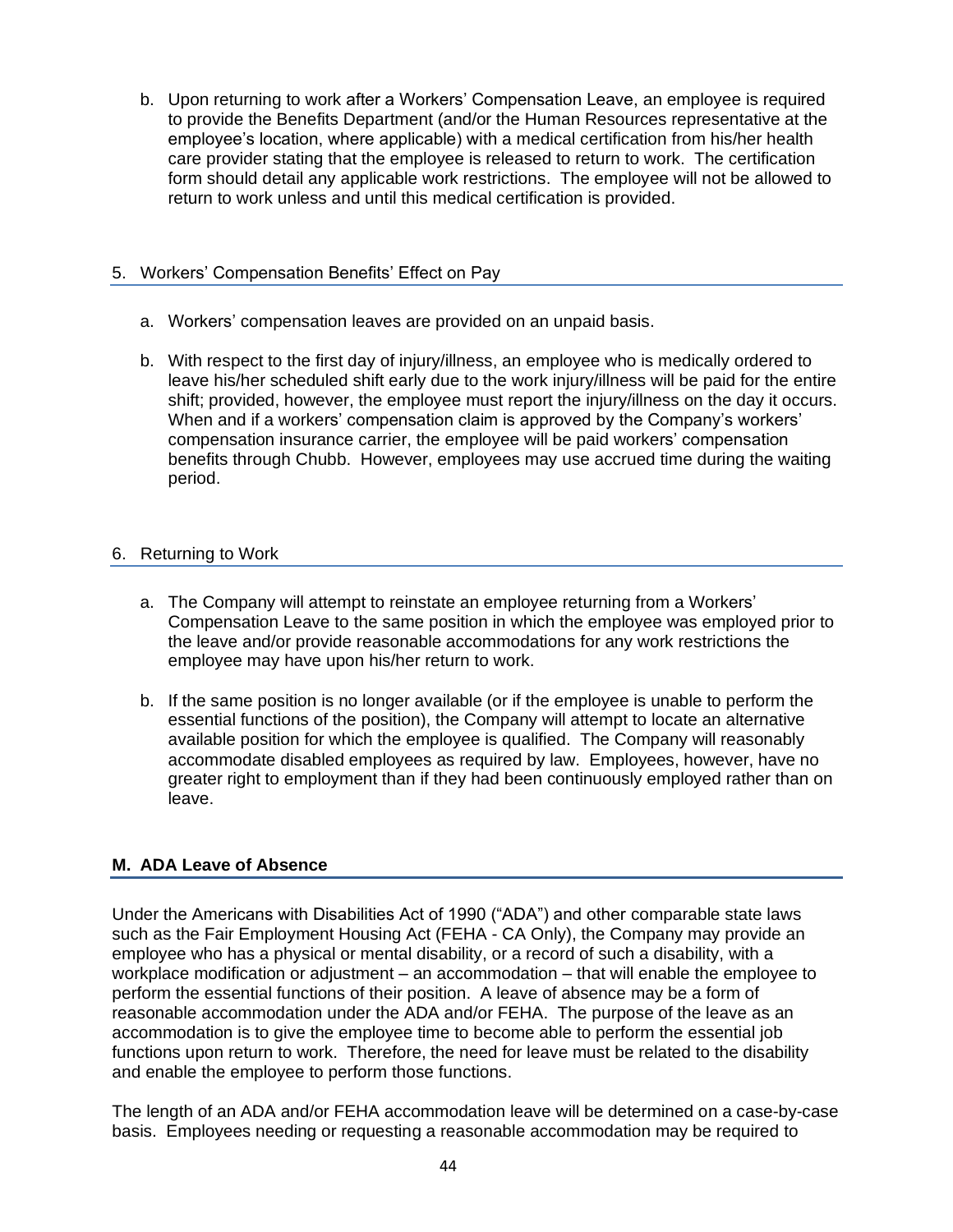b. Upon returning to work after a Workers' Compensation Leave, an employee is required to provide the Benefits Department (and/or the Human Resources representative at the employee's location, where applicable) with a medical certification from his/her health care provider stating that the employee is released to return to work. The certification form should detail any applicable work restrictions. The employee will not be allowed to return to work unless and until this medical certification is provided.

### 5. Workers' Compensation Benefits' Effect on Pay

a. Workers' compensation leaves are provided on an unpaid basis.

b. With respect to the first day of injury/illness, an employee who is medically ordered to leave his/her scheduled shift early due to the work injury/illness will be paid for the entire shift; provided, however, the employee must report the injury/illness on the day it occurs. When and if a workers' compensation claim is approved by the Company's workers' compensation insurance carrier, the employee will be paid workers' compensation benefits through Chubb. However, employees may use accrued time during the waiting period.

### 6. Returning to Work

a. The Company will attempt to reinstate an employee returning from a Workers' Compensation Leave to the same position in which the employee was employed prior to the leave and/or provide reasonable accommodations for any work restrictions the employee may have upon his/her return to work.

b. If the same position is no longer available (or if the employee is unable to perform the essential functions of the position), the Company will attempt to locate an alternative available position for which the employee is qualified. The Company will reasonably accommodate disabled employees as required by law. Employees, however, have no greater right to employment than if they had been continuously employed rather than on leave.

## M. ADA Leave of Absence

Under the Americans with Disabilities Act of 1990 ("ADA") and other comparable state laws such as the Fair Employment Housing Act (FEHA - CA Only), the Company may provide an employee who has a physical or mental disability, or a record of such a disability, with a workplace modification or adjustment – an accommodation – that will enable the employee to perform the essential functions of their position. A leave of absence may be a form of reasonable accommodation under the ADA and/or FEHA. The purpose of the leave as an accommodation is to give the employee time to become able to perform the essential job functions upon return to work. Therefore, the need for leave must be related to the disability and enable the employee to perform those functions.

The length of an ADA and/or FEHA accommodation leave will be determined on a case-by-case basis. Employees needing or requesting a reasonable accommodation may be required to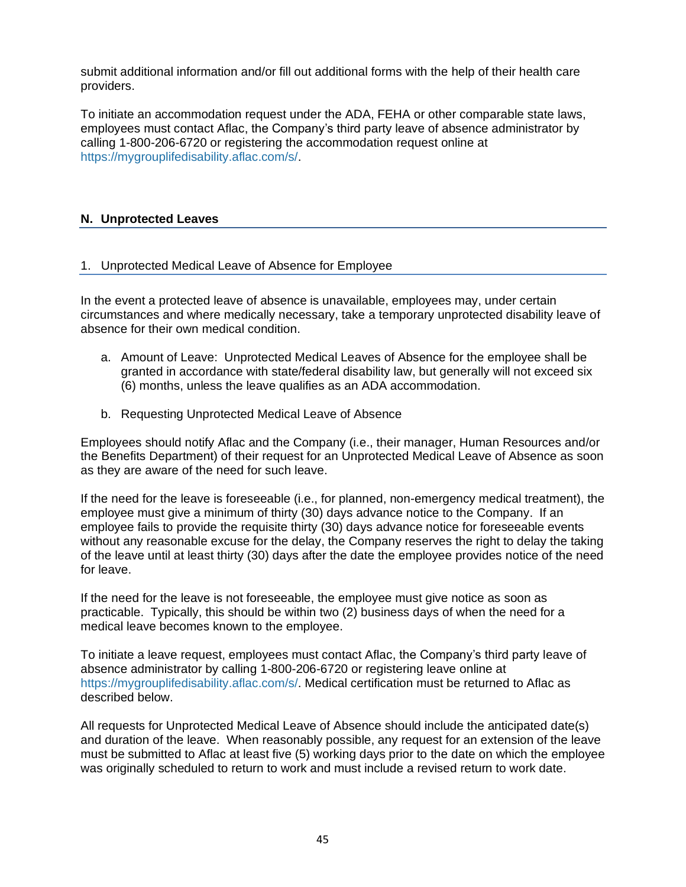submit additional information and/or fill out additional forms with the help of their health care providers.

To initiate an accommodation request under the ADA, FEHA or other comparable state laws, employees must contact Aflac, the Company's third party leave of absence administrator by calling 1-800-206-6720 or registering the accommodation request online at https://mygrouplifedisability.aflac.com/s/.

## N. Unprotected Leaves

### 1. Unprotected Medical Leave of Absence for Employee

In the event a protected leave of absence is unavailable, employees may, under certain circumstances and where medically necessary, take a temporary unprotected disability leave of absence for their own medical condition.

a. Amount of Leave: Unprotected Medical Leaves of Absence for the employee shall be granted in accordance with state/federal disability law, but generally will not exceed six (6) months, unless the leave qualifies as an ADA accommodation.

b. Requesting Unprotected Medical Leave of Absence

Employees should notify Aflac and the Company (i.e., their manager, Human Resources and/or the Benefits Department) of their request for an Unprotected Medical Leave of Absence as soon as they are aware of the need for such leave.

If the need for the leave is foreseeable (i.e., for planned, non-emergency medical treatment), the employee must give a minimum of thirty (30) days advance notice to the Company. If an employee fails to provide the requisite thirty (30) days advance notice for foreseeable events without any reasonable excuse for the delay, the Company reserves the right to delay the taking of the leave until at least thirty (30) days after the date the employee provides notice of the need for leave.

If the need for the leave is not foreseeable, the employee must give notice as soon as practicable. Typically, this should be within two (2) business days of when the need for a medical leave becomes known to the employee.

To initiate a leave request, employees must contact Aflac, the Company's third party leave of absence administrator by calling 1-800-206-6720 or registering leave online at https://mygrouplifedisability.aflac.com/s/. Medical certification must be returned to Aflac as described below.

All requests for Unprotected Medical Leave of Absence should include the anticipated date(s) and duration of the leave. When reasonably possible, any request for an extension of the leave must be submitted to Aflac at least five (5) working days prior to the date on which the employee was originally scheduled to return to work and must include a revised return to work date.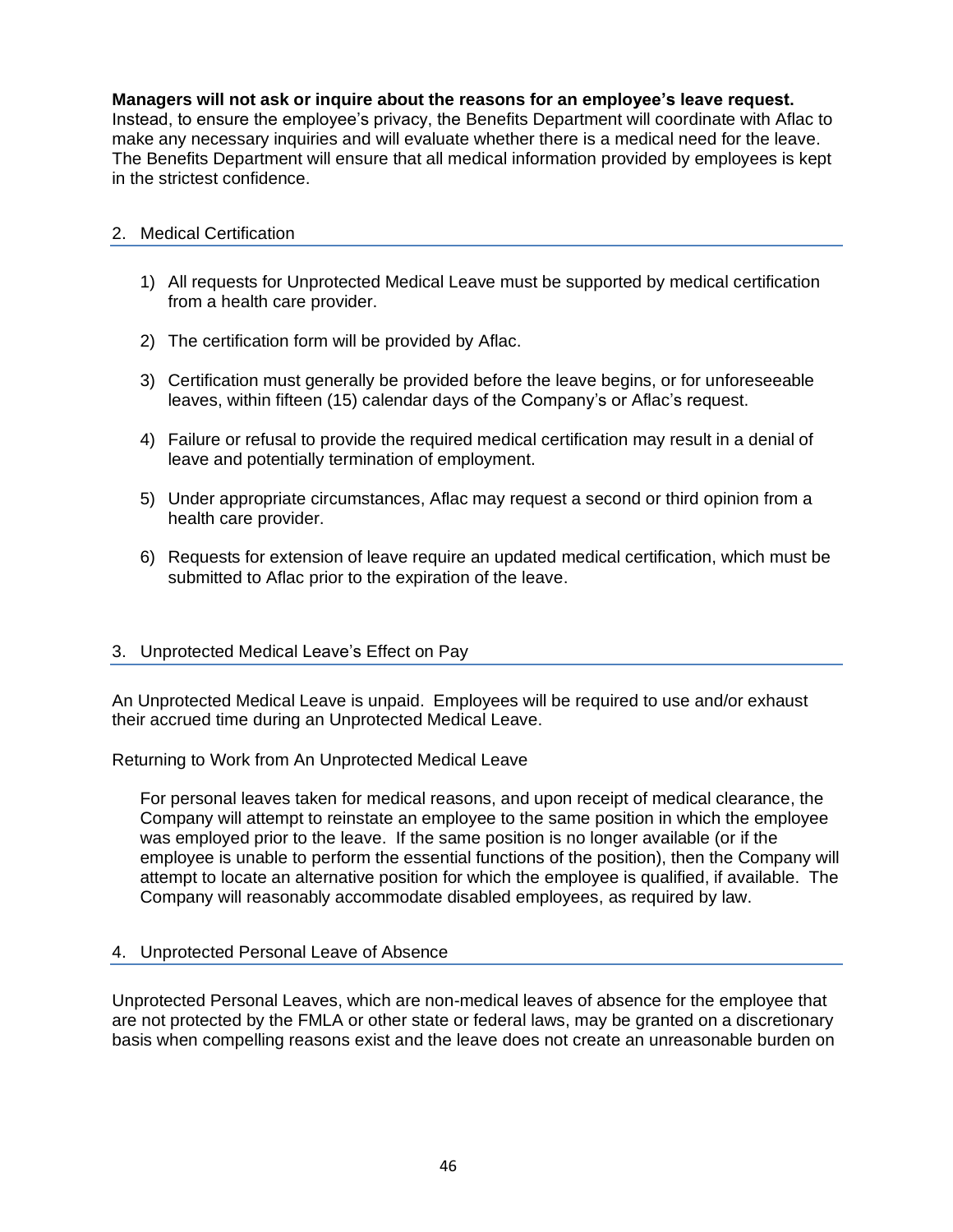**Managers will not ask or inquire about the reasons for an employee's leave request.** Instead, to ensure the employee's privacy, the Benefits Department will coordinate with Aflac to make any necessary inquiries and will evaluate whether there is a medical need for the leave. The Benefits Department will ensure that all medical information provided by employees is kept in the strictest confidence.

## 2. Medical Certification

1) All requests for Unprotected Medical Leave must be supported by medical certification from a health care provider.

2) The certification form will be provided by Aflac.

3) Certification must generally be provided before the leave begins, or for unforeseeable leaves, within fifteen (15) calendar days of the Company's or Aflac's request.

4) Failure or refusal to provide the required medical certification may result in a denial of leave and potentially termination of employment.

5) Under appropriate circumstances, Aflac may request a second or third opinion from a health care provider.

6) Requests for extension of leave require an updated medical certification, which must be submitted to Aflac prior to the expiration of the leave.

## 3. Unprotected Medical Leave's Effect on Pay

An Unprotected Medical Leave is unpaid. Employees will be required to use and/or exhaust their accrued time during an Unprotected Medical Leave.

Returning to Work from An Unprotected Medical Leave

For personal leaves taken for medical reasons, and upon receipt of medical clearance, the Company will attempt to reinstate an employee to the same position in which the employee was employed prior to the leave. If the same position is no longer available (or if the employee is unable to perform the essential functions of the position), then the Company will attempt to locate an alternative position for which the employee is qualified, if available. The Company will reasonably accommodate disabled employees, as required by law.

## 4. Unprotected Personal Leave of Absence

Unprotected Personal Leaves, which are non-medical leaves of absence for the employee that are not protected by the FMLA or other state or federal laws, may be granted on a discretionary basis when compelling reasons exist and the leave does not create an unreasonable burden on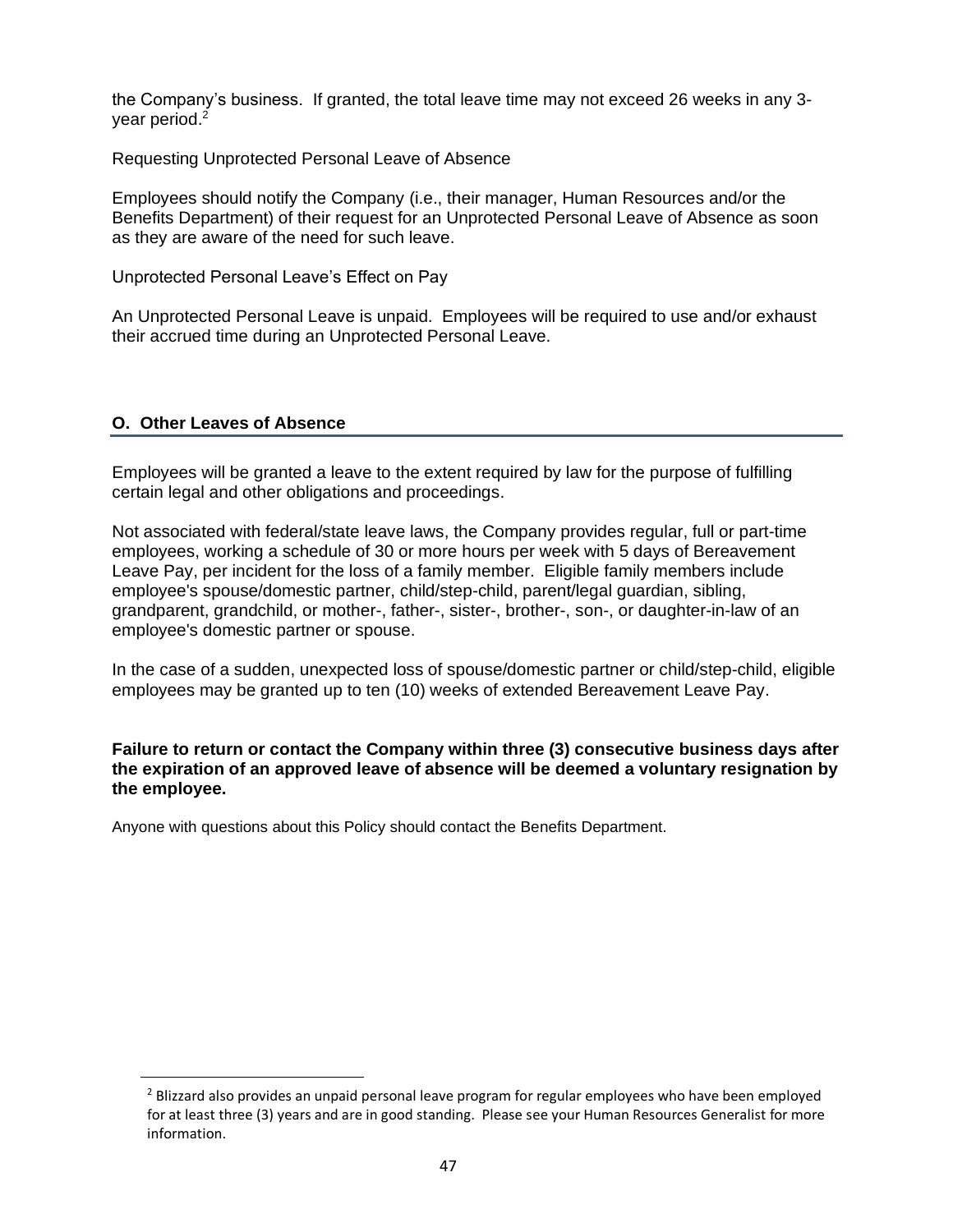the Company's business. If granted, the total leave time may not exceed 26 weeks in any 3-year period.[2]

Requesting Unprotected Personal Leave of Absence

Employees should notify the Company (i.e., their manager, Human Resources and/or the Benefits Department) of their request for an Unprotected Personal Leave of Absence as soon as they are aware of the need for such leave.

Unprotected Personal Leave's Effect on Pay

An Unprotected Personal Leave is unpaid. Employees will be required to use and/or exhaust their accrued time during an Unprotected Personal Leave.

### O. Other Leaves of Absence

Employees will be granted a leave to the extent required by law for the purpose of fulfilling certain legal and other obligations and proceedings.

Not associated with federal/state leave laws, the Company provides regular, full or part-time employees, working a schedule of 30 or more hours per week with 5 days of Bereavement Leave Pay, per incident for the loss of a family member. Eligible family members include employee's spouse/domestic partner, child/step-child, parent/legal guardian, sibling, grandparent, grandchild, or mother-, father-, sister-, brother-, son-, or daughter-in-law of an employee's domestic partner or spouse.

In the case of a sudden, unexpected loss of spouse/domestic partner or child/step-child, eligible employees may be granted up to ten (10) weeks of extended Bereavement Leave Pay.

**Failure to return or contact the Company within three (3) consecutive business days after the expiration of an approved leave of absence will be deemed a voluntary resignation by the employee.**

Anyone with questions about this Policy should contact the Benefits Department.

[2] Blizzard also provides an unpaid personal leave program for regular employees who have been employed for at least three (3) years and are in good standing. Please see your Human Resources Generalist for more information.